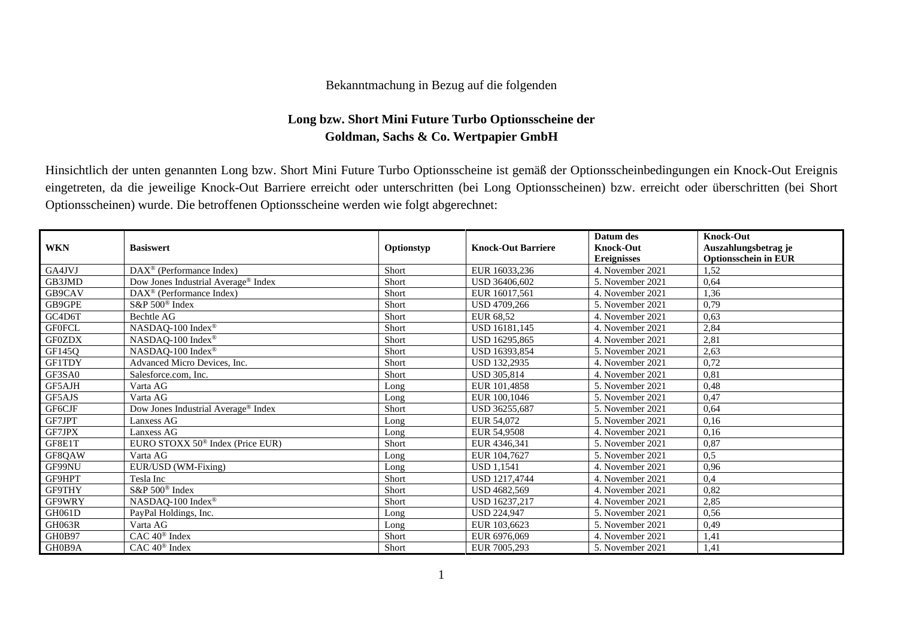Bekanntmachung in Bezug auf die folgenden

**Long bzw. Short Mini Future Turbo Optionsscheine der Goldman, Sachs & Co. Wertpapier GmbH**

Hinsichtlich der unten genannten Long bzw. Short Mini Future Turbo Optionsscheine ist gemäß der Optionsscheinbedingungen ein Knock-Out Ereignis eingetreten, da die jeweilige Knock-Out Barriere erreicht oder unterschritten (bei Long Optionsscheinen) bzw. erreicht oder überschritten (bei Short Optionsscheinen) wurde. Die betroffenen Optionsscheine werden wie folgt abgerechnet:

| WKN | Basiswert | Optionstyp | Knock-Out Barriere | Datum des Knock-Out Ereignisses | Knock-Out Auszahlungsbetrag je Optionsschein in EUR |
|---|---|---|---|---|---|
| GA4JVJ | DAX® (Performance Index) | Short | EUR 16033,236 | 4. November 2021 | 1,52 |
| GB3JMD | Dow Jones Industrial Average® Index | Short | USD 36406,602 | 5. November 2021 | 0,64 |
| GB9CAV | DAX® (Performance Index) | Short | EUR 16017,561 | 4. November 2021 | 1,36 |
| GB9GPE | S&P 500® Index | Short | USD 4709,266 | 5. November 2021 | 0,79 |
| GC4D6T | Bechtle AG | Short | EUR 68,52 | 4. November 2021 | 0,63 |
| GF0FCL | NASDAQ-100 Index® | Short | USD 16181,145 | 4. November 2021 | 2,84 |
| GF0ZDX | NASDAQ-100 Index® | Short | USD 16295,865 | 4. November 2021 | 2,81 |
| GF145Q | NASDAQ-100 Index® | Short | USD 16393,854 | 5. November 2021 | 2,63 |
| GF1TDY | Advanced Micro Devices, Inc. | Short | USD 132,2935 | 4. November 2021 | 0,72 |
| GF3SA0 | Salesforce.com, Inc. | Short | USD 305,814 | 4. November 2021 | 0,81 |
| GF5AJH | Varta AG | Long | EUR 101,4858 | 5. November 2021 | 0,48 |
| GF5AJS | Varta AG | Long | EUR 100,1046 | 5. November 2021 | 0,47 |
| GF6CJF | Dow Jones Industrial Average® Index | Short | USD 36255,687 | 5. November 2021 | 0,64 |
| GF7JPT | Lanxess AG | Long | EUR 54,072 | 5. November 2021 | 0,16 |
| GF7JPX | Lanxess AG | Long | EUR 54,9508 | 4. November 2021 | 0,16 |
| GF8E1T | EURO STOXX 50® Index (Price EUR) | Short | EUR 4346,341 | 5. November 2021 | 0,87 |
| GF8QAW | Varta AG | Long | EUR 104,7627 | 5. November 2021 | 0,5 |
| GF99NU | EUR/USD (WM-Fixing) | Long | USD 1,1541 | 4. November 2021 | 0,96 |
| GF9HPT | Tesla Inc | Short | USD 1217,4744 | 4. November 2021 | 0,4 |
| GF9THY | S&P 500® Index | Short | USD 4682,569 | 4. November 2021 | 0,82 |
| GF9WRY | NASDAQ-100 Index® | Short | USD 16237,217 | 4. November 2021 | 2,85 |
| GH061D | PayPal Holdings, Inc. | Long | USD 224,947 | 5. November 2021 | 0,56 |
| GH063R | Varta AG | Long | EUR 103,6623 | 5. November 2021 | 0,49 |
| GH0B97 | CAC 40® Index | Short | EUR 6976,069 | 4. November 2021 | 1,41 |
| GH0B9A | CAC 40® Index | Short | EUR 7005,293 | 5. November 2021 | 1,41 |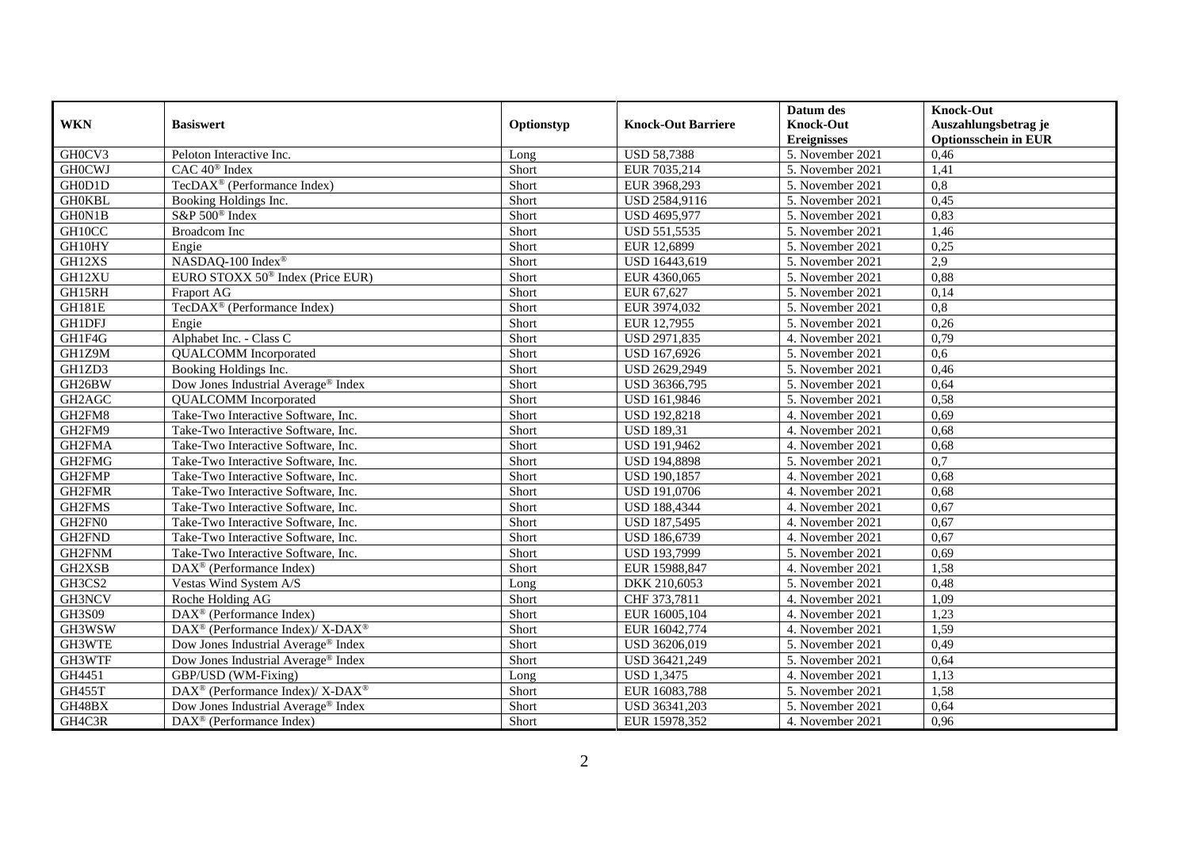| WKN | Basiswert | Optionstyp | Knock-Out Barriere | Datum des Knock-Out Ereignisses | Knock-Out Auszahlungsbetrag je Optionsschein in EUR |
|---|---|---|---|---|---|
| GH0CV3 | Peloton Interactive Inc. | Long | USD 58,7388 | 5. November 2021 | 0,46 |
| GH0CWJ | CAC 40® Index | Short | EUR 7035,214 | 5. November 2021 | 1,41 |
| GH0D1D | TecDAX® (Performance Index) | Short | EUR 3968,293 | 5. November 2021 | 0,8 |
| GH0KBL | Booking Holdings Inc. | Short | USD 2584,9116 | 5. November 2021 | 0,45 |
| GH0N1B | S&P 500® Index | Short | USD 4695,977 | 5. November 2021 | 0,83 |
| GH10CC | Broadcom Inc | Short | USD 551,5535 | 5. November 2021 | 1,46 |
| GH10HY | Engie | Short | EUR 12,6899 | 5. November 2021 | 0,25 |
| GH12XS | NASDAQ-100 Index® | Short | USD 16443,619 | 5. November 2021 | 2,9 |
| GH12XU | EURO STOXX 50® Index (Price EUR) | Short | EUR 4360,065 | 5. November 2021 | 0,88 |
| GH15RH | Fraport AG | Short | EUR 67,627 | 5. November 2021 | 0,14 |
| GH181E | TecDAX® (Performance Index) | Short | EUR 3974,032 | 5. November 2021 | 0,8 |
| GH1DFJ | Engie | Short | EUR 12,7955 | 5. November 2021 | 0,26 |
| GH1F4G | Alphabet Inc. - Class C | Short | USD 2971,835 | 4. November 2021 | 0,79 |
| GH1Z9M | QUALCOMM Incorporated | Short | USD 167,6926 | 5. November 2021 | 0,6 |
| GH1ZD3 | Booking Holdings Inc. | Short | USD 2629,2949 | 5. November 2021 | 0,46 |
| GH26BW | Dow Jones Industrial Average® Index | Short | USD 36366,795 | 5. November 2021 | 0,64 |
| GH2AGC | QUALCOMM Incorporated | Short | USD 161,9846 | 5. November 2021 | 0,58 |
| GH2FM8 | Take-Two Interactive Software, Inc. | Short | USD 192,8218 | 4. November 2021 | 0,69 |
| GH2FM9 | Take-Two Interactive Software, Inc. | Short | USD 189,31 | 4. November 2021 | 0,68 |
| GH2FMA | Take-Two Interactive Software, Inc. | Short | USD 191,9462 | 4. November 2021 | 0,68 |
| GH2FMG | Take-Two Interactive Software, Inc. | Short | USD 194,8898 | 5. November 2021 | 0,7 |
| GH2FMP | Take-Two Interactive Software, Inc. | Short | USD 190,1857 | 4. November 2021 | 0,68 |
| GH2FMR | Take-Two Interactive Software, Inc. | Short | USD 191,0706 | 4. November 2021 | 0,68 |
| GH2FMS | Take-Two Interactive Software, Inc. | Short | USD 188,4344 | 4. November 2021 | 0,67 |
| GH2FN0 | Take-Two Interactive Software, Inc. | Short | USD 187,5495 | 4. November 2021 | 0,67 |
| GH2FND | Take-Two Interactive Software, Inc. | Short | USD 186,6739 | 4. November 2021 | 0,67 |
| GH2FNM | Take-Two Interactive Software, Inc. | Short | USD 193,7999 | 5. November 2021 | 0,69 |
| GH2XSB | DAX® (Performance Index) | Short | EUR 15988,847 | 4. November 2021 | 1,58 |
| GH3CS2 | Vestas Wind System A/S | Long | DKK 210,6053 | 5. November 2021 | 0,48 |
| GH3NCV | Roche Holding AG | Short | CHF 373,7811 | 4. November 2021 | 1,09 |
| GH3S09 | DAX® (Performance Index) | Short | EUR 16005,104 | 4. November 2021 | 1,23 |
| GH3WSW | DAX® (Performance Index)/ X-DAX® | Short | EUR 16042,774 | 4. November 2021 | 1,59 |
| GH3WTE | Dow Jones Industrial Average® Index | Short | USD 36206,019 | 5. November 2021 | 0,49 |
| GH3WTF | Dow Jones Industrial Average® Index | Short | USD 36421,249 | 5. November 2021 | 0,64 |
| GH4451 | GBP/USD (WM-Fixing) | Long | USD 1,3475 | 4. November 2021 | 1,13 |
| GH455T | DAX® (Performance Index)/ X-DAX® | Short | EUR 16083,788 | 5. November 2021 | 1,58 |
| GH48BX | Dow Jones Industrial Average® Index | Short | USD 36341,203 | 5. November 2021 | 0,64 |
| GH4C3R | DAX® (Performance Index) | Short | EUR 15978,352 | 4. November 2021 | 0,96 |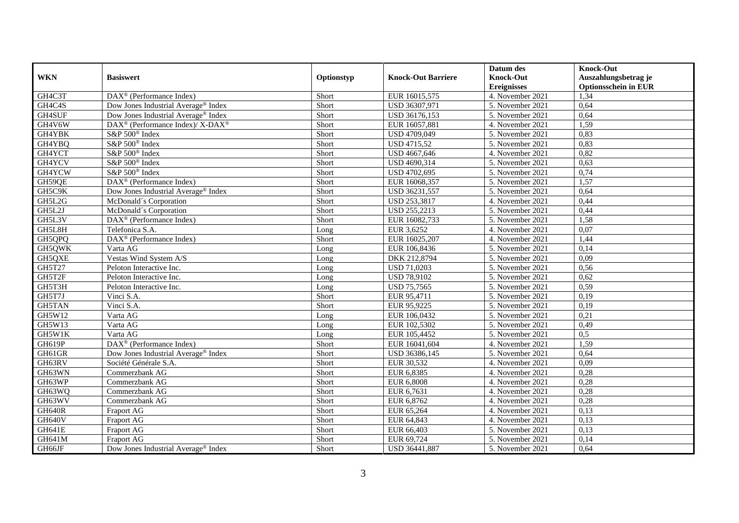| WKN | Basiswert | Optionstyp | Knock-Out Barriere | Datum des Knock-Out Ereignisses | Knock-Out Auszahlungsbetrag je Optionsschein in EUR |
|---|---|---|---|---|---|
| GH4C3T | DAX® (Performance Index) | Short | EUR 16015,575 | 4. November 2021 | 1,34 |
| GH4C4S | Dow Jones Industrial Average® Index | Short | USD 36307,971 | 5. November 2021 | 0,64 |
| GH4SUF | Dow Jones Industrial Average® Index | Short | USD 36176,153 | 5. November 2021 | 0,64 |
| GH4V6W | DAX® (Performance Index)/ X-DAX® | Short | EUR 16057,881 | 4. November 2021 | 1,59 |
| GH4YBK | S&P 500® Index | Short | USD 4709,049 | 5. November 2021 | 0,83 |
| GH4YBQ | S&P 500® Index | Short | USD 4715,52 | 5. November 2021 | 0,83 |
| GH4YCT | S&P 500® Index | Short | USD 4667,646 | 4. November 2021 | 0,82 |
| GH4YCV | S&P 500® Index | Short | USD 4690,314 | 5. November 2021 | 0,63 |
| GH4YCW | S&P 500® Index | Short | USD 4702,695 | 5. November 2021 | 0,74 |
| GH59QE | DAX® (Performance Index) | Short | EUR 16068,357 | 5. November 2021 | 1,57 |
| GH5C9K | Dow Jones Industrial Average® Index | Short | USD 36231,557 | 5. November 2021 | 0,64 |
| GH5L2G | McDonald´s Corporation | Short | USD 253,3817 | 4. November 2021 | 0,44 |
| GH5L2J | McDonald´s Corporation | Short | USD 255,2213 | 5. November 2021 | 0,44 |
| GH5L3V | DAX® (Performance Index) | Short | EUR 16082,733 | 5. November 2021 | 1,58 |
| GH5L8H | Telefonica S.A. | Long | EUR 3,6252 | 4. November 2021 | 0,07 |
| GH5QPQ | DAX® (Performance Index) | Short | EUR 16025,207 | 4. November 2021 | 1,44 |
| GH5QWK | Varta AG | Long | EUR 106,8436 | 5. November 2021 | 0,14 |
| GH5QXE | Vestas Wind System A/S | Long | DKK 212,8794 | 5. November 2021 | 0,09 |
| GH5T27 | Peloton Interactive Inc. | Long | USD 71,0203 | 5. November 2021 | 0,56 |
| GH5T2F | Peloton Interactive Inc. | Long | USD 78,9102 | 5. November 2021 | 0,62 |
| GH5T3H | Peloton Interactive Inc. | Long | USD 75,7565 | 5. November 2021 | 0,59 |
| GH5T7J | Vinci S.A. | Short | EUR 95,4711 | 5. November 2021 | 0,19 |
| GH5TAN | Vinci S.A. | Short | EUR 95,9225 | 5. November 2021 | 0,19 |
| GH5W12 | Varta AG | Long | EUR 106,0432 | 5. November 2021 | 0,21 |
| GH5W13 | Varta AG | Long | EUR 102,5302 | 5. November 2021 | 0,49 |
| GH5W1K | Varta AG | Long | EUR 105,4452 | 5. November 2021 | 0,5 |
| GH619P | DAX® (Performance Index) | Short | EUR 16041,604 | 4. November 2021 | 1,59 |
| GH61GR | Dow Jones Industrial Average® Index | Short | USD 36386,145 | 5. November 2021 | 0,64 |
| GH63RV | Société Générale S.A. | Short | EUR 30,532 | 4. November 2021 | 0,09 |
| GH63WN | Commerzbank AG | Short | EUR 6,8385 | 4. November 2021 | 0,28 |
| GH63WP | Commerzbank AG | Short | EUR 6,8008 | 4. November 2021 | 0,28 |
| GH63WQ | Commerzbank AG | Short | EUR 6,7631 | 4. November 2021 | 0,28 |
| GH63WV | Commerzbank AG | Short | EUR 6,8762 | 4. November 2021 | 0,28 |
| GH640R | Fraport AG | Short | EUR 65,264 | 4. November 2021 | 0,13 |
| GH640V | Fraport AG | Short | EUR 64,843 | 4. November 2021 | 0,13 |
| GH641E | Fraport AG | Short | EUR 66,403 | 5. November 2021 | 0,13 |
| GH641M | Fraport AG | Short | EUR 69,724 | 5. November 2021 | 0,14 |
| GH66JF | Dow Jones Industrial Average® Index | Short | USD 36441,887 | 5. November 2021 | 0,64 |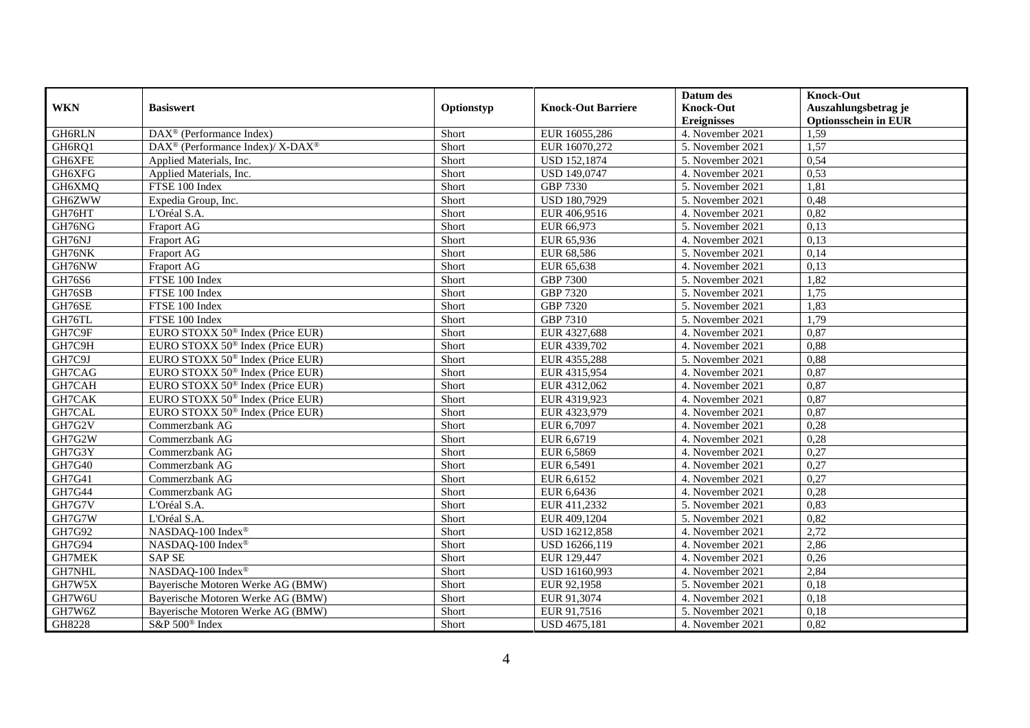| WKN | Basiswert | Optionstyp | Knock-Out Barriere | Datum des Knock-Out Ereignisses | Knock-Out Auszahlungsbetrag je Optionsschein in EUR |
|---|---|---|---|---|---|
| GH6RLN | DAX® (Performance Index) | Short | EUR 16055,286 | 4. November 2021 | 1,59 |
| GH6RQ1 | DAX® (Performance Index)/ X-DAX® | Short | EUR 16070,272 | 5. November 2021 | 1,57 |
| GH6XFE | Applied Materials, Inc. | Short | USD 152,1874 | 5. November 2021 | 0,54 |
| GH6XFG | Applied Materials, Inc. | Short | USD 149,0747 | 4. November 2021 | 0,53 |
| GH6XMQ | FTSE 100 Index | Short | GBP 7330 | 5. November 2021 | 1,81 |
| GH6ZWW | Expedia Group, Inc. | Short | USD 180,7929 | 5. November 2021 | 0,48 |
| GH76HT | L'Oréal S.A. | Short | EUR 406,9516 | 4. November 2021 | 0,82 |
| GH76NG | Fraport AG | Short | EUR 66,973 | 5. November 2021 | 0,13 |
| GH76NJ | Fraport AG | Short | EUR 65,936 | 4. November 2021 | 0,13 |
| GH76NK | Fraport AG | Short | EUR 68,586 | 5. November 2021 | 0,14 |
| GH76NW | Fraport AG | Short | EUR 65,638 | 4. November 2021 | 0,13 |
| GH76S6 | FTSE 100 Index | Short | GBP 7300 | 5. November 2021 | 1,82 |
| GH76SB | FTSE 100 Index | Short | GBP 7320 | 5. November 2021 | 1,75 |
| GH76SE | FTSE 100 Index | Short | GBP 7320 | 5. November 2021 | 1,83 |
| GH76TL | FTSE 100 Index | Short | GBP 7310 | 5. November 2021 | 1,79 |
| GH7C9F | EURO STOXX 50® Index (Price EUR) | Short | EUR 4327,688 | 4. November 2021 | 0,87 |
| GH7C9H | EURO STOXX 50® Index (Price EUR) | Short | EUR 4339,702 | 4. November 2021 | 0,88 |
| GH7C9J | EURO STOXX 50® Index (Price EUR) | Short | EUR 4355,288 | 5. November 2021 | 0,88 |
| GH7CAG | EURO STOXX 50® Index (Price EUR) | Short | EUR 4315,954 | 4. November 2021 | 0,87 |
| GH7CAH | EURO STOXX 50® Index (Price EUR) | Short | EUR 4312,062 | 4. November 2021 | 0,87 |
| GH7CAK | EURO STOXX 50® Index (Price EUR) | Short | EUR 4319,923 | 4. November 2021 | 0,87 |
| GH7CAL | EURO STOXX 50® Index (Price EUR) | Short | EUR 4323,979 | 4. November 2021 | 0,87 |
| GH7G2V | Commerzbank AG | Short | EUR 6,7097 | 4. November 2021 | 0,28 |
| GH7G2W | Commerzbank AG | Short | EUR 6,6719 | 4. November 2021 | 0,28 |
| GH7G3Y | Commerzbank AG | Short | EUR 6,5869 | 4. November 2021 | 0,27 |
| GH7G40 | Commerzbank AG | Short | EUR 6,5491 | 4. November 2021 | 0,27 |
| GH7G41 | Commerzbank AG | Short | EUR 6,6152 | 4. November 2021 | 0,27 |
| GH7G44 | Commerzbank AG | Short | EUR 6,6436 | 4. November 2021 | 0,28 |
| GH7G7V | L'Oréal S.A. | Short | EUR 411,2332 | 5. November 2021 | 0,83 |
| GH7G7W | L'Oréal S.A. | Short | EUR 409,1204 | 5. November 2021 | 0,82 |
| GH7G92 | NASDAQ-100 Index® | Short | USD 16212,858 | 4. November 2021 | 2,72 |
| GH7G94 | NASDAQ-100 Index® | Short | USD 16266,119 | 4. November 2021 | 2,86 |
| GH7MEK | SAP SE | Short | EUR 129,447 | 4. November 2021 | 0,26 |
| GH7NHL | NASDAQ-100 Index® | Short | USD 16160,993 | 4. November 2021 | 2,84 |
| GH7W5X | Bayerische Motoren Werke AG (BMW) | Short | EUR 92,1958 | 5. November 2021 | 0,18 |
| GH7W6U | Bayerische Motoren Werke AG (BMW) | Short | EUR 91,3074 | 4. November 2021 | 0,18 |
| GH7W6Z | Bayerische Motoren Werke AG (BMW) | Short | EUR 91,7516 | 5. November 2021 | 0,18 |
| GH8228 | S&P 500® Index | Short | USD 4675,181 | 4. November 2021 | 0,82 |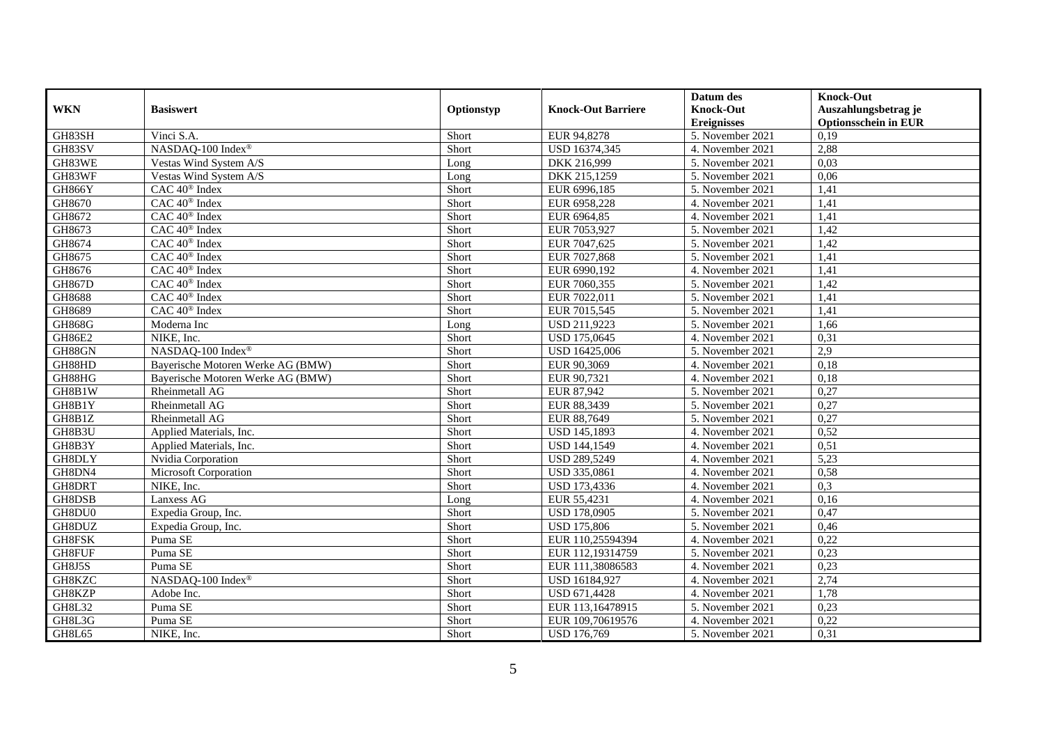| WKN | Basiswert | Optionstyp | Knock-Out Barriere | Datum des Knock-Out Ereignisses | Knock-Out Auszahlungsbetrag je Optionsschein in EUR |
|---|---|---|---|---|---|
| GH83SH | Vinci S.A. | Short | EUR 94,8278 | 5. November 2021 | 0,19 |
| GH83SV | NASDAQ-100 Index® | Short | USD 16374,345 | 4. November 2021 | 2,88 |
| GH83WE | Vestas Wind System A/S | Long | DKK 216,999 | 5. November 2021 | 0,03 |
| GH83WF | Vestas Wind System A/S | Long | DKK 215,1259 | 5. November 2021 | 0,06 |
| GH866Y | CAC 40® Index | Short | EUR 6996,185 | 5. November 2021 | 1,41 |
| GH8670 | CAC 40® Index | Short | EUR 6958,228 | 4. November 2021 | 1,41 |
| GH8672 | CAC 40® Index | Short | EUR 6964,85 | 4. November 2021 | 1,41 |
| GH8673 | CAC 40® Index | Short | EUR 7053,927 | 5. November 2021 | 1,42 |
| GH8674 | CAC 40® Index | Short | EUR 7047,625 | 5. November 2021 | 1,42 |
| GH8675 | CAC 40® Index | Short | EUR 7027,868 | 5. November 2021 | 1,41 |
| GH8676 | CAC 40® Index | Short | EUR 6990,192 | 4. November 2021 | 1,41 |
| GH867D | CAC 40® Index | Short | EUR 7060,355 | 5. November 2021 | 1,42 |
| GH8688 | CAC 40® Index | Short | EUR 7022,011 | 5. November 2021 | 1,41 |
| GH8689 | CAC 40® Index | Short | EUR 7015,545 | 5. November 2021 | 1,41 |
| GH868G | Moderna Inc | Long | USD 211,9223 | 5. November 2021 | 1,66 |
| GH86E2 | NIKE, Inc. | Short | USD 175,0645 | 4. November 2021 | 0,31 |
| GH88GN | NASDAQ-100 Index® | Short | USD 16425,006 | 5. November 2021 | 2,9 |
| GH88HD | Bayerische Motoren Werke AG (BMW) | Short | EUR 90,3069 | 4. November 2021 | 0,18 |
| GH88HG | Bayerische Motoren Werke AG (BMW) | Short | EUR 90,7321 | 4. November 2021 | 0,18 |
| GH8B1W | Rheinmetall AG | Short | EUR 87,942 | 5. November 2021 | 0,27 |
| GH8B1Y | Rheinmetall AG | Short | EUR 88,3439 | 5. November 2021 | 0,27 |
| GH8B1Z | Rheinmetall AG | Short | EUR 88,7649 | 5. November 2021 | 0,27 |
| GH8B3U | Applied Materials, Inc. | Short | USD 145,1893 | 4. November 2021 | 0,52 |
| GH8B3Y | Applied Materials, Inc. | Short | USD 144,1549 | 4. November 2021 | 0,51 |
| GH8DLY | Nvidia Corporation | Short | USD 289,5249 | 4. November 2021 | 5,23 |
| GH8DN4 | Microsoft Corporation | Short | USD 335,0861 | 4. November 2021 | 0,58 |
| GH8DRT | NIKE, Inc. | Short | USD 173,4336 | 4. November 2021 | 0,3 |
| GH8DSB | Lanxess AG | Long | EUR 55,4231 | 4. November 2021 | 0,16 |
| GH8DU0 | Expedia Group, Inc. | Short | USD 178,0905 | 5. November 2021 | 0,47 |
| GH8DUZ | Expedia Group, Inc. | Short | USD 175,806 | 5. November 2021 | 0,46 |
| GH8FSK | Puma SE | Short | EUR 110,25594394 | 4. November 2021 | 0,22 |
| GH8FUF | Puma SE | Short | EUR 112,19314759 | 5. November 2021 | 0,23 |
| GH8J5S | Puma SE | Short | EUR 111,38086583 | 4. November 2021 | 0,23 |
| GH8KZC | NASDAQ-100 Index® | Short | USD 16184,927 | 4. November 2021 | 2,74 |
| GH8KZP | Adobe Inc. | Short | USD 671,4428 | 4. November 2021 | 1,78 |
| GH8L32 | Puma SE | Short | EUR 113,16478915 | 5. November 2021 | 0,23 |
| GH8L3G | Puma SE | Short | EUR 109,70619576 | 4. November 2021 | 0,22 |
| GH8L65 | NIKE, Inc. | Short | USD 176,769 | 5. November 2021 | 0,31 |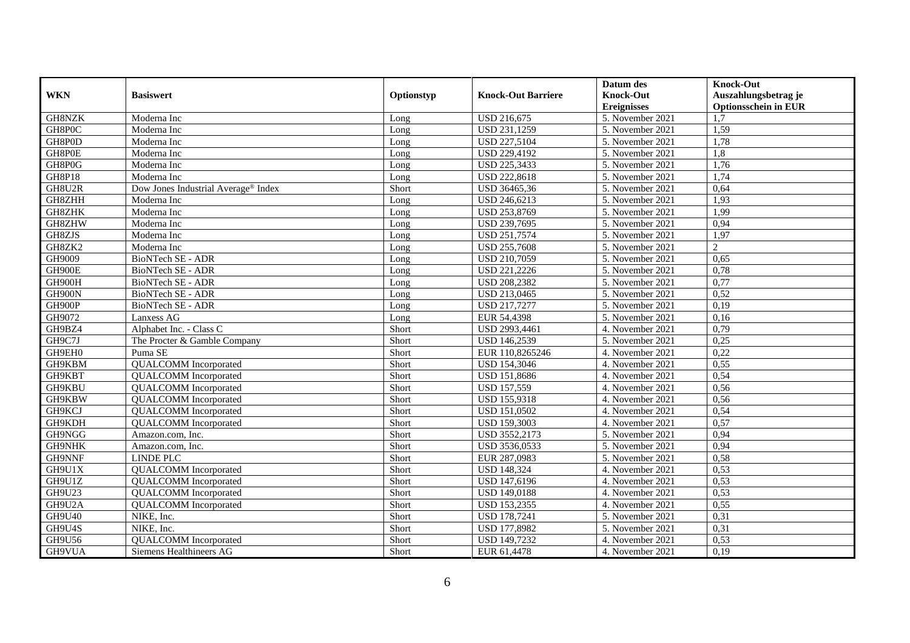| WKN | Basiswert | Optionstyp | Knock-Out Barriere | Datum des Knock-Out Ereignisses | Knock-Out Auszahlungsbetrag je Optionsschein in EUR |
|---|---|---|---|---|---|
| GH8NZK | Moderna Inc | Long | USD 216,675 | 5. November 2021 | 1,7 |
| GH8P0C | Moderna Inc | Long | USD 231,1259 | 5. November 2021 | 1,59 |
| GH8P0D | Moderna Inc | Long | USD 227,5104 | 5. November 2021 | 1,78 |
| GH8P0E | Moderna Inc | Long | USD 229,4192 | 5. November 2021 | 1,8 |
| GH8P0G | Moderna Inc | Long | USD 225,3433 | 5. November 2021 | 1,76 |
| GH8P18 | Moderna Inc | Long | USD 222,8618 | 5. November 2021 | 1,74 |
| GH8U2R | Dow Jones Industrial Average® Index | Short | USD 36465,36 | 5. November 2021 | 0,64 |
| GH8ZHH | Moderna Inc | Long | USD 246,6213 | 5. November 2021 | 1,93 |
| GH8ZHK | Moderna Inc | Long | USD 253,8769 | 5. November 2021 | 1,99 |
| GH8ZHW | Moderna Inc | Long | USD 239,7695 | 5. November 2021 | 0,94 |
| GH8ZJS | Moderna Inc | Long | USD 251,7574 | 5. November 2021 | 1,97 |
| GH8ZK2 | Moderna Inc | Long | USD 255,7608 | 5. November 2021 | 2 |
| GH9009 | BioNTech SE - ADR | Long | USD 210,7059 | 5. November 2021 | 0,65 |
| GH900E | BioNTech SE - ADR | Long | USD 221,2226 | 5. November 2021 | 0,78 |
| GH900H | BioNTech SE - ADR | Long | USD 208,2382 | 5. November 2021 | 0,77 |
| GH900N | BioNTech SE - ADR | Long | USD 213,0465 | 5. November 2021 | 0,52 |
| GH900P | BioNTech SE - ADR | Long | USD 217,7277 | 5. November 2021 | 0,19 |
| GH9072 | Lanxess AG | Long | EUR 54,4398 | 5. November 2021 | 0,16 |
| GH9BZ4 | Alphabet Inc. - Class C | Short | USD 2993,4461 | 4. November 2021 | 0,79 |
| GH9C7J | The Procter & Gamble Company | Short | USD 146,2539 | 5. November 2021 | 0,25 |
| GH9EH0 | Puma SE | Short | EUR 110,8265246 | 4. November 2021 | 0,22 |
| GH9KBM | QUALCOMM Incorporated | Short | USD 154,3046 | 4. November 2021 | 0,55 |
| GH9KBT | QUALCOMM Incorporated | Short | USD 151,8686 | 4. November 2021 | 0,54 |
| GH9KBU | QUALCOMM Incorporated | Short | USD 157,559 | 4. November 2021 | 0,56 |
| GH9KBW | QUALCOMM Incorporated | Short | USD 155,9318 | 4. November 2021 | 0,56 |
| GH9KCJ | QUALCOMM Incorporated | Short | USD 151,0502 | 4. November 2021 | 0,54 |
| GH9KDH | QUALCOMM Incorporated | Short | USD 159,3003 | 4. November 2021 | 0,57 |
| GH9NGG | Amazon.com, Inc. | Short | USD 3552,2173 | 5. November 2021 | 0,94 |
| GH9NHK | Amazon.com, Inc. | Short | USD 3536,0533 | 5. November 2021 | 0,94 |
| GH9NNF | LINDE PLC | Short | EUR 287,0983 | 5. November 2021 | 0,58 |
| GH9U1X | QUALCOMM Incorporated | Short | USD 148,324 | 4. November 2021 | 0,53 |
| GH9U1Z | QUALCOMM Incorporated | Short | USD 147,6196 | 4. November 2021 | 0,53 |
| GH9U23 | QUALCOMM Incorporated | Short | USD 149,0188 | 4. November 2021 | 0,53 |
| GH9U2A | QUALCOMM Incorporated | Short | USD 153,2355 | 4. November 2021 | 0,55 |
| GH9U40 | NIKE, Inc. | Short | USD 178,7241 | 5. November 2021 | 0,31 |
| GH9U4S | NIKE, Inc. | Short | USD 177,8982 | 5. November 2021 | 0,31 |
| GH9U56 | QUALCOMM Incorporated | Short | USD 149,7232 | 4. November 2021 | 0,53 |
| GH9VUA | Siemens Healthineers AG | Short | EUR 61,4478 | 4. November 2021 | 0,19 |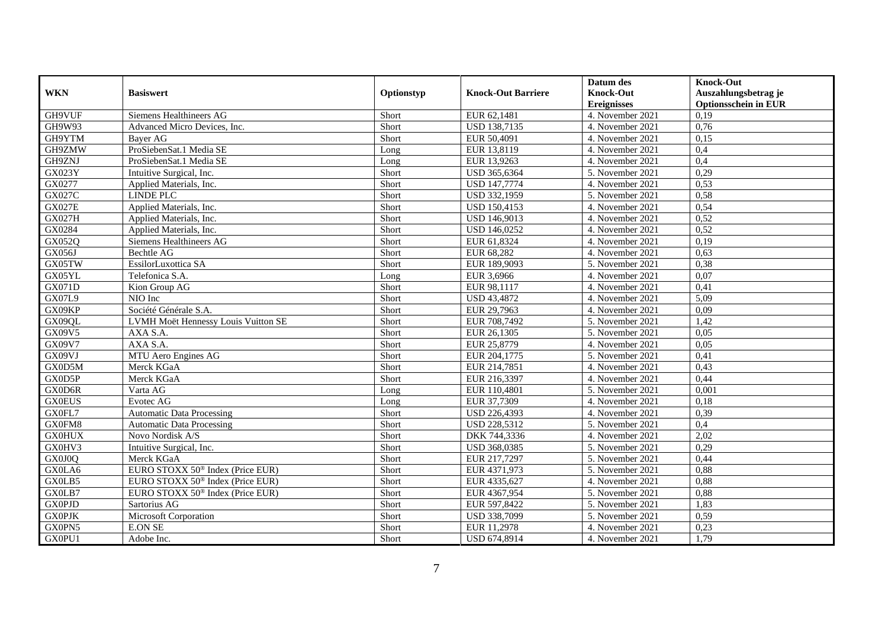| WKN | Basiswert | Optionstyp | Knock-Out Barriere | Datum des Knock-Out Ereignisses | Knock-Out Auszahlungsbetrag je Optionsschein in EUR |
|---|---|---|---|---|---|
| GH9VUF | Siemens Healthineers AG | Short | EUR 62,1481 | 4. November 2021 | 0,19 |
| GH9W93 | Advanced Micro Devices, Inc. | Short | USD 138,7135 | 4. November 2021 | 0,76 |
| GH9YTM | Bayer AG | Short | EUR 50,4091 | 4. November 2021 | 0,15 |
| GH9ZMW | ProSiebenSat.1 Media SE | Long | EUR 13,8119 | 4. November 2021 | 0,4 |
| GH9ZNJ | ProSiebenSat.1 Media SE | Long | EUR 13,9263 | 4. November 2021 | 0,4 |
| GX023Y | Intuitive Surgical, Inc. | Short | USD 365,6364 | 5. November 2021 | 0,29 |
| GX0277 | Applied Materials, Inc. | Short | USD 147,7774 | 4. November 2021 | 0,53 |
| GX027C | LINDE PLC | Short | USD 332,1959 | 5. November 2021 | 0,58 |
| GX027E | Applied Materials, Inc. | Short | USD 150,4153 | 4. November 2021 | 0,54 |
| GX027H | Applied Materials, Inc. | Short | USD 146,9013 | 4. November 2021 | 0,52 |
| GX0284 | Applied Materials, Inc. | Short | USD 146,0252 | 4. November 2021 | 0,52 |
| GX052Q | Siemens Healthineers AG | Short | EUR 61,8324 | 4. November 2021 | 0,19 |
| GX056J | Bechtle AG | Short | EUR 68,282 | 4. November 2021 | 0,63 |
| GX05TW | EssilorLuxottica SA | Short | EUR 189,9093 | 5. November 2021 | 0,38 |
| GX05YL | Telefonica S.A. | Long | EUR 3,6966 | 4. November 2021 | 0,07 |
| GX071D | Kion Group AG | Short | EUR 98,1117 | 4. November 2021 | 0,41 |
| GX07L9 | NIO Inc | Short | USD 43,4872 | 4. November 2021 | 5,09 |
| GX09KP | Société Générale S.A. | Short | EUR 29,7963 | 4. November 2021 | 0,09 |
| GX09QL | LVMH Moët Hennessy Louis Vuitton SE | Short | EUR 708,7492 | 5. November 2021 | 1,42 |
| GX09V5 | AXA S.A. | Short | EUR 26,1305 | 5. November 2021 | 0,05 |
| GX09V7 | AXA S.A. | Short | EUR 25,8779 | 4. November 2021 | 0,05 |
| GX09VJ | MTU Aero Engines AG | Short | EUR 204,1775 | 5. November 2021 | 0,41 |
| GX0D5M | Merck KGaA | Short | EUR 214,7851 | 4. November 2021 | 0,43 |
| GX0D5P | Merck KGaA | Short | EUR 216,3397 | 4. November 2021 | 0,44 |
| GX0D6R | Varta AG | Long | EUR 110,4801 | 5. November 2021 | 0,001 |
| GX0EUS | Evotec AG | Long | EUR 37,7309 | 4. November 2021 | 0,18 |
| GX0FL7 | Automatic Data Processing | Short | USD 226,4393 | 4. November 2021 | 0,39 |
| GX0FM8 | Automatic Data Processing | Short | USD 228,5312 | 5. November 2021 | 0,4 |
| GX0HUX | Novo Nordisk A/S | Short | DKK 744,3336 | 4. November 2021 | 2,02 |
| GX0HV3 | Intuitive Surgical, Inc. | Short | USD 368,0385 | 5. November 2021 | 0,29 |
| GX0J0Q | Merck KGaA | Short | EUR 217,7297 | 5. November 2021 | 0,44 |
| GX0LA6 | EURO STOXX 50® Index (Price EUR) | Short | EUR 4371,973 | 5. November 2021 | 0,88 |
| GX0LB5 | EURO STOXX 50® Index (Price EUR) | Short | EUR 4335,627 | 4. November 2021 | 0,88 |
| GX0LB7 | EURO STOXX 50® Index (Price EUR) | Short | EUR 4367,954 | 5. November 2021 | 0,88 |
| GX0PJD | Sartorius AG | Short | EUR 597,8422 | 5. November 2021 | 1,83 |
| GX0PJK | Microsoft Corporation | Short | USD 338,7099 | 5. November 2021 | 0,59 |
| GX0PN5 | E.ON SE | Short | EUR 11,2978 | 4. November 2021 | 0,23 |
| GX0PU1 | Adobe Inc. | Short | USD 674,8914 | 4. November 2021 | 1,79 |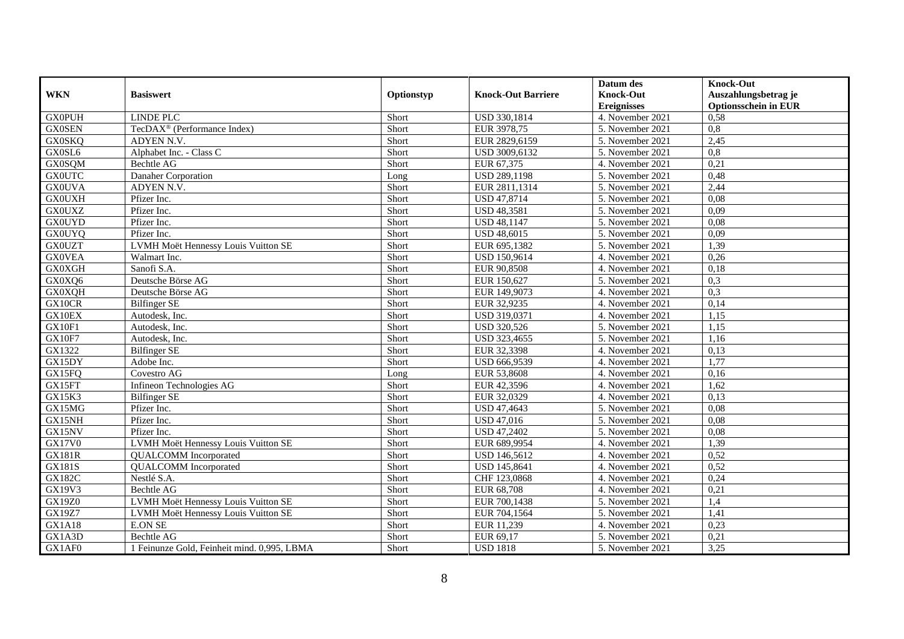| WKN | Basiswert | Optionstyp | Knock-Out Barriere | Datum des Knock-Out Ereignisses | Knock-Out Auszahlungsbetrag je Optionsschein in EUR |
|---|---|---|---|---|---|
| GX0PUH | LINDE PLC | Short | USD 330,1814 | 4. November 2021 | 0,58 |
| GX0SEN | TecDAX® (Performance Index) | Short | EUR 3978,75 | 5. November 2021 | 0,8 |
| GX0SKQ | ADYEN N.V. | Short | EUR 2829,6159 | 5. November 2021 | 2,45 |
| GX0SL6 | Alphabet Inc. - Class C | Short | USD 3009,6132 | 5. November 2021 | 0,8 |
| GX0SQM | Bechtle AG | Short | EUR 67,375 | 4. November 2021 | 0,21 |
| GX0UTC | Danaher Corporation | Long | USD 289,1198 | 5. November 2021 | 0,48 |
| GX0UVA | ADYEN N.V. | Short | EUR 2811,1314 | 5. November 2021 | 2,44 |
| GX0UXH | Pfizer Inc. | Short | USD 47,8714 | 5. November 2021 | 0,08 |
| GX0UXZ | Pfizer Inc. | Short | USD 48,3581 | 5. November 2021 | 0,09 |
| GX0UYD | Pfizer Inc. | Short | USD 48,1147 | 5. November 2021 | 0,08 |
| GX0UYQ | Pfizer Inc. | Short | USD 48,6015 | 5. November 2021 | 0,09 |
| GX0UZT | LVMH Moët Hennessy Louis Vuitton SE | Short | EUR 695,1382 | 5. November 2021 | 1,39 |
| GX0VEA | Walmart Inc. | Short | USD 150,9614 | 4. November 2021 | 0,26 |
| GX0XGH | Sanofi S.A. | Short | EUR 90,8508 | 4. November 2021 | 0,18 |
| GX0XQ6 | Deutsche Börse AG | Short | EUR 150,627 | 5. November 2021 | 0,3 |
| GX0XQH | Deutsche Börse AG | Short | EUR 149,9073 | 4. November 2021 | 0,3 |
| GX10CR | Bilfinger SE | Short | EUR 32,9235 | 4. November 2021 | 0,14 |
| GX10EX | Autodesk, Inc. | Short | USD 319,0371 | 4. November 2021 | 1,15 |
| GX10F1 | Autodesk, Inc. | Short | USD 320,526 | 5. November 2021 | 1,15 |
| GX10F7 | Autodesk, Inc. | Short | USD 323,4655 | 5. November 2021 | 1,16 |
| GX1322 | Bilfinger SE | Short | EUR 32,3398 | 4. November 2021 | 0,13 |
| GX15DY | Adobe Inc. | Short | USD 666,9539 | 4. November 2021 | 1,77 |
| GX15FQ | Covestro AG | Long | EUR 53,8608 | 4. November 2021 | 0,16 |
| GX15FT | Infineon Technologies AG | Short | EUR 42,3596 | 4. November 2021 | 1,62 |
| GX15K3 | Bilfinger SE | Short | EUR 32,0329 | 4. November 2021 | 0,13 |
| GX15MG | Pfizer Inc. | Short | USD 47,4643 | 5. November 2021 | 0,08 |
| GX15NH | Pfizer Inc. | Short | USD 47,016 | 5. November 2021 | 0,08 |
| GX15NV | Pfizer Inc. | Short | USD 47,2402 | 5. November 2021 | 0,08 |
| GX17V0 | LVMH Moët Hennessy Louis Vuitton SE | Short | EUR 689,9954 | 4. November 2021 | 1,39 |
| GX181R | QUALCOMM Incorporated | Short | USD 146,5612 | 4. November 2021 | 0,52 |
| GX181S | QUALCOMM Incorporated | Short | USD 145,8641 | 4. November 2021 | 0,52 |
| GX182C | Nestlé S.A. | Short | CHF 123,0868 | 4. November 2021 | 0,24 |
| GX19V3 | Bechtle AG | Short | EUR 68,708 | 4. November 2021 | 0,21 |
| GX19Z0 | LVMH Moët Hennessy Louis Vuitton SE | Short | EUR 700,1438 | 5. November 2021 | 1,4 |
| GX19Z7 | LVMH Moët Hennessy Louis Vuitton SE | Short | EUR 704,1564 | 5. November 2021 | 1,41 |
| GX1A18 | E.ON SE | Short | EUR 11,239 | 4. November 2021 | 0,23 |
| GX1A3D | Bechtle AG | Short | EUR 69,17 | 5. November 2021 | 0,21 |
| GX1AF0 | 1 Feinunze Gold, Feinheit mind. 0,995, LBMA | Short | USD 1818 | 5. November 2021 | 3,25 |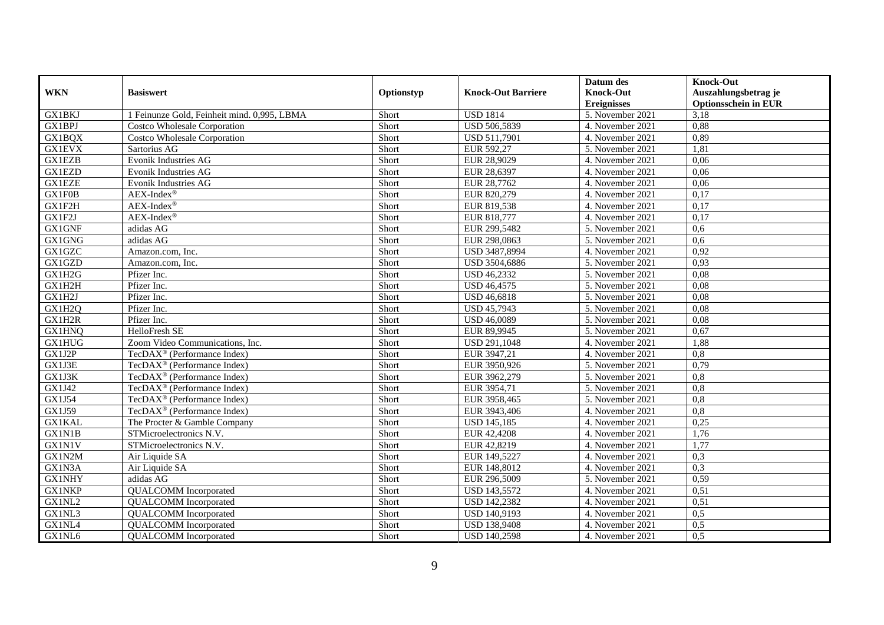| WKN | Basiswert | Optionstyp | Knock-Out Barriere | Datum des Knock-Out Ereignisses | Knock-Out Auszahlungsbetrag je Optionsschein in EUR |
|---|---|---|---|---|---|
| GX1BKJ | 1 Feinunze Gold, Feinheit mind. 0,995, LBMA | Short | USD 1814 | 5. November 2021 | 3,18 |
| GX1BPJ | Costco Wholesale Corporation | Short | USD 506,5839 | 4. November 2021 | 0,88 |
| GX1BQX | Costco Wholesale Corporation | Short | USD 511,7901 | 4. November 2021 | 0,89 |
| GX1EVX | Sartorius AG | Short | EUR 592,27 | 5. November 2021 | 1,81 |
| GX1EZB | Evonik Industries AG | Short | EUR 28,9029 | 4. November 2021 | 0,06 |
| GX1EZD | Evonik Industries AG | Short | EUR 28,6397 | 4. November 2021 | 0,06 |
| GX1EZE | Evonik Industries AG | Short | EUR 28,7762 | 4. November 2021 | 0,06 |
| GX1F0B | AEX-Index® | Short | EUR 820,279 | 4. November 2021 | 0,17 |
| GX1F2H | AEX-Index® | Short | EUR 819,538 | 4. November 2021 | 0,17 |
| GX1F2J | AEX-Index® | Short | EUR 818,777 | 4. November 2021 | 0,17 |
| GX1GNF | adidas AG | Short | EUR 299,5482 | 5. November 2021 | 0,6 |
| GX1GNG | adidas AG | Short | EUR 298,0863 | 5. November 2021 | 0,6 |
| GX1GZC | Amazon.com, Inc. | Short | USD 3487,8994 | 4. November 2021 | 0,92 |
| GX1GZD | Amazon.com, Inc. | Short | USD 3504,6886 | 5. November 2021 | 0,93 |
| GX1H2G | Pfizer Inc. | Short | USD 46,2332 | 5. November 2021 | 0,08 |
| GX1H2H | Pfizer Inc. | Short | USD 46,4575 | 5. November 2021 | 0,08 |
| GX1H2J | Pfizer Inc. | Short | USD 46,6818 | 5. November 2021 | 0,08 |
| GX1H2Q | Pfizer Inc. | Short | USD 45,7943 | 5. November 2021 | 0,08 |
| GX1H2R | Pfizer Inc. | Short | USD 46,0089 | 5. November 2021 | 0,08 |
| GX1HNQ | HelloFresh SE | Short | EUR 89,9945 | 5. November 2021 | 0,67 |
| GX1HUG | Zoom Video Communications, Inc. | Short | USD 291,1048 | 4. November 2021 | 1,88 |
| GX1J2P | TecDAX® (Performance Index) | Short | EUR 3947,21 | 4. November 2021 | 0,8 |
| GX1J3E | TecDAX® (Performance Index) | Short | EUR 3950,926 | 5. November 2021 | 0,79 |
| GX1J3K | TecDAX® (Performance Index) | Short | EUR 3962,279 | 5. November 2021 | 0,8 |
| GX1J42 | TecDAX® (Performance Index) | Short | EUR 3954,71 | 5. November 2021 | 0,8 |
| GX1J54 | TecDAX® (Performance Index) | Short | EUR 3958,465 | 5. November 2021 | 0,8 |
| GX1J59 | TecDAX® (Performance Index) | Short | EUR 3943,406 | 4. November 2021 | 0,8 |
| GX1KAL | The Procter & Gamble Company | Short | USD 145,185 | 4. November 2021 | 0,25 |
| GX1N1B | STMicroelectronics N.V. | Short | EUR 42,4208 | 4. November 2021 | 1,76 |
| GX1N1V | STMicroelectronics N.V. | Short | EUR 42,8219 | 4. November 2021 | 1,77 |
| GX1N2M | Air Liquide SA | Short | EUR 149,5227 | 4. November 2021 | 0,3 |
| GX1N3A | Air Liquide SA | Short | EUR 148,8012 | 4. November 2021 | 0,3 |
| GX1NHY | adidas AG | Short | EUR 296,5009 | 5. November 2021 | 0,59 |
| GX1NKP | QUALCOMM Incorporated | Short | USD 143,5572 | 4. November 2021 | 0,51 |
| GX1NL2 | QUALCOMM Incorporated | Short | USD 142,2382 | 4. November 2021 | 0,51 |
| GX1NL3 | QUALCOMM Incorporated | Short | USD 140,9193 | 4. November 2021 | 0,5 |
| GX1NL4 | QUALCOMM Incorporated | Short | USD 138,9408 | 4. November 2021 | 0,5 |
| GX1NL6 | QUALCOMM Incorporated | Short | USD 140,2598 | 4. November 2021 | 0,5 |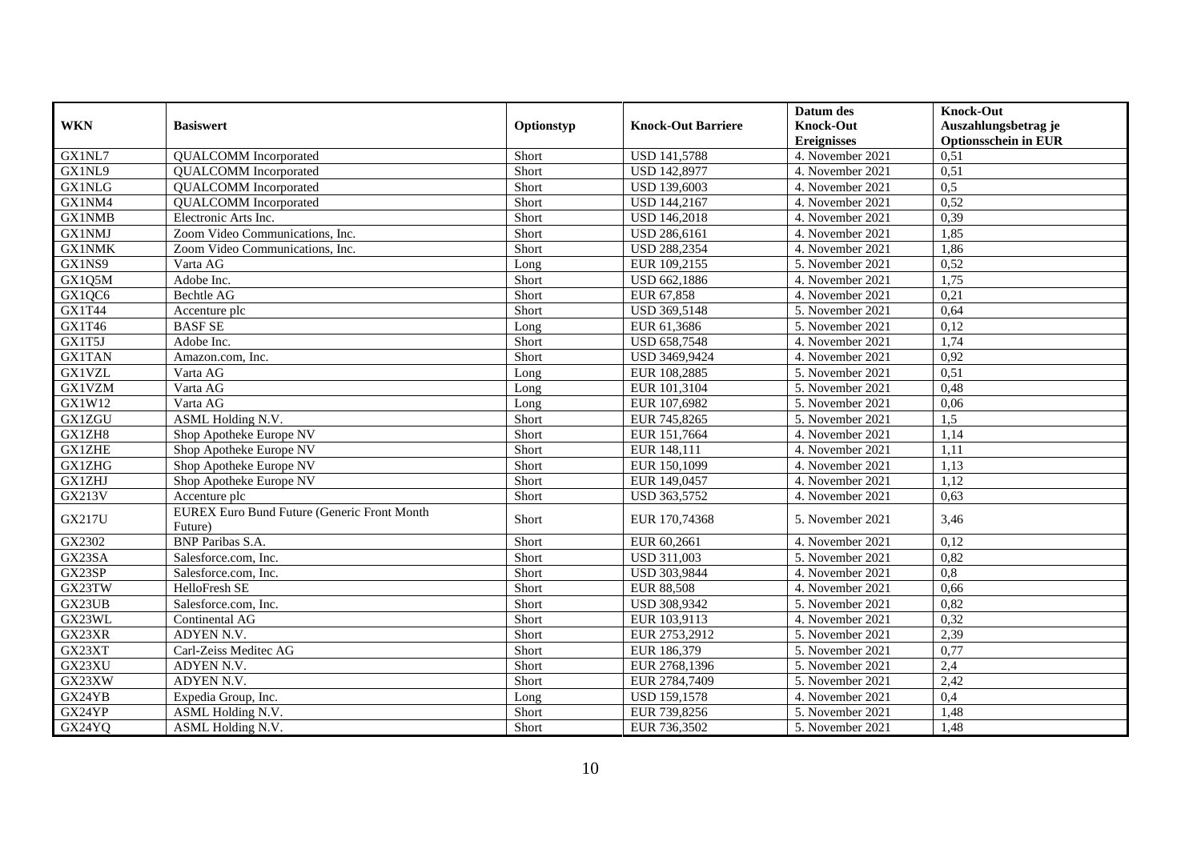| WKN | Basiswert | Optionstyp | Knock-Out Barriere | Datum des Knock-Out Ereignisses | Knock-Out Auszahlungsbetrag je Optionsschein in EUR |
|---|---|---|---|---|---|
| GX1NL7 | QUALCOMM Incorporated | Short | USD 141,5788 | 4. November 2021 | 0,51 |
| GX1NL9 | QUALCOMM Incorporated | Short | USD 142,8977 | 4. November 2021 | 0,51 |
| GX1NLG | QUALCOMM Incorporated | Short | USD 139,6003 | 4. November 2021 | 0,5 |
| GX1NM4 | QUALCOMM Incorporated | Short | USD 144,2167 | 4. November 2021 | 0,52 |
| GX1NMB | Electronic Arts Inc. | Short | USD 146,2018 | 4. November 2021 | 0,39 |
| GX1NMJ | Zoom Video Communications, Inc. | Short | USD 286,6161 | 4. November 2021 | 1,85 |
| GX1NMK | Zoom Video Communications, Inc. | Short | USD 288,2354 | 4. November 2021 | 1,86 |
| GX1NS9 | Varta AG | Long | EUR 109,2155 | 5. November 2021 | 0,52 |
| GX1Q5M | Adobe Inc. | Short | USD 662,1886 | 4. November 2021 | 1,75 |
| GX1QC6 | Bechtle AG | Short | EUR 67,858 | 4. November 2021 | 0,21 |
| GX1T44 | Accenture plc | Short | USD 369,5148 | 5. November 2021 | 0,64 |
| GX1T46 | BASF SE | Long | EUR 61,3686 | 5. November 2021 | 0,12 |
| GX1T5J | Adobe Inc. | Short | USD 658,7548 | 4. November 2021 | 1,74 |
| GX1TAN | Amazon.com, Inc. | Short | USD 3469,9424 | 4. November 2021 | 0,92 |
| GX1VZL | Varta AG | Long | EUR 108,2885 | 5. November 2021 | 0,51 |
| GX1VZM | Varta AG | Long | EUR 101,3104 | 5. November 2021 | 0,48 |
| GX1W12 | Varta AG | Long | EUR 107,6982 | 5. November 2021 | 0,06 |
| GX1ZGU | ASML Holding N.V. | Short | EUR 745,8265 | 5. November 2021 | 1,5 |
| GX1ZH8 | Shop Apotheke Europe NV | Short | EUR 151,7664 | 4. November 2021 | 1,14 |
| GX1ZHE | Shop Apotheke Europe NV | Short | EUR 148,111 | 4. November 2021 | 1,11 |
| GX1ZHG | Shop Apotheke Europe NV | Short | EUR 150,1099 | 4. November 2021 | 1,13 |
| GX1ZHJ | Shop Apotheke Europe NV | Short | EUR 149,0457 | 4. November 2021 | 1,12 |
| GX213V | Accenture plc | Short | USD 363,5752 | 4. November 2021 | 0,63 |
| GX217U | EUREX Euro Bund Future (Generic Front Month Future) | Short | EUR 170,74368 | 5. November 2021 | 3,46 |
| GX2302 | BNP Paribas S.A. | Short | EUR 60,2661 | 4. November 2021 | 0,12 |
| GX23SA | Salesforce.com, Inc. | Short | USD 311,003 | 5. November 2021 | 0,82 |
| GX23SP | Salesforce.com, Inc. | Short | USD 303,9844 | 4. November 2021 | 0,8 |
| GX23TW | HelloFresh SE | Short | EUR 88,508 | 4. November 2021 | 0,66 |
| GX23UB | Salesforce.com, Inc. | Short | USD 308,9342 | 5. November 2021 | 0,82 |
| GX23WL | Continental AG | Short | EUR 103,9113 | 4. November 2021 | 0,32 |
| GX23XR | ADYEN N.V. | Short | EUR 2753,2912 | 5. November 2021 | 2,39 |
| GX23XT | Carl-Zeiss Meditec AG | Short | EUR 186,379 | 5. November 2021 | 0,77 |
| GX23XU | ADYEN N.V. | Short | EUR 2768,1396 | 5. November 2021 | 2,4 |
| GX23XW | ADYEN N.V. | Short | EUR 2784,7409 | 5. November 2021 | 2,42 |
| GX24YB | Expedia Group, Inc. | Long | USD 159,1578 | 4. November 2021 | 0,4 |
| GX24YP | ASML Holding N.V. | Short | EUR 739,8256 | 5. November 2021 | 1,48 |
| GX24YQ | ASML Holding N.V. | Short | EUR 736,3502 | 5. November 2021 | 1,48 |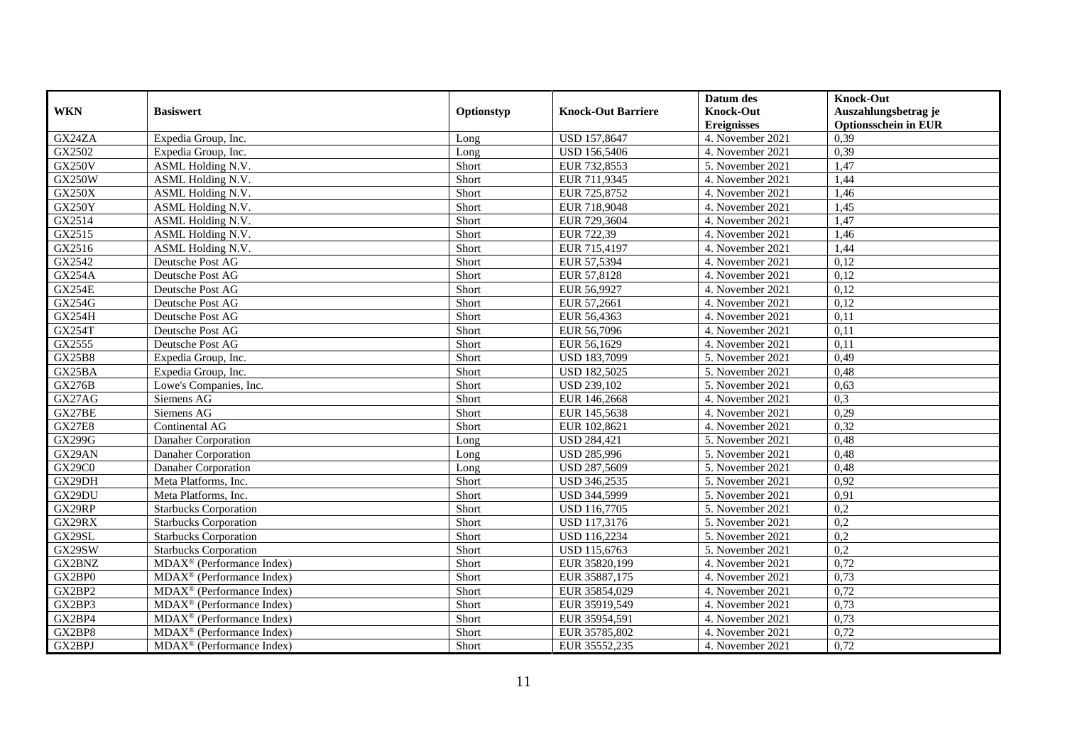| WKN | Basiswert | Optionstyp | Knock-Out Barriere | Datum des Knock-Out Ereignisses | Knock-Out Auszahlungsbetrag je Optionsschein in EUR |
|---|---|---|---|---|---|
| GX24ZA | Expedia Group, Inc. | Long | USD 157,8647 | 4. November 2021 | 0,39 |
| GX2502 | Expedia Group, Inc. | Long | USD 156,5406 | 4. November 2021 | 0,39 |
| GX250V | ASML Holding N.V. | Short | EUR 732,8553 | 5. November 2021 | 1,47 |
| GX250W | ASML Holding N.V. | Short | EUR 711,9345 | 4. November 2021 | 1,44 |
| GX250X | ASML Holding N.V. | Short | EUR 725,8752 | 4. November 2021 | 1,46 |
| GX250Y | ASML Holding N.V. | Short | EUR 718,9048 | 4. November 2021 | 1,45 |
| GX2514 | ASML Holding N.V. | Short | EUR 729,3604 | 4. November 2021 | 1,47 |
| GX2515 | ASML Holding N.V. | Short | EUR 722,39 | 4. November 2021 | 1,46 |
| GX2516 | ASML Holding N.V. | Short | EUR 715,4197 | 4. November 2021 | 1,44 |
| GX2542 | Deutsche Post AG | Short | EUR 57,5394 | 4. November 2021 | 0,12 |
| GX254A | Deutsche Post AG | Short | EUR 57,8128 | 4. November 2021 | 0,12 |
| GX254E | Deutsche Post AG | Short | EUR 56,9927 | 4. November 2021 | 0,12 |
| GX254G | Deutsche Post AG | Short | EUR 57,2661 | 4. November 2021 | 0,12 |
| GX254H | Deutsche Post AG | Short | EUR 56,4363 | 4. November 2021 | 0,11 |
| GX254T | Deutsche Post AG | Short | EUR 56,7096 | 4. November 2021 | 0,11 |
| GX2555 | Deutsche Post AG | Short | EUR 56,1629 | 4. November 2021 | 0,11 |
| GX25B8 | Expedia Group, Inc. | Short | USD 183,7099 | 5. November 2021 | 0,49 |
| GX25BA | Expedia Group, Inc. | Short | USD 182,5025 | 5. November 2021 | 0,48 |
| GX276B | Lowe's Companies, Inc. | Short | USD 239,102 | 5. November 2021 | 0,63 |
| GX27AG | Siemens AG | Short | EUR 146,2668 | 4. November 2021 | 0,3 |
| GX27BE | Siemens AG | Short | EUR 145,5638 | 4. November 2021 | 0,29 |
| GX27E8 | Continental AG | Short | EUR 102,8621 | 4. November 2021 | 0,32 |
| GX299G | Danaher Corporation | Long | USD 284,421 | 5. November 2021 | 0,48 |
| GX29AN | Danaher Corporation | Long | USD 285,996 | 5. November 2021 | 0,48 |
| GX29C0 | Danaher Corporation | Long | USD 287,5609 | 5. November 2021 | 0,48 |
| GX29DH | Meta Platforms, Inc. | Short | USD 346,2535 | 5. November 2021 | 0,92 |
| GX29DU | Meta Platforms, Inc. | Short | USD 344,5999 | 5. November 2021 | 0,91 |
| GX29RP | Starbucks Corporation | Short | USD 116,7705 | 5. November 2021 | 0,2 |
| GX29RX | Starbucks Corporation | Short | USD 117,3176 | 5. November 2021 | 0,2 |
| GX29SL | Starbucks Corporation | Short | USD 116,2234 | 5. November 2021 | 0,2 |
| GX29SW | Starbucks Corporation | Short | USD 115,6763 | 5. November 2021 | 0,2 |
| GX2BNZ | MDAX® (Performance Index) | Short | EUR 35820,199 | 4. November 2021 | 0,72 |
| GX2BP0 | MDAX® (Performance Index) | Short | EUR 35887,175 | 4. November 2021 | 0,73 |
| GX2BP2 | MDAX® (Performance Index) | Short | EUR 35854,029 | 4. November 2021 | 0,72 |
| GX2BP3 | MDAX® (Performance Index) | Short | EUR 35919,549 | 4. November 2021 | 0,73 |
| GX2BP4 | MDAX® (Performance Index) | Short | EUR 35954,591 | 4. November 2021 | 0,73 |
| GX2BP8 | MDAX® (Performance Index) | Short | EUR 35785,802 | 4. November 2021 | 0,72 |
| GX2BPJ | MDAX® (Performance Index) | Short | EUR 35552,235 | 4. November 2021 | 0,72 |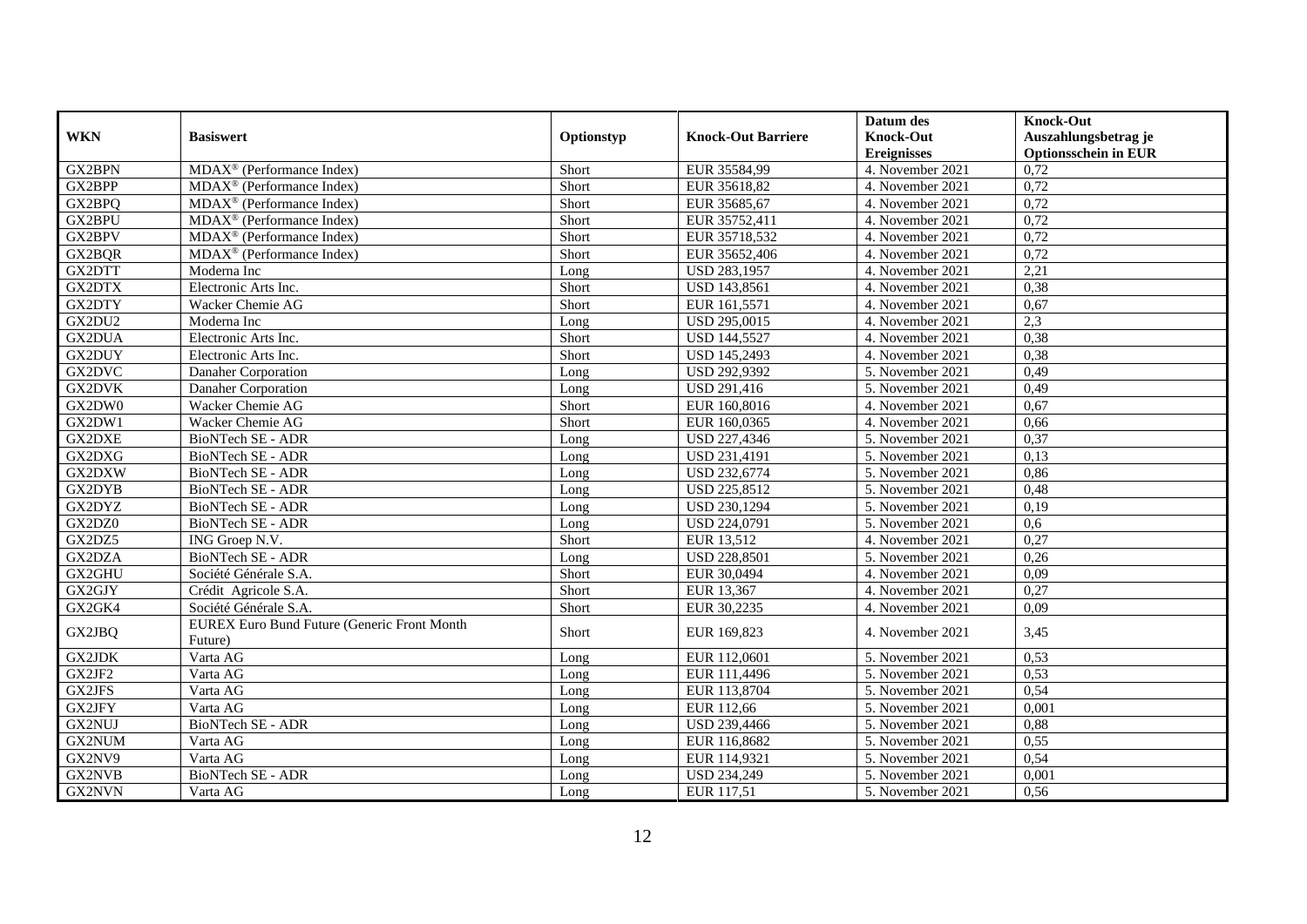| WKN | Basiswert | Optionstyp | Knock-Out Barriere | Datum des Knock-Out Ereignisses | Knock-Out Auszahlungsbetrag je Optionsschein in EUR |
|---|---|---|---|---|---|
| GX2BPN | MDAX® (Performance Index) | Short | EUR 35584,99 | 4. November 2021 | 0,72 |
| GX2BPP | MDAX® (Performance Index) | Short | EUR 35618,82 | 4. November 2021 | 0,72 |
| GX2BPQ | MDAX® (Performance Index) | Short | EUR 35685,67 | 4. November 2021 | 0,72 |
| GX2BPU | MDAX® (Performance Index) | Short | EUR 35752,411 | 4. November 2021 | 0,72 |
| GX2BPV | MDAX® (Performance Index) | Short | EUR 35718,532 | 4. November 2021 | 0,72 |
| GX2BQR | MDAX® (Performance Index) | Short | EUR 35652,406 | 4. November 2021 | 0,72 |
| GX2DTT | Moderna Inc | Long | USD 283,1957 | 4. November 2021 | 2,21 |
| GX2DTX | Electronic Arts Inc. | Short | USD 143,8561 | 4. November 2021 | 0,38 |
| GX2DTY | Wacker Chemie AG | Short | EUR 161,5571 | 4. November 2021 | 0,67 |
| GX2DU2 | Moderna Inc | Long | USD 295,0015 | 4. November 2021 | 2,3 |
| GX2DUA | Electronic Arts Inc. | Short | USD 144,5527 | 4. November 2021 | 0,38 |
| GX2DUY | Electronic Arts Inc. | Short | USD 145,2493 | 4. November 2021 | 0,38 |
| GX2DVC | Danaher Corporation | Long | USD 292,9392 | 5. November 2021 | 0,49 |
| GX2DVK | Danaher Corporation | Long | USD 291,416 | 5. November 2021 | 0,49 |
| GX2DW0 | Wacker Chemie AG | Short | EUR 160,8016 | 4. November 2021 | 0,67 |
| GX2DW1 | Wacker Chemie AG | Short | EUR 160,0365 | 4. November 2021 | 0,66 |
| GX2DXE | BioNTech SE - ADR | Long | USD 227,4346 | 5. November 2021 | 0,37 |
| GX2DXG | BioNTech SE - ADR | Long | USD 231,4191 | 5. November 2021 | 0,13 |
| GX2DXW | BioNTech SE - ADR | Long | USD 232,6774 | 5. November 2021 | 0,86 |
| GX2DYB | BioNTech SE - ADR | Long | USD 225,8512 | 5. November 2021 | 0,48 |
| GX2DYZ | BioNTech SE - ADR | Long | USD 230,1294 | 5. November 2021 | 0,19 |
| GX2DZ0 | BioNTech SE - ADR | Long | USD 224,0791 | 5. November 2021 | 0,6 |
| GX2DZ5 | ING Groep N.V. | Short | EUR 13,512 | 4. November 2021 | 0,27 |
| GX2DZA | BioNTech SE - ADR | Long | USD 228,8501 | 5. November 2021 | 0,26 |
| GX2GHU | Société Générale S.A. | Short | EUR 30,0494 | 4. November 2021 | 0,09 |
| GX2GJY | Crédit Agricole S.A. | Short | EUR 13,367 | 4. November 2021 | 0,27 |
| GX2GK4 | Société Générale S.A. | Short | EUR 30,2235 | 4. November 2021 | 0,09 |
| GX2JBQ | EUREX Euro Bund Future (Generic Front Month Future) | Short | EUR 169,823 | 4. November 2021 | 3,45 |
| GX2JDK | Varta AG | Long | EUR 112,0601 | 5. November 2021 | 0,53 |
| GX2JF2 | Varta AG | Long | EUR 111,4496 | 5. November 2021 | 0,53 |
| GX2JFS | Varta AG | Long | EUR 113,8704 | 5. November 2021 | 0,54 |
| GX2JFY | Varta AG | Long | EUR 112,66 | 5. November 2021 | 0,001 |
| GX2NUJ | BioNTech SE - ADR | Long | USD 239,4466 | 5. November 2021 | 0,88 |
| GX2NUM | Varta AG | Long | EUR 116,8682 | 5. November 2021 | 0,55 |
| GX2NV9 | Varta AG | Long | EUR 114,9321 | 5. November 2021 | 0,54 |
| GX2NVB | BioNTech SE - ADR | Long | USD 234,249 | 5. November 2021 | 0,001 |
| GX2NVN | Varta AG | Long | EUR 117,51 | 5. November 2021 | 0,56 |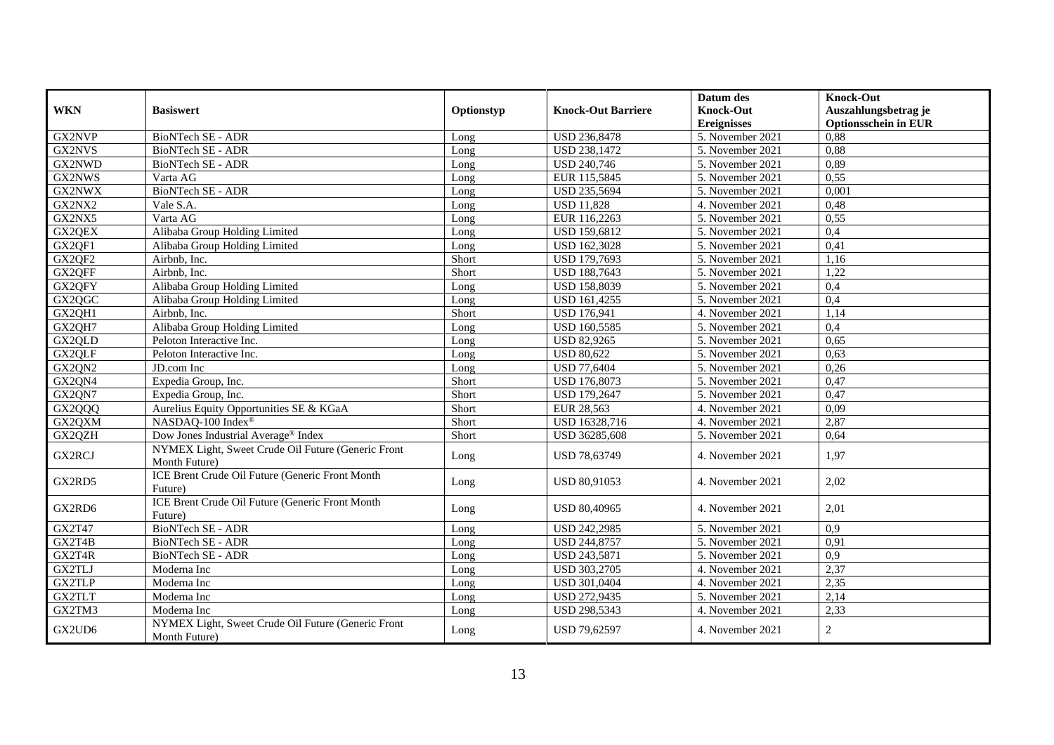| WKN | Basiswert | Optionstyp | Knock-Out Barriere | Datum des Knock-Out Ereignisses | Knock-Out Auszahlungsbetrag je Optionsschein in EUR |
|---|---|---|---|---|---|
| GX2NVP | BioNTech SE - ADR | Long | USD 236,8478 | 5. November 2021 | 0,88 |
| GX2NVS | BioNTech SE - ADR | Long | USD 238,1472 | 5. November 2021 | 0,88 |
| GX2NWD | BioNTech SE - ADR | Long | USD 240,746 | 5. November 2021 | 0,89 |
| GX2NWS | Varta AG | Long | EUR 115,5845 | 5. November 2021 | 0,55 |
| GX2NWX | BioNTech SE - ADR | Long | USD 235,5694 | 5. November 2021 | 0,001 |
| GX2NX2 | Vale S.A. | Long | USD 11,828 | 4. November 2021 | 0,48 |
| GX2NX5 | Varta AG | Long | EUR 116,2263 | 5. November 2021 | 0,55 |
| GX2QEX | Alibaba Group Holding Limited | Long | USD 159,6812 | 5. November 2021 | 0,4 |
| GX2QF1 | Alibaba Group Holding Limited | Long | USD 162,3028 | 5. November 2021 | 0,41 |
| GX2QF2 | Airbnb, Inc. | Short | USD 179,7693 | 5. November 2021 | 1,16 |
| GX2QFF | Airbnb, Inc. | Short | USD 188,7643 | 5. November 2021 | 1,22 |
| GX2QFY | Alibaba Group Holding Limited | Long | USD 158,8039 | 5. November 2021 | 0,4 |
| GX2QGC | Alibaba Group Holding Limited | Long | USD 161,4255 | 5. November 2021 | 0,4 |
| GX2QH1 | Airbnb, Inc. | Short | USD 176,941 | 4. November 2021 | 1,14 |
| GX2QH7 | Alibaba Group Holding Limited | Long | USD 160,5585 | 5. November 2021 | 0,4 |
| GX2QLD | Peloton Interactive Inc. | Long | USD 82,9265 | 5. November 2021 | 0,65 |
| GX2QLF | Peloton Interactive Inc. | Long | USD 80,622 | 5. November 2021 | 0,63 |
| GX2QN2 | JD.com Inc | Long | USD 77,6404 | 5. November 2021 | 0,26 |
| GX2QN4 | Expedia Group, Inc. | Short | USD 176,8073 | 5. November 2021 | 0,47 |
| GX2QN7 | Expedia Group, Inc. | Short | USD 179,2647 | 5. November 2021 | 0,47 |
| GX2QQQ | Aurelius Equity Opportunities SE & KGaA | Short | EUR 28,563 | 4. November 2021 | 0,09 |
| GX2QXM | NASDAQ-100 Index® | Short | USD 16328,716 | 4. November 2021 | 2,87 |
| GX2QZH | Dow Jones Industrial Average® Index | Short | USD 36285,608 | 5. November 2021 | 0,64 |
| GX2RCJ | NYMEX Light, Sweet Crude Oil Future (Generic Front Month Future) | Long | USD 78,63749 | 4. November 2021 | 1,97 |
| GX2RD5 | ICE Brent Crude Oil Future (Generic Front Month Future) | Long | USD 80,91053 | 4. November 2021 | 2,02 |
| GX2RD6 | ICE Brent Crude Oil Future (Generic Front Month Future) | Long | USD 80,40965 | 4. November 2021 | 2,01 |
| GX2T47 | BioNTech SE - ADR | Long | USD 242,2985 | 5. November 2021 | 0,9 |
| GX2T4B | BioNTech SE - ADR | Long | USD 244,8757 | 5. November 2021 | 0,91 |
| GX2T4R | BioNTech SE - ADR | Long | USD 243,5871 | 5. November 2021 | 0,9 |
| GX2TLJ | Moderna Inc | Long | USD 303,2705 | 4. November 2021 | 2,37 |
| GX2TLP | Moderna Inc | Long | USD 301,0404 | 4. November 2021 | 2,35 |
| GX2TLT | Moderna Inc | Long | USD 272,9435 | 5. November 2021 | 2,14 |
| GX2TM3 | Moderna Inc | Long | USD 298,5343 | 4. November 2021 | 2,33 |
| GX2UD6 | NYMEX Light, Sweet Crude Oil Future (Generic Front Month Future) | Long | USD 79,62597 | 4. November 2021 | 2 |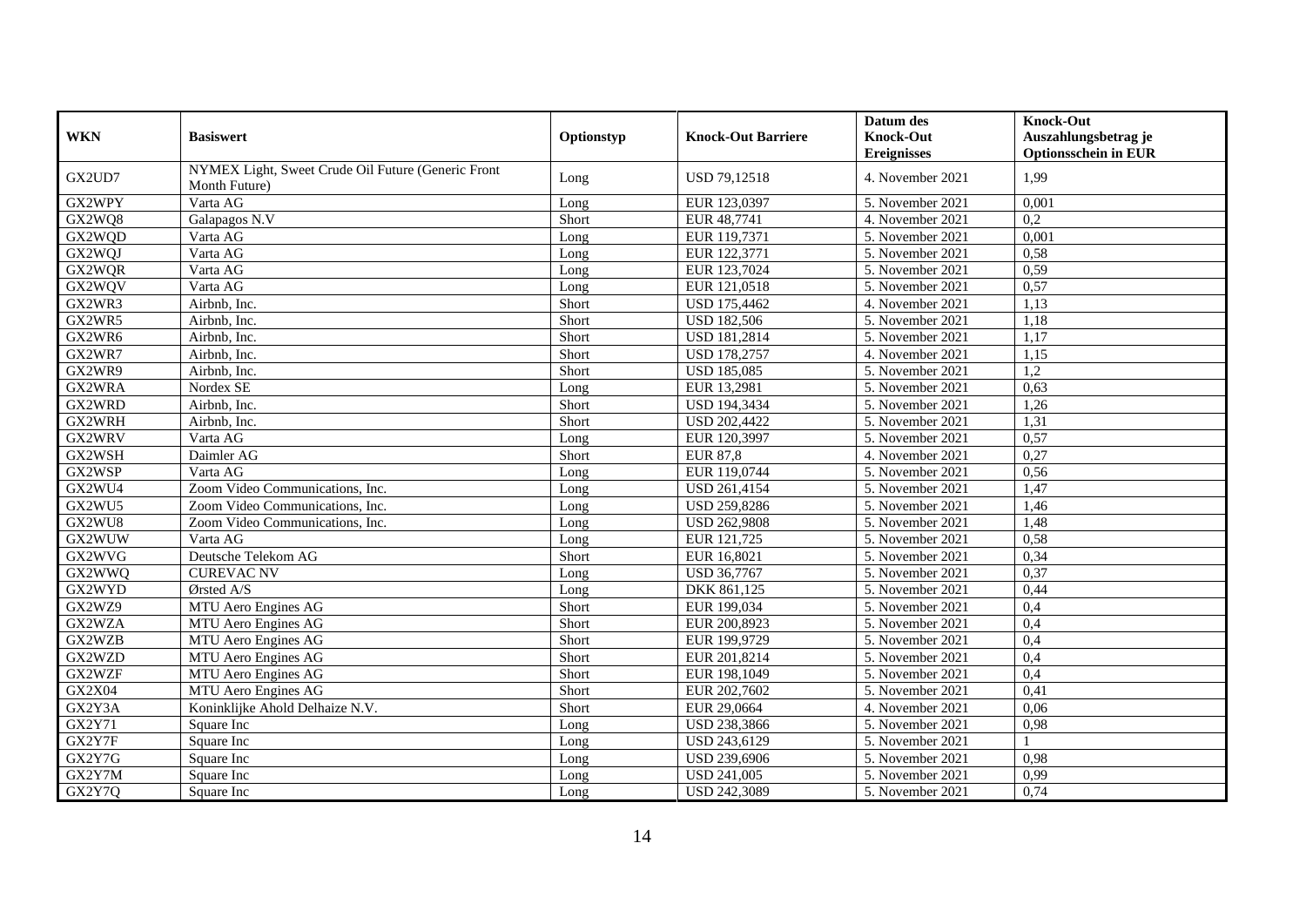| WKN | Basiswert | Optionstyp | Knock-Out Barriere | Datum des Knock-Out Ereignisses | Knock-Out Auszahlungsbetrag je Optionsschein in EUR |
|---|---|---|---|---|---|
| GX2UD7 | NYMEX Light, Sweet Crude Oil Future (Generic Front Month Future) | Long | USD 79,12518 | 4. November 2021 | 1,99 |
| GX2WPY | Varta AG | Long | EUR 123,0397 | 5. November 2021 | 0,001 |
| GX2WQ8 | Galapagos N.V | Short | EUR 48,7741 | 4. November 2021 | 0,2 |
| GX2WQD | Varta AG | Long | EUR 119,7371 | 5. November 2021 | 0,001 |
| GX2WQJ | Varta AG | Long | EUR 122,3771 | 5. November 2021 | 0,58 |
| GX2WQR | Varta AG | Long | EUR 123,7024 | 5. November 2021 | 0,59 |
| GX2WQV | Varta AG | Long | EUR 121,0518 | 5. November 2021 | 0,57 |
| GX2WR3 | Airbnb, Inc. | Short | USD 175,4462 | 4. November 2021 | 1,13 |
| GX2WR5 | Airbnb, Inc. | Short | USD 182,506 | 5. November 2021 | 1,18 |
| GX2WR6 | Airbnb, Inc. | Short | USD 181,2814 | 5. November 2021 | 1,17 |
| GX2WR7 | Airbnb, Inc. | Short | USD 178,2757 | 4. November 2021 | 1,15 |
| GX2WR9 | Airbnb, Inc. | Short | USD 185,085 | 5. November 2021 | 1,2 |
| GX2WRA | Nordex SE | Long | EUR 13,2981 | 5. November 2021 | 0,63 |
| GX2WRD | Airbnb, Inc. | Short | USD 194,3434 | 5. November 2021 | 1,26 |
| GX2WRH | Airbnb, Inc. | Short | USD 202,4422 | 5. November 2021 | 1,31 |
| GX2WRV | Varta AG | Long | EUR 120,3997 | 5. November 2021 | 0,57 |
| GX2WSH | Daimler AG | Short | EUR 87,8 | 4. November 2021 | 0,27 |
| GX2WSP | Varta AG | Long | EUR 119,0744 | 5. November 2021 | 0,56 |
| GX2WU4 | Zoom Video Communications, Inc. | Long | USD 261,4154 | 5. November 2021 | 1,47 |
| GX2WU5 | Zoom Video Communications, Inc. | Long | USD 259,8286 | 5. November 2021 | 1,46 |
| GX2WU8 | Zoom Video Communications, Inc. | Long | USD 262,9808 | 5. November 2021 | 1,48 |
| GX2WUW | Varta AG | Long | EUR 121,725 | 5. November 2021 | 0,58 |
| GX2WVG | Deutsche Telekom AG | Short | EUR 16,8021 | 5. November 2021 | 0,34 |
| GX2WWQ | CUREVAC NV | Long | USD 36,7767 | 5. November 2021 | 0,37 |
| GX2WYD | Ørsted A/S | Long | DKK 861,125 | 5. November 2021 | 0,44 |
| GX2WZ9 | MTU Aero Engines AG | Short | EUR 199,034 | 5. November 2021 | 0,4 |
| GX2WZA | MTU Aero Engines AG | Short | EUR 200,8923 | 5. November 2021 | 0,4 |
| GX2WZB | MTU Aero Engines AG | Short | EUR 199,9729 | 5. November 2021 | 0,4 |
| GX2WZD | MTU Aero Engines AG | Short | EUR 201,8214 | 5. November 2021 | 0,4 |
| GX2WZF | MTU Aero Engines AG | Short | EUR 198,1049 | 5. November 2021 | 0,4 |
| GX2X04 | MTU Aero Engines AG | Short | EUR 202,7602 | 5. November 2021 | 0,41 |
| GX2Y3A | Koninklijke Ahold Delhaize N.V. | Short | EUR 29,0664 | 4. November 2021 | 0,06 |
| GX2Y71 | Square Inc | Long | USD 238,3866 | 5. November 2021 | 0,98 |
| GX2Y7F | Square Inc | Long | USD 243,6129 | 5. November 2021 | 1 |
| GX2Y7G | Square Inc | Long | USD 239,6906 | 5. November 2021 | 0,98 |
| GX2Y7M | Square Inc | Long | USD 241,005 | 5. November 2021 | 0,99 |
| GX2Y7Q | Square Inc | Long | USD 242,3089 | 5. November 2021 | 0,74 |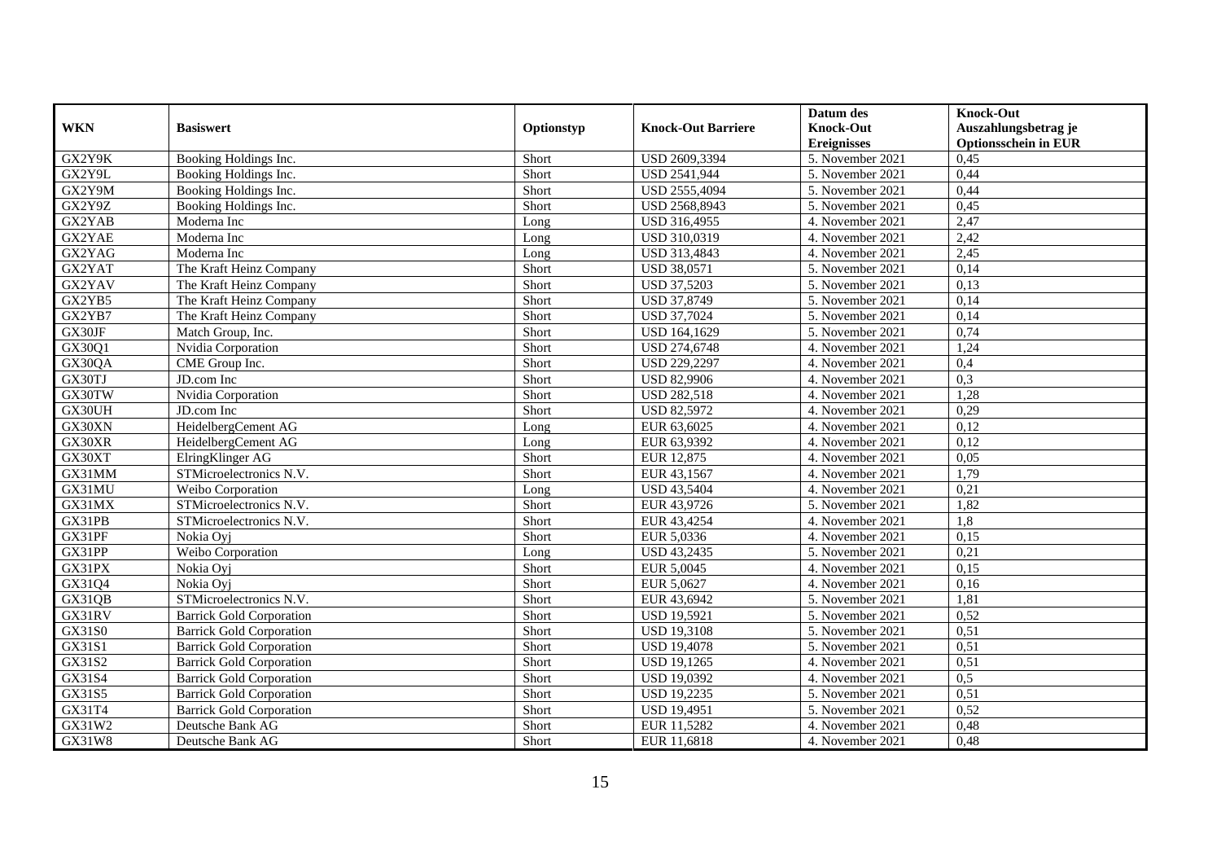| WKN | Basiswert | Optionstyp | Knock-Out Barriere | Datum des Knock-Out Ereignisses | Knock-Out Auszahlungsbetrag je Optionsschein in EUR |
|---|---|---|---|---|---|
| GX2Y9K | Booking Holdings Inc. | Short | USD 2609,3394 | 5. November 2021 | 0,45 |
| GX2Y9L | Booking Holdings Inc. | Short | USD 2541,944 | 5. November 2021 | 0,44 |
| GX2Y9M | Booking Holdings Inc. | Short | USD 2555,4094 | 5. November 2021 | 0,44 |
| GX2Y9Z | Booking Holdings Inc. | Short | USD 2568,8943 | 5. November 2021 | 0,45 |
| GX2YAB | Moderna Inc | Long | USD 316,4955 | 4. November 2021 | 2,47 |
| GX2YAE | Moderna Inc | Long | USD 310,0319 | 4. November 2021 | 2,42 |
| GX2YAG | Moderna Inc | Long | USD 313,4843 | 4. November 2021 | 2,45 |
| GX2YAT | The Kraft Heinz Company | Short | USD 38,0571 | 5. November 2021 | 0,14 |
| GX2YAV | The Kraft Heinz Company | Short | USD 37,5203 | 5. November 2021 | 0,13 |
| GX2YB5 | The Kraft Heinz Company | Short | USD 37,8749 | 5. November 2021 | 0,14 |
| GX2YB7 | The Kraft Heinz Company | Short | USD 37,7024 | 5. November 2021 | 0,14 |
| GX30JF | Match Group, Inc. | Short | USD 164,1629 | 5. November 2021 | 0,74 |
| GX30Q1 | Nvidia Corporation | Short | USD 274,6748 | 4. November 2021 | 1,24 |
| GX30QA | CME Group Inc. | Short | USD 229,2297 | 4. November 2021 | 0,4 |
| GX30TJ | JD.com Inc | Short | USD 82,9906 | 4. November 2021 | 0,3 |
| GX30TW | Nvidia Corporation | Short | USD 282,518 | 4. November 2021 | 1,28 |
| GX30UH | JD.com Inc | Short | USD 82,5972 | 4. November 2021 | 0,29 |
| GX30XN | HeidelbergCement AG | Long | EUR 63,6025 | 4. November 2021 | 0,12 |
| GX30XR | HeidelbergCement AG | Long | EUR 63,9392 | 4. November 2021 | 0,12 |
| GX30XT | ElringKlinger AG | Short | EUR 12,875 | 4. November 2021 | 0,05 |
| GX31MM | STMicroelectronics N.V. | Short | EUR 43,1567 | 4. November 2021 | 1,79 |
| GX31MU | Weibo Corporation | Long | USD 43,5404 | 4. November 2021 | 0,21 |
| GX31MX | STMicroelectronics N.V. | Short | EUR 43,9726 | 5. November 2021 | 1,82 |
| GX31PB | STMicroelectronics N.V. | Short | EUR 43,4254 | 4. November 2021 | 1,8 |
| GX31PF | Nokia Oyj | Short | EUR 5,0336 | 4. November 2021 | 0,15 |
| GX31PP | Weibo Corporation | Long | USD 43,2435 | 5. November 2021 | 0,21 |
| GX31PX | Nokia Oyj | Short | EUR 5,0045 | 4. November 2021 | 0,15 |
| GX31Q4 | Nokia Oyj | Short | EUR 5,0627 | 4. November 2021 | 0,16 |
| GX31QB | STMicroelectronics N.V. | Short | EUR 43,6942 | 5. November 2021 | 1,81 |
| GX31RV | Barrick Gold Corporation | Short | USD 19,5921 | 5. November 2021 | 0,52 |
| GX31S0 | Barrick Gold Corporation | Short | USD 19,3108 | 5. November 2021 | 0,51 |
| GX31S1 | Barrick Gold Corporation | Short | USD 19,4078 | 5. November 2021 | 0,51 |
| GX31S2 | Barrick Gold Corporation | Short | USD 19,1265 | 4. November 2021 | 0,51 |
| GX31S4 | Barrick Gold Corporation | Short | USD 19,0392 | 4. November 2021 | 0,5 |
| GX31S5 | Barrick Gold Corporation | Short | USD 19,2235 | 5. November 2021 | 0,51 |
| GX31T4 | Barrick Gold Corporation | Short | USD 19,4951 | 5. November 2021 | 0,52 |
| GX31W2 | Deutsche Bank AG | Short | EUR 11,5282 | 4. November 2021 | 0,48 |
| GX31W8 | Deutsche Bank AG | Short | EUR 11,6818 | 4. November 2021 | 0,48 |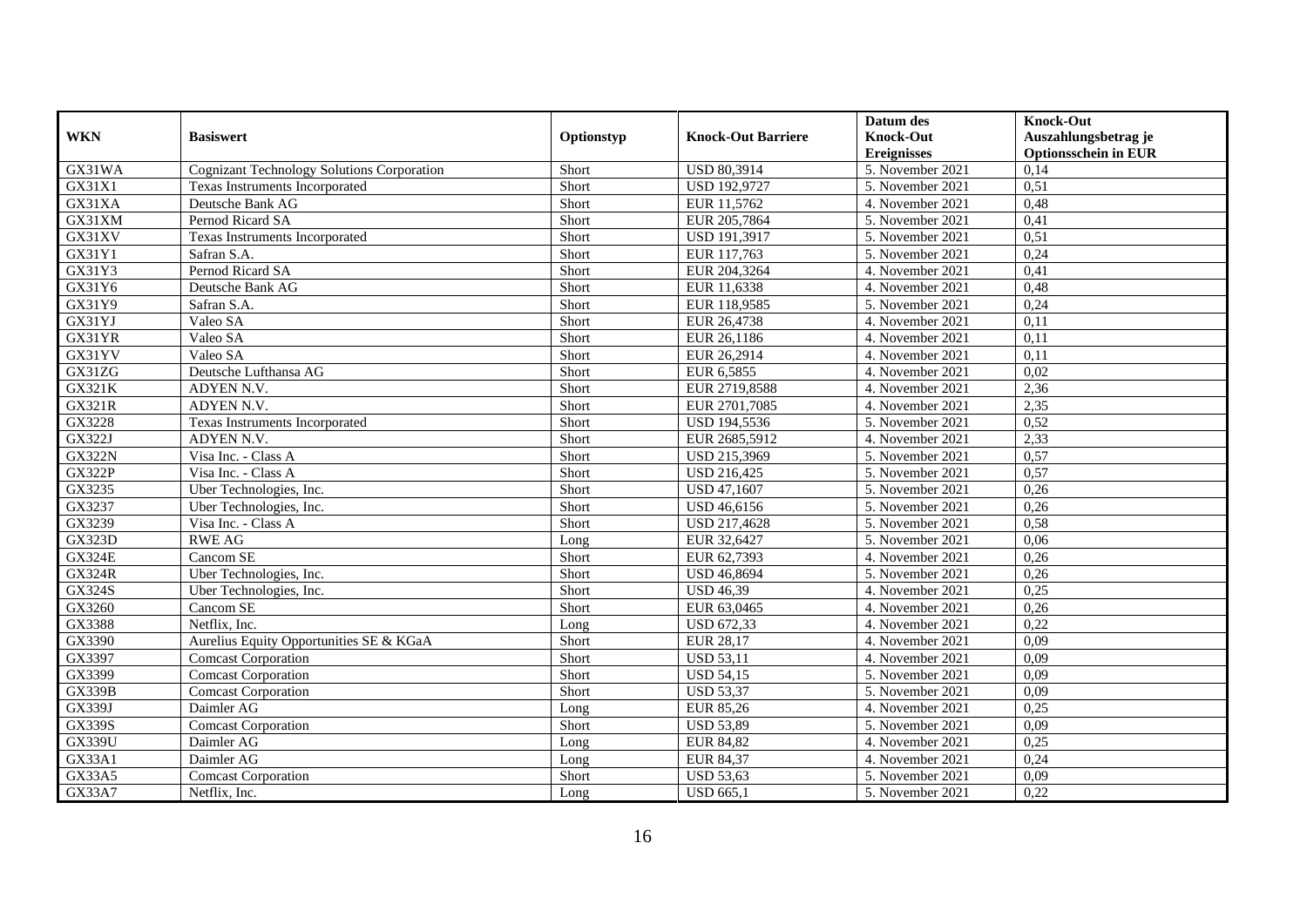| WKN | Basiswert | Optionstyp | Knock-Out Barriere | Datum des Knock-Out Ereignisses | Knock-Out Auszahlungsbetrag je Optionsschein in EUR |
|---|---|---|---|---|---|
| GX31WA | Cognizant Technology Solutions Corporation | Short | USD 80,3914 | 5. November 2021 | 0,14 |
| GX31X1 | Texas Instruments Incorporated | Short | USD 192,9727 | 5. November 2021 | 0,51 |
| GX31XA | Deutsche Bank AG | Short | EUR 11,5762 | 4. November 2021 | 0,48 |
| GX31XM | Pernod Ricard SA | Short | EUR 205,7864 | 5. November 2021 | 0,41 |
| GX31XV | Texas Instruments Incorporated | Short | USD 191,3917 | 5. November 2021 | 0,51 |
| GX31Y1 | Safran S.A. | Short | EUR 117,763 | 5. November 2021 | 0,24 |
| GX31Y3 | Pernod Ricard SA | Short | EUR 204,3264 | 4. November 2021 | 0,41 |
| GX31Y6 | Deutsche Bank AG | Short | EUR 11,6338 | 4. November 2021 | 0,48 |
| GX31Y9 | Safran S.A. | Short | EUR 118,9585 | 5. November 2021 | 0,24 |
| GX31YJ | Valeo SA | Short | EUR 26,4738 | 4. November 2021 | 0,11 |
| GX31YR | Valeo SA | Short | EUR 26,1186 | 4. November 2021 | 0,11 |
| GX31YV | Valeo SA | Short | EUR 26,2914 | 4. November 2021 | 0,11 |
| GX31ZG | Deutsche Lufthansa AG | Short | EUR 6,5855 | 4. November 2021 | 0,02 |
| GX321K | ADYEN N.V. | Short | EUR 2719,8588 | 4. November 2021 | 2,36 |
| GX321R | ADYEN N.V. | Short | EUR 2701,7085 | 4. November 2021 | 2,35 |
| GX3228 | Texas Instruments Incorporated | Short | USD 194,5536 | 5. November 2021 | 0,52 |
| GX322J | ADYEN N.V. | Short | EUR 2685,5912 | 4. November 2021 | 2,33 |
| GX322N | Visa Inc. - Class A | Short | USD 215,3969 | 5. November 2021 | 0,57 |
| GX322P | Visa Inc. - Class A | Short | USD 216,425 | 5. November 2021 | 0,57 |
| GX3235 | Uber Technologies, Inc. | Short | USD 47,1607 | 5. November 2021 | 0,26 |
| GX3237 | Uber Technologies, Inc. | Short | USD 46,6156 | 5. November 2021 | 0,26 |
| GX3239 | Visa Inc. - Class A | Short | USD 217,4628 | 5. November 2021 | 0,58 |
| GX323D | RWE AG | Long | EUR 32,6427 | 5. November 2021 | 0,06 |
| GX324E | Cancom SE | Short | EUR 62,7393 | 4. November 2021 | 0,26 |
| GX324R | Uber Technologies, Inc. | Short | USD 46,8694 | 5. November 2021 | 0,26 |
| GX324S | Uber Technologies, Inc. | Short | USD 46,39 | 4. November 2021 | 0,25 |
| GX3260 | Cancom SE | Short | EUR 63,0465 | 4. November 2021 | 0,26 |
| GX3388 | Netflix, Inc. | Long | USD 672,33 | 4. November 2021 | 0,22 |
| GX3390 | Aurelius Equity Opportunities SE & KGaA | Short | EUR 28,17 | 4. November 2021 | 0,09 |
| GX3397 | Comcast Corporation | Short | USD 53,11 | 4. November 2021 | 0,09 |
| GX3399 | Comcast Corporation | Short | USD 54,15 | 5. November 2021 | 0,09 |
| GX339B | Comcast Corporation | Short | USD 53,37 | 5. November 2021 | 0,09 |
| GX339J | Daimler AG | Long | EUR 85,26 | 4. November 2021 | 0,25 |
| GX339S | Comcast Corporation | Short | USD 53,89 | 5. November 2021 | 0,09 |
| GX339U | Daimler AG | Long | EUR 84,82 | 4. November 2021 | 0,25 |
| GX33A1 | Daimler AG | Long | EUR 84,37 | 4. November 2021 | 0,24 |
| GX33A5 | Comcast Corporation | Short | USD 53,63 | 5. November 2021 | 0,09 |
| GX33A7 | Netflix, Inc. | Long | USD 665,1 | 5. November 2021 | 0,22 |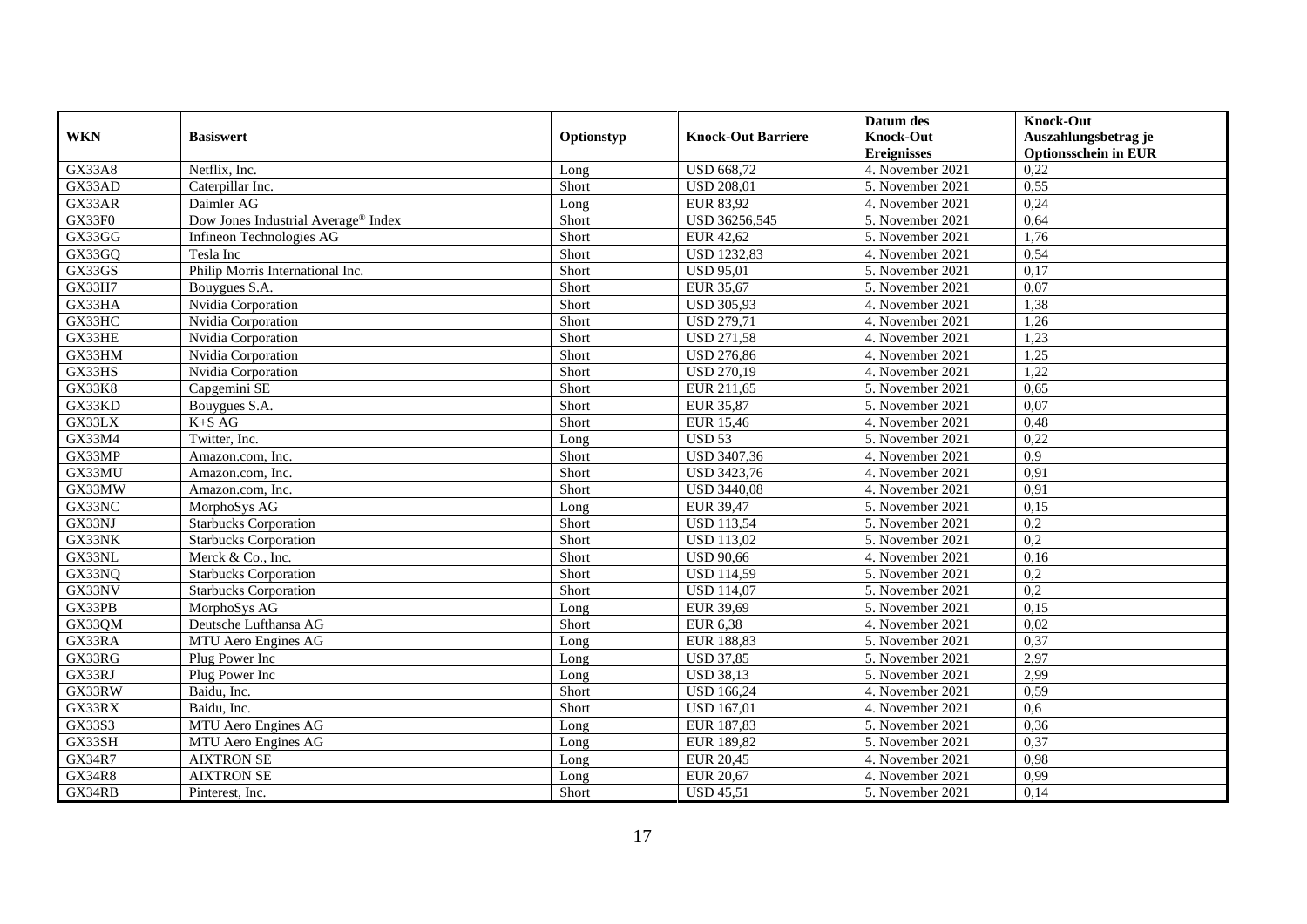| WKN | Basiswert | Optionstyp | Knock-Out Barriere | Datum des Knock-Out Ereignisses | Knock-Out Auszahlungsbetrag je Optionsschein in EUR |
|---|---|---|---|---|---|
| GX33A8 | Netflix, Inc. | Long | USD 668,72 | 4. November 2021 | 0,22 |
| GX33AD | Caterpillar Inc. | Short | USD 208,01 | 5. November 2021 | 0,55 |
| GX33AR | Daimler AG | Long | EUR 83,92 | 4. November 2021 | 0,24 |
| GX33F0 | Dow Jones Industrial Average® Index | Short | USD 36256,545 | 5. November 2021 | 0,64 |
| GX33GG | Infineon Technologies AG | Short | EUR 42,62 | 5. November 2021 | 1,76 |
| GX33GQ | Tesla Inc | Short | USD 1232,83 | 4. November 2021 | 0,54 |
| GX33GS | Philip Morris International Inc. | Short | USD 95,01 | 5. November 2021 | 0,17 |
| GX33H7 | Bouygues S.A. | Short | EUR 35,67 | 5. November 2021 | 0,07 |
| GX33HA | Nvidia Corporation | Short | USD 305,93 | 4. November 2021 | 1,38 |
| GX33HC | Nvidia Corporation | Short | USD 279,71 | 4. November 2021 | 1,26 |
| GX33HE | Nvidia Corporation | Short | USD 271,58 | 4. November 2021 | 1,23 |
| GX33HM | Nvidia Corporation | Short | USD 276,86 | 4. November 2021 | 1,25 |
| GX33HS | Nvidia Corporation | Short | USD 270,19 | 4. November 2021 | 1,22 |
| GX33K8 | Capgemini SE | Short | EUR 211,65 | 5. November 2021 | 0,65 |
| GX33KD | Bouygues S.A. | Short | EUR 35,87 | 5. November 2021 | 0,07 |
| GX33LX | K+S AG | Short | EUR 15,46 | 4. November 2021 | 0,48 |
| GX33M4 | Twitter, Inc. | Long | USD 53 | 5. November 2021 | 0,22 |
| GX33MP | Amazon.com, Inc. | Short | USD 3407,36 | 4. November 2021 | 0,9 |
| GX33MU | Amazon.com, Inc. | Short | USD 3423,76 | 4. November 2021 | 0,91 |
| GX33MW | Amazon.com, Inc. | Short | USD 3440,08 | 4. November 2021 | 0,91 |
| GX33NC | MorphoSys AG | Long | EUR 39,47 | 5. November 2021 | 0,15 |
| GX33NJ | Starbucks Corporation | Short | USD 113,54 | 5. November 2021 | 0,2 |
| GX33NK | Starbucks Corporation | Short | USD 113,02 | 5. November 2021 | 0,2 |
| GX33NL | Merck & Co., Inc. | Short | USD 90,66 | 4. November 2021 | 0,16 |
| GX33NQ | Starbucks Corporation | Short | USD 114,59 | 5. November 2021 | 0,2 |
| GX33NV | Starbucks Corporation | Short | USD 114,07 | 5. November 2021 | 0,2 |
| GX33PB | MorphoSys AG | Long | EUR 39,69 | 5. November 2021 | 0,15 |
| GX33QM | Deutsche Lufthansa AG | Short | EUR 6,38 | 4. November 2021 | 0,02 |
| GX33RA | MTU Aero Engines AG | Long | EUR 188,83 | 5. November 2021 | 0,37 |
| GX33RG | Plug Power Inc | Long | USD 37,85 | 5. November 2021 | 2,97 |
| GX33RJ | Plug Power Inc | Long | USD 38,13 | 5. November 2021 | 2,99 |
| GX33RW | Baidu, Inc. | Short | USD 166,24 | 4. November 2021 | 0,59 |
| GX33RX | Baidu, Inc. | Short | USD 167,01 | 4. November 2021 | 0,6 |
| GX33S3 | MTU Aero Engines AG | Long | EUR 187,83 | 5. November 2021 | 0,36 |
| GX33SH | MTU Aero Engines AG | Long | EUR 189,82 | 5. November 2021 | 0,37 |
| GX34R7 | AIXTRON SE | Long | EUR 20,45 | 4. November 2021 | 0,98 |
| GX34R8 | AIXTRON SE | Long | EUR 20,67 | 4. November 2021 | 0,99 |
| GX34RB | Pinterest, Inc. | Short | USD 45,51 | 5. November 2021 | 0,14 |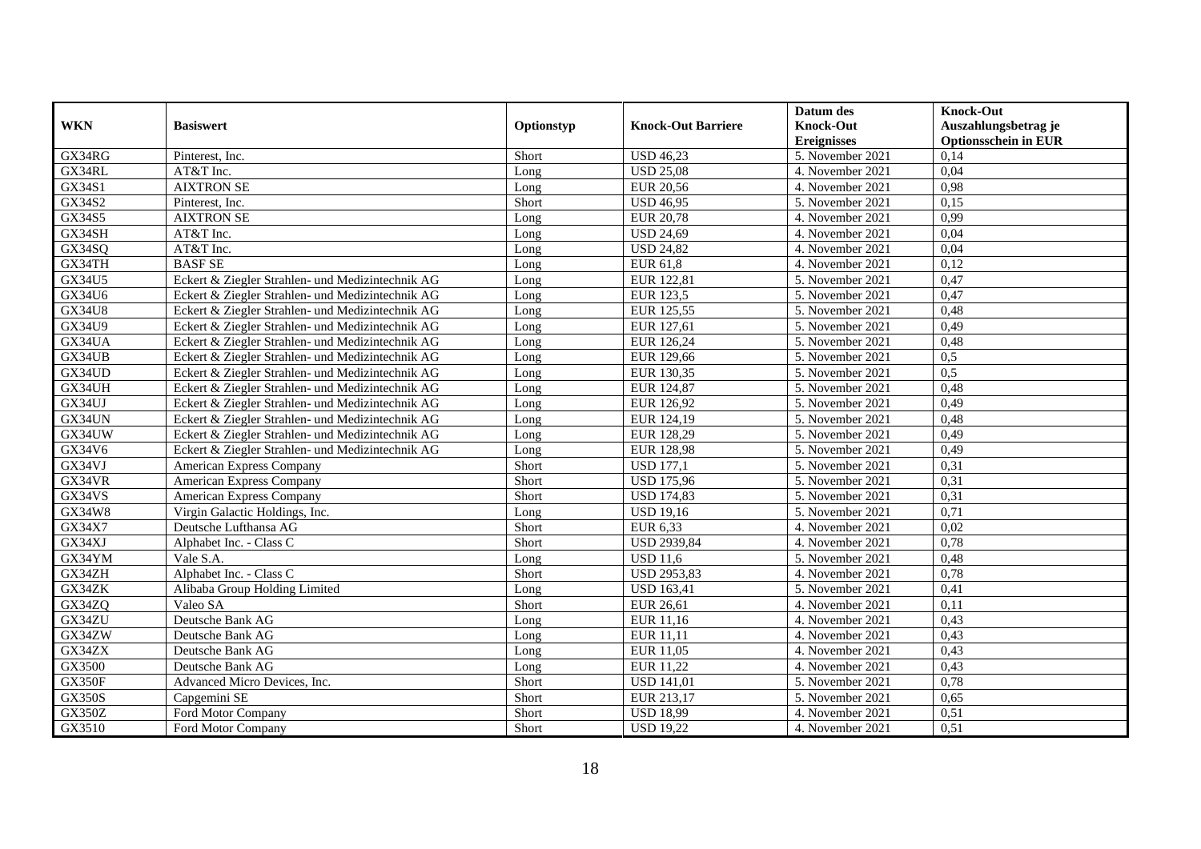| WKN | Basiswert | Optionstyp | Knock-Out Barriere | Datum des Knock-Out Ereignisses | Knock-Out Auszahlungsbetrag je Optionsschein in EUR |
|---|---|---|---|---|---|
| GX34RG | Pinterest, Inc. | Short | USD 46,23 | 5. November 2021 | 0,14 |
| GX34RL | AT&T Inc. | Long | USD 25,08 | 4. November 2021 | 0,04 |
| GX34S1 | AIXTRON SE | Long | EUR 20,56 | 4. November 2021 | 0,98 |
| GX34S2 | Pinterest, Inc. | Short | USD 46,95 | 5. November 2021 | 0,15 |
| GX34S5 | AIXTRON SE | Long | EUR 20,78 | 4. November 2021 | 0,99 |
| GX34SH | AT&T Inc. | Long | USD 24,69 | 4. November 2021 | 0,04 |
| GX34SQ | AT&T Inc. | Long | USD 24,82 | 4. November 2021 | 0,04 |
| GX34TH | BASF SE | Long | EUR 61,8 | 4. November 2021 | 0,12 |
| GX34U5 | Eckert & Ziegler Strahlen- und Medizintechnik AG | Long | EUR 122,81 | 5. November 2021 | 0,47 |
| GX34U6 | Eckert & Ziegler Strahlen- und Medizintechnik AG | Long | EUR 123,5 | 5. November 2021 | 0,47 |
| GX34U8 | Eckert & Ziegler Strahlen- und Medizintechnik AG | Long | EUR 125,55 | 5. November 2021 | 0,48 |
| GX34U9 | Eckert & Ziegler Strahlen- und Medizintechnik AG | Long | EUR 127,61 | 5. November 2021 | 0,49 |
| GX34UA | Eckert & Ziegler Strahlen- und Medizintechnik AG | Long | EUR 126,24 | 5. November 2021 | 0,48 |
| GX34UB | Eckert & Ziegler Strahlen- und Medizintechnik AG | Long | EUR 129,66 | 5. November 2021 | 0,5 |
| GX34UD | Eckert & Ziegler Strahlen- und Medizintechnik AG | Long | EUR 130,35 | 5. November 2021 | 0,5 |
| GX34UH | Eckert & Ziegler Strahlen- und Medizintechnik AG | Long | EUR 124,87 | 5. November 2021 | 0,48 |
| GX34UJ | Eckert & Ziegler Strahlen- und Medizintechnik AG | Long | EUR 126,92 | 5. November 2021 | 0,49 |
| GX34UN | Eckert & Ziegler Strahlen- und Medizintechnik AG | Long | EUR 124,19 | 5. November 2021 | 0,48 |
| GX34UW | Eckert & Ziegler Strahlen- und Medizintechnik AG | Long | EUR 128,29 | 5. November 2021 | 0,49 |
| GX34V6 | Eckert & Ziegler Strahlen- und Medizintechnik AG | Long | EUR 128,98 | 5. November 2021 | 0,49 |
| GX34VJ | American Express Company | Short | USD 177,1 | 5. November 2021 | 0,31 |
| GX34VR | American Express Company | Short | USD 175,96 | 5. November 2021 | 0,31 |
| GX34VS | American Express Company | Short | USD 174,83 | 5. November 2021 | 0,31 |
| GX34W8 | Virgin Galactic Holdings, Inc. | Long | USD 19,16 | 5. November 2021 | 0,71 |
| GX34X7 | Deutsche Lufthansa AG | Short | EUR 6,33 | 4. November 2021 | 0,02 |
| GX34XJ | Alphabet Inc. - Class C | Short | USD 2939,84 | 4. November 2021 | 0,78 |
| GX34YM | Vale S.A. | Long | USD 11,6 | 5. November 2021 | 0,48 |
| GX34ZH | Alphabet Inc. - Class C | Short | USD 2953,83 | 4. November 2021 | 0,78 |
| GX34ZK | Alibaba Group Holding Limited | Long | USD 163,41 | 5. November 2021 | 0,41 |
| GX34ZQ | Valeo SA | Short | EUR 26,61 | 4. November 2021 | 0,11 |
| GX34ZU | Deutsche Bank AG | Long | EUR 11,16 | 4. November 2021 | 0,43 |
| GX34ZW | Deutsche Bank AG | Long | EUR 11,11 | 4. November 2021 | 0,43 |
| GX34ZX | Deutsche Bank AG | Long | EUR 11,05 | 4. November 2021 | 0,43 |
| GX3500 | Deutsche Bank AG | Long | EUR 11,22 | 4. November 2021 | 0,43 |
| GX350F | Advanced Micro Devices, Inc. | Short | USD 141,01 | 5. November 2021 | 0,78 |
| GX350S | Capgemini SE | Short | EUR 213,17 | 5. November 2021 | 0,65 |
| GX350Z | Ford Motor Company | Short | USD 18,99 | 4. November 2021 | 0,51 |
| GX3510 | Ford Motor Company | Short | USD 19,22 | 4. November 2021 | 0,51 |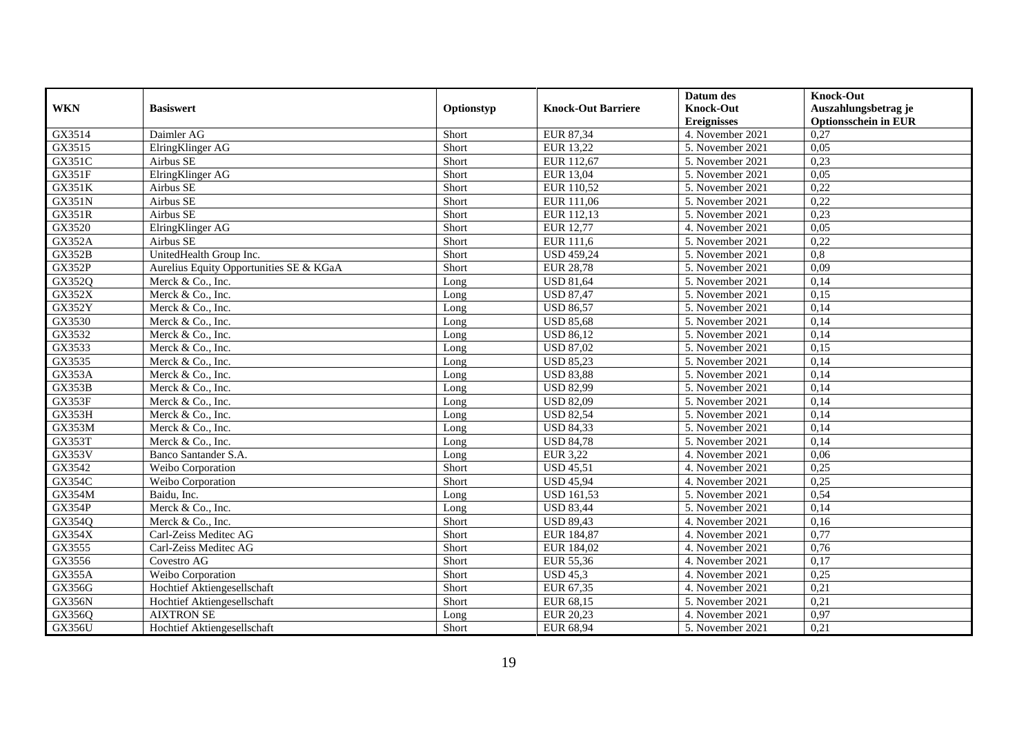| WKN | Basiswert | Optionstyp | Knock-Out Barriere | Datum des Knock-Out Ereignisses | Knock-Out Auszahlungsbetrag je Optionsschein in EUR |
|---|---|---|---|---|---|
| GX3514 | Daimler AG | Short | EUR 87,34 | 4. November 2021 | 0,27 |
| GX3515 | ElringKlinger AG | Short | EUR 13,22 | 5. November 2021 | 0,05 |
| GX351C | Airbus SE | Short | EUR 112,67 | 5. November 2021 | 0,23 |
| GX351F | ElringKlinger AG | Short | EUR 13,04 | 5. November 2021 | 0,05 |
| GX351K | Airbus SE | Short | EUR 110,52 | 5. November 2021 | 0,22 |
| GX351N | Airbus SE | Short | EUR 111,06 | 5. November 2021 | 0,22 |
| GX351R | Airbus SE | Short | EUR 112,13 | 5. November 2021 | 0,23 |
| GX3520 | ElringKlinger AG | Short | EUR 12,77 | 4. November 2021 | 0,05 |
| GX352A | Airbus SE | Short | EUR 111,6 | 5. November 2021 | 0,22 |
| GX352B | UnitedHealth Group Inc. | Short | USD 459,24 | 5. November 2021 | 0,8 |
| GX352P | Aurelius Equity Opportunities SE & KGaA | Short | EUR 28,78 | 5. November 2021 | 0,09 |
| GX352Q | Merck & Co., Inc. | Long | USD 81,64 | 5. November 2021 | 0,14 |
| GX352X | Merck & Co., Inc. | Long | USD 87,47 | 5. November 2021 | 0,15 |
| GX352Y | Merck & Co., Inc. | Long | USD 86,57 | 5. November 2021 | 0,14 |
| GX3530 | Merck & Co., Inc. | Long | USD 85,68 | 5. November 2021 | 0,14 |
| GX3532 | Merck & Co., Inc. | Long | USD 86,12 | 5. November 2021 | 0,14 |
| GX3533 | Merck & Co., Inc. | Long | USD 87,02 | 5. November 2021 | 0,15 |
| GX3535 | Merck & Co., Inc. | Long | USD 85,23 | 5. November 2021 | 0,14 |
| GX353A | Merck & Co., Inc. | Long | USD 83,88 | 5. November 2021 | 0,14 |
| GX353B | Merck & Co., Inc. | Long | USD 82,99 | 5. November 2021 | 0,14 |
| GX353F | Merck & Co., Inc. | Long | USD 82,09 | 5. November 2021 | 0,14 |
| GX353H | Merck & Co., Inc. | Long | USD 82,54 | 5. November 2021 | 0,14 |
| GX353M | Merck & Co., Inc. | Long | USD 84,33 | 5. November 2021 | 0,14 |
| GX353T | Merck & Co., Inc. | Long | USD 84,78 | 5. November 2021 | 0,14 |
| GX353V | Banco Santander S.A. | Long | EUR 3,22 | 4. November 2021 | 0,06 |
| GX3542 | Weibo Corporation | Short | USD 45,51 | 4. November 2021 | 0,25 |
| GX354C | Weibo Corporation | Short | USD 45,94 | 4. November 2021 | 0,25 |
| GX354M | Baidu, Inc. | Long | USD 161,53 | 5. November 2021 | 0,54 |
| GX354P | Merck & Co., Inc. | Long | USD 83,44 | 5. November 2021 | 0,14 |
| GX354Q | Merck & Co., Inc. | Short | USD 89,43 | 4. November 2021 | 0,16 |
| GX354X | Carl-Zeiss Meditec AG | Short | EUR 184,87 | 4. November 2021 | 0,77 |
| GX3555 | Carl-Zeiss Meditec AG | Short | EUR 184,02 | 4. November 2021 | 0,76 |
| GX3556 | Covestro AG | Short | EUR 55,36 | 4. November 2021 | 0,17 |
| GX355A | Weibo Corporation | Short | USD 45,3 | 4. November 2021 | 0,25 |
| GX356G | Hochtief Aktiengesellschaft | Short | EUR 67,35 | 4. November 2021 | 0,21 |
| GX356N | Hochtief Aktiengesellschaft | Short | EUR 68,15 | 5. November 2021 | 0,21 |
| GX356Q | AIXTRON SE | Long | EUR 20,23 | 4. November 2021 | 0,97 |
| GX356U | Hochtief Aktiengesellschaft | Short | EUR 68,94 | 5. November 2021 | 0,21 |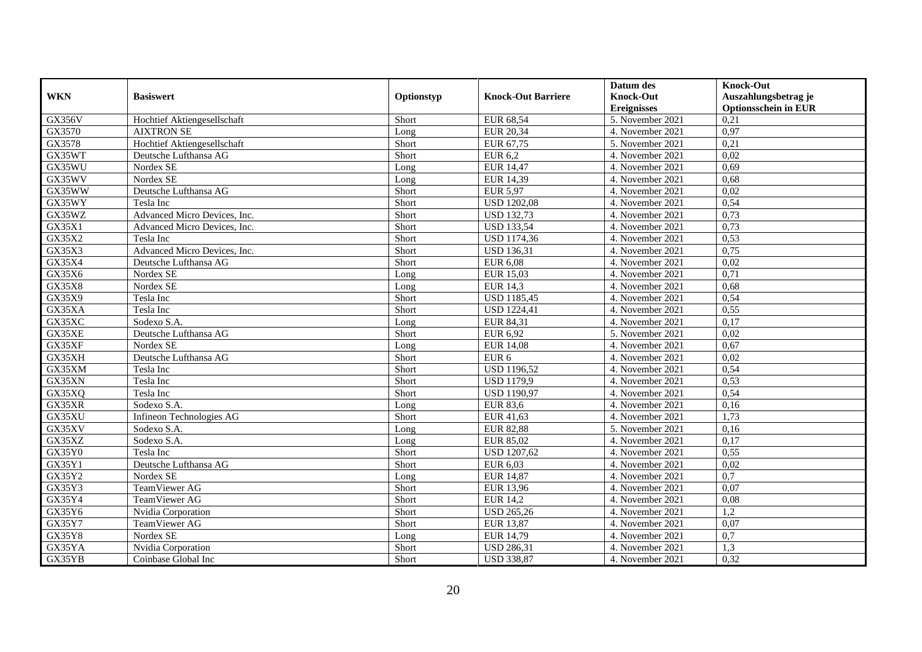| WKN | Basiswert | Optionstyp | Knock-Out Barriere | Datum des Knock-Out Ereignisses | Knock-Out Auszahlungsbetrag je Optionsschein in EUR |
|---|---|---|---|---|---|
| GX356V | Hochtief Aktiengesellschaft | Short | EUR 68,54 | 5. November 2021 | 0,21 |
| GX3570 | AIXTRON SE | Long | EUR 20,34 | 4. November 2021 | 0,97 |
| GX3578 | Hochtief Aktiengesellschaft | Short | EUR 67,75 | 5. November 2021 | 0,21 |
| GX35WT | Deutsche Lufthansa AG | Short | EUR 6,2 | 4. November 2021 | 0,02 |
| GX35WU | Nordex SE | Long | EUR 14,47 | 4. November 2021 | 0,69 |
| GX35WV | Nordex SE | Long | EUR 14,39 | 4. November 2021 | 0,68 |
| GX35WW | Deutsche Lufthansa AG | Short | EUR 5,97 | 4. November 2021 | 0,02 |
| GX35WY | Tesla Inc | Short | USD 1202,08 | 4. November 2021 | 0,54 |
| GX35WZ | Advanced Micro Devices, Inc. | Short | USD 132,73 | 4. November 2021 | 0,73 |
| GX35X1 | Advanced Micro Devices, Inc. | Short | USD 133,54 | 4. November 2021 | 0,73 |
| GX35X2 | Tesla Inc | Short | USD 1174,36 | 4. November 2021 | 0,53 |
| GX35X3 | Advanced Micro Devices, Inc. | Short | USD 136,31 | 4. November 2021 | 0,75 |
| GX35X4 | Deutsche Lufthansa AG | Short | EUR 6,08 | 4. November 2021 | 0,02 |
| GX35X6 | Nordex SE | Long | EUR 15,03 | 4. November 2021 | 0,71 |
| GX35X8 | Nordex SE | Long | EUR 14,3 | 4. November 2021 | 0,68 |
| GX35X9 | Tesla Inc | Short | USD 1185,45 | 4. November 2021 | 0,54 |
| GX35XA | Tesla Inc | Short | USD 1224,41 | 4. November 2021 | 0,55 |
| GX35XC | Sodexo S.A. | Long | EUR 84,31 | 4. November 2021 | 0,17 |
| GX35XE | Deutsche Lufthansa AG | Short | EUR 6,92 | 5. November 2021 | 0,02 |
| GX35XF | Nordex SE | Long | EUR 14,08 | 4. November 2021 | 0,67 |
| GX35XH | Deutsche Lufthansa AG | Short | EUR 6 | 4. November 2021 | 0,02 |
| GX35XM | Tesla Inc | Short | USD 1196,52 | 4. November 2021 | 0,54 |
| GX35XN | Tesla Inc | Short | USD 1179,9 | 4. November 2021 | 0,53 |
| GX35XQ | Tesla Inc | Short | USD 1190,97 | 4. November 2021 | 0,54 |
| GX35XR | Sodexo S.A. | Long | EUR 83,6 | 4. November 2021 | 0,16 |
| GX35XU | Infineon Technologies AG | Short | EUR 41,63 | 4. November 2021 | 1,73 |
| GX35XV | Sodexo S.A. | Long | EUR 82,88 | 5. November 2021 | 0,16 |
| GX35XZ | Sodexo S.A. | Long | EUR 85,02 | 4. November 2021 | 0,17 |
| GX35Y0 | Tesla Inc | Short | USD 1207,62 | 4. November 2021 | 0,55 |
| GX35Y1 | Deutsche Lufthansa AG | Short | EUR 6,03 | 4. November 2021 | 0,02 |
| GX35Y2 | Nordex SE | Long | EUR 14,87 | 4. November 2021 | 0,7 |
| GX35Y3 | TeamViewer AG | Short | EUR 13,96 | 4. November 2021 | 0,07 |
| GX35Y4 | TeamViewer AG | Short | EUR 14,2 | 4. November 2021 | 0,08 |
| GX35Y6 | Nvidia Corporation | Short | USD 265,26 | 4. November 2021 | 1,2 |
| GX35Y7 | TeamViewer AG | Short | EUR 13,87 | 4. November 2021 | 0,07 |
| GX35Y8 | Nordex SE | Long | EUR 14,79 | 4. November 2021 | 0,7 |
| GX35YA | Nvidia Corporation | Short | USD 286,31 | 4. November 2021 | 1,3 |
| GX35YB | Coinbase Global Inc | Short | USD 338,87 | 4. November 2021 | 0,32 |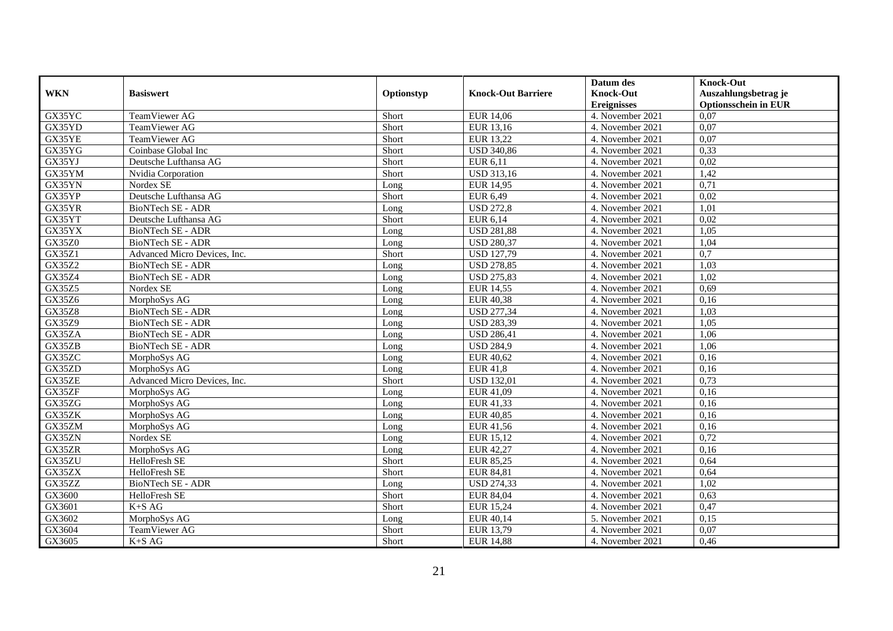| WKN | Basiswert | Optionstyp | Knock-Out Barriere | Datum des Knock-Out Ereignisses | Knock-Out Auszahlungsbetrag je Optionsschein in EUR |
|---|---|---|---|---|---|
| GX35YC | TeamViewer AG | Short | EUR 14,06 | 4. November 2021 | 0,07 |
| GX35YD | TeamViewer AG | Short | EUR 13,16 | 4. November 2021 | 0,07 |
| GX35YE | TeamViewer AG | Short | EUR 13,22 | 4. November 2021 | 0,07 |
| GX35YG | Coinbase Global Inc | Short | USD 340,86 | 4. November 2021 | 0,33 |
| GX35YJ | Deutsche Lufthansa AG | Short | EUR 6,11 | 4. November 2021 | 0,02 |
| GX35YM | Nvidia Corporation | Short | USD 313,16 | 4. November 2021 | 1,42 |
| GX35YN | Nordex SE | Long | EUR 14,95 | 4. November 2021 | 0,71 |
| GX35YP | Deutsche Lufthansa AG | Short | EUR 6,49 | 4. November 2021 | 0,02 |
| GX35YR | BioNTech SE - ADR | Long | USD 272,8 | 4. November 2021 | 1,01 |
| GX35YT | Deutsche Lufthansa AG | Short | EUR 6,14 | 4. November 2021 | 0,02 |
| GX35YX | BioNTech SE - ADR | Long | USD 281,88 | 4. November 2021 | 1,05 |
| GX35Z0 | BioNTech SE - ADR | Long | USD 280,37 | 4. November 2021 | 1,04 |
| GX35Z1 | Advanced Micro Devices, Inc. | Short | USD 127,79 | 4. November 2021 | 0,7 |
| GX35Z2 | BioNTech SE - ADR | Long | USD 278,85 | 4. November 2021 | 1,03 |
| GX35Z4 | BioNTech SE - ADR | Long | USD 275,83 | 4. November 2021 | 1,02 |
| GX35Z5 | Nordex SE | Long | EUR 14,55 | 4. November 2021 | 0,69 |
| GX35Z6 | MorphoSys AG | Long | EUR 40,38 | 4. November 2021 | 0,16 |
| GX35Z8 | BioNTech SE - ADR | Long | USD 277,34 | 4. November 2021 | 1,03 |
| GX35Z9 | BioNTech SE - ADR | Long | USD 283,39 | 4. November 2021 | 1,05 |
| GX35ZA | BioNTech SE - ADR | Long | USD 286,41 | 4. November 2021 | 1,06 |
| GX35ZB | BioNTech SE - ADR | Long | USD 284,9 | 4. November 2021 | 1,06 |
| GX35ZC | MorphoSys AG | Long | EUR 40,62 | 4. November 2021 | 0,16 |
| GX35ZD | MorphoSys AG | Long | EUR 41,8 | 4. November 2021 | 0,16 |
| GX35ZE | Advanced Micro Devices, Inc. | Short | USD 132,01 | 4. November 2021 | 0,73 |
| GX35ZF | MorphoSys AG | Long | EUR 41,09 | 4. November 2021 | 0,16 |
| GX35ZG | MorphoSys AG | Long | EUR 41,33 | 4. November 2021 | 0,16 |
| GX35ZK | MorphoSys AG | Long | EUR 40,85 | 4. November 2021 | 0,16 |
| GX35ZM | MorphoSys AG | Long | EUR 41,56 | 4. November 2021 | 0,16 |
| GX35ZN | Nordex SE | Long | EUR 15,12 | 4. November 2021 | 0,72 |
| GX35ZR | MorphoSys AG | Long | EUR 42,27 | 4. November 2021 | 0,16 |
| GX35ZU | HelloFresh SE | Short | EUR 85,25 | 4. November 2021 | 0,64 |
| GX35ZX | HelloFresh SE | Short | EUR 84,81 | 4. November 2021 | 0,64 |
| GX35ZZ | BioNTech SE - ADR | Long | USD 274,33 | 4. November 2021 | 1,02 |
| GX3600 | HelloFresh SE | Short | EUR 84,04 | 4. November 2021 | 0,63 |
| GX3601 | K+S AG | Short | EUR 15,24 | 4. November 2021 | 0,47 |
| GX3602 | MorphoSys AG | Long | EUR 40,14 | 5. November 2021 | 0,15 |
| GX3604 | TeamViewer AG | Short | EUR 13,79 | 4. November 2021 | 0,07 |
| GX3605 | K+S AG | Short | EUR 14,88 | 4. November 2021 | 0,46 |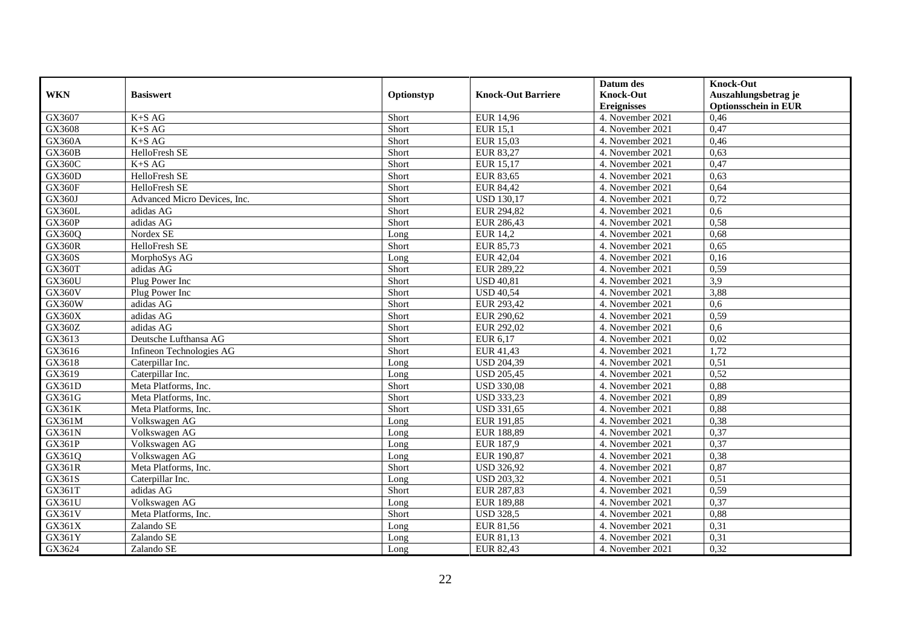| WKN | Basiswert | Optionstyp | Knock-Out Barriere | Datum des Knock-Out Ereignisses | Knock-Out Auszahlungsbetrag je Optionsschein in EUR |
|---|---|---|---|---|---|
| GX3607 | K+S AG | Short | EUR 14,96 | 4. November 2021 | 0,46 |
| GX3608 | K+S AG | Short | EUR 15,1 | 4. November 2021 | 0,47 |
| GX360A | K+S AG | Short | EUR 15,03 | 4. November 2021 | 0,46 |
| GX360B | HelloFresh SE | Short | EUR 83,27 | 4. November 2021 | 0,63 |
| GX360C | K+S AG | Short | EUR 15,17 | 4. November 2021 | 0,47 |
| GX360D | HelloFresh SE | Short | EUR 83,65 | 4. November 2021 | 0,63 |
| GX360F | HelloFresh SE | Short | EUR 84,42 | 4. November 2021 | 0,64 |
| GX360J | Advanced Micro Devices, Inc. | Short | USD 130,17 | 4. November 2021 | 0,72 |
| GX360L | adidas AG | Short | EUR 294,82 | 4. November 2021 | 0,6 |
| GX360P | adidas AG | Short | EUR 286,43 | 4. November 2021 | 0,58 |
| GX360Q | Nordex SE | Long | EUR 14,2 | 4. November 2021 | 0,68 |
| GX360R | HelloFresh SE | Short | EUR 85,73 | 4. November 2021 | 0,65 |
| GX360S | MorphoSys AG | Long | EUR 42,04 | 4. November 2021 | 0,16 |
| GX360T | adidas AG | Short | EUR 289,22 | 4. November 2021 | 0,59 |
| GX360U | Plug Power Inc | Short | USD 40,81 | 4. November 2021 | 3,9 |
| GX360V | Plug Power Inc | Short | USD 40,54 | 4. November 2021 | 3,88 |
| GX360W | adidas AG | Short | EUR 293,42 | 4. November 2021 | 0,6 |
| GX360X | adidas AG | Short | EUR 290,62 | 4. November 2021 | 0,59 |
| GX360Z | adidas AG | Short | EUR 292,02 | 4. November 2021 | 0,6 |
| GX3613 | Deutsche Lufthansa AG | Short | EUR 6,17 | 4. November 2021 | 0,02 |
| GX3616 | Infineon Technologies AG | Short | EUR 41,43 | 4. November 2021 | 1,72 |
| GX3618 | Caterpillar Inc. | Long | USD 204,39 | 4. November 2021 | 0,51 |
| GX3619 | Caterpillar Inc. | Long | USD 205,45 | 4. November 2021 | 0,52 |
| GX361D | Meta Platforms, Inc. | Short | USD 330,08 | 4. November 2021 | 0,88 |
| GX361G | Meta Platforms, Inc. | Short | USD 333,23 | 4. November 2021 | 0,89 |
| GX361K | Meta Platforms, Inc. | Short | USD 331,65 | 4. November 2021 | 0,88 |
| GX361M | Volkswagen AG | Long | EUR 191,85 | 4. November 2021 | 0,38 |
| GX361N | Volkswagen AG | Long | EUR 188,89 | 4. November 2021 | 0,37 |
| GX361P | Volkswagen AG | Long | EUR 187,9 | 4. November 2021 | 0,37 |
| GX361Q | Volkswagen AG | Long | EUR 190,87 | 4. November 2021 | 0,38 |
| GX361R | Meta Platforms, Inc. | Short | USD 326,92 | 4. November 2021 | 0,87 |
| GX361S | Caterpillar Inc. | Long | USD 203,32 | 4. November 2021 | 0,51 |
| GX361T | adidas AG | Short | EUR 287,83 | 4. November 2021 | 0,59 |
| GX361U | Volkswagen AG | Long | EUR 189,88 | 4. November 2021 | 0,37 |
| GX361V | Meta Platforms, Inc. | Short | USD 328,5 | 4. November 2021 | 0,88 |
| GX361X | Zalando SE | Long | EUR 81,56 | 4. November 2021 | 0,31 |
| GX361Y | Zalando SE | Long | EUR 81,13 | 4. November 2021 | 0,31 |
| GX3624 | Zalando SE | Long | EUR 82,43 | 4. November 2021 | 0,32 |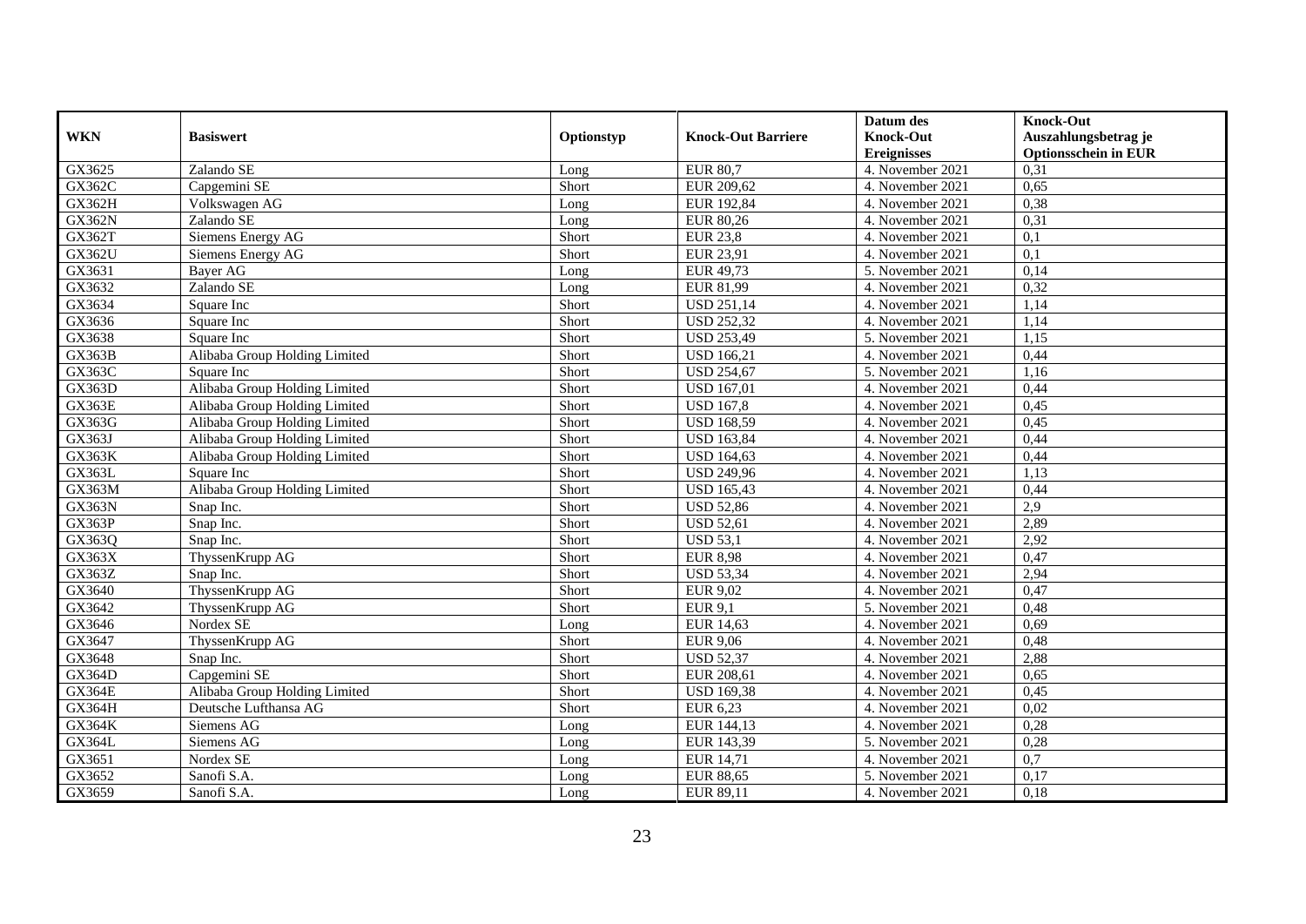| WKN | Basiswert | Optionstyp | Knock-Out Barriere | Datum des Knock-Out Ereignisses | Knock-Out Auszahlungsbetrag je Optionsschein in EUR |
|---|---|---|---|---|---|
| GX3625 | Zalando SE | Long | EUR 80,7 | 4. November 2021 | 0,31 |
| GX362C | Capgemini SE | Short | EUR 209,62 | 4. November 2021 | 0,65 |
| GX362H | Volkswagen AG | Long | EUR 192,84 | 4. November 2021 | 0,38 |
| GX362N | Zalando SE | Long | EUR 80,26 | 4. November 2021 | 0,31 |
| GX362T | Siemens Energy AG | Short | EUR 23,8 | 4. November 2021 | 0,1 |
| GX362U | Siemens Energy AG | Short | EUR 23,91 | 4. November 2021 | 0,1 |
| GX3631 | Bayer AG | Long | EUR 49,73 | 5. November 2021 | 0,14 |
| GX3632 | Zalando SE | Long | EUR 81,99 | 4. November 2021 | 0,32 |
| GX3634 | Square Inc | Short | USD 251,14 | 4. November 2021 | 1,14 |
| GX3636 | Square Inc | Short | USD 252,32 | 4. November 2021 | 1,14 |
| GX3638 | Square Inc | Short | USD 253,49 | 5. November 2021 | 1,15 |
| GX363B | Alibaba Group Holding Limited | Short | USD 166,21 | 4. November 2021 | 0,44 |
| GX363C | Square Inc | Short | USD 254,67 | 5. November 2021 | 1,16 |
| GX363D | Alibaba Group Holding Limited | Short | USD 167,01 | 4. November 2021 | 0,44 |
| GX363E | Alibaba Group Holding Limited | Short | USD 167,8 | 4. November 2021 | 0,45 |
| GX363G | Alibaba Group Holding Limited | Short | USD 168,59 | 4. November 2021 | 0,45 |
| GX363J | Alibaba Group Holding Limited | Short | USD 163,84 | 4. November 2021 | 0,44 |
| GX363K | Alibaba Group Holding Limited | Short | USD 164,63 | 4. November 2021 | 0,44 |
| GX363L | Square Inc | Short | USD 249,96 | 4. November 2021 | 1,13 |
| GX363M | Alibaba Group Holding Limited | Short | USD 165,43 | 4. November 2021 | 0,44 |
| GX363N | Snap Inc. | Short | USD 52,86 | 4. November 2021 | 2,9 |
| GX363P | Snap Inc. | Short | USD 52,61 | 4. November 2021 | 2,89 |
| GX363Q | Snap Inc. | Short | USD 53,1 | 4. November 2021 | 2,92 |
| GX363X | ThyssenKrupp AG | Short | EUR 8,98 | 4. November 2021 | 0,47 |
| GX363Z | Snap Inc. | Short | USD 53,34 | 4. November 2021 | 2,94 |
| GX3640 | ThyssenKrupp AG | Short | EUR 9,02 | 4. November 2021 | 0,47 |
| GX3642 | ThyssenKrupp AG | Short | EUR 9,1 | 5. November 2021 | 0,48 |
| GX3646 | Nordex SE | Long | EUR 14,63 | 4. November 2021 | 0,69 |
| GX3647 | ThyssenKrupp AG | Short | EUR 9,06 | 4. November 2021 | 0,48 |
| GX3648 | Snap Inc. | Short | USD 52,37 | 4. November 2021 | 2,88 |
| GX364D | Capgemini SE | Short | EUR 208,61 | 4. November 2021 | 0,65 |
| GX364E | Alibaba Group Holding Limited | Short | USD 169,38 | 4. November 2021 | 0,45 |
| GX364H | Deutsche Lufthansa AG | Short | EUR 6,23 | 4. November 2021 | 0,02 |
| GX364K | Siemens AG | Long | EUR 144,13 | 4. November 2021 | 0,28 |
| GX364L | Siemens AG | Long | EUR 143,39 | 5. November 2021 | 0,28 |
| GX3651 | Nordex SE | Long | EUR 14,71 | 4. November 2021 | 0,7 |
| GX3652 | Sanofi S.A. | Long | EUR 88,65 | 5. November 2021 | 0,17 |
| GX3659 | Sanofi S.A. | Long | EUR 89,11 | 4. November 2021 | 0,18 |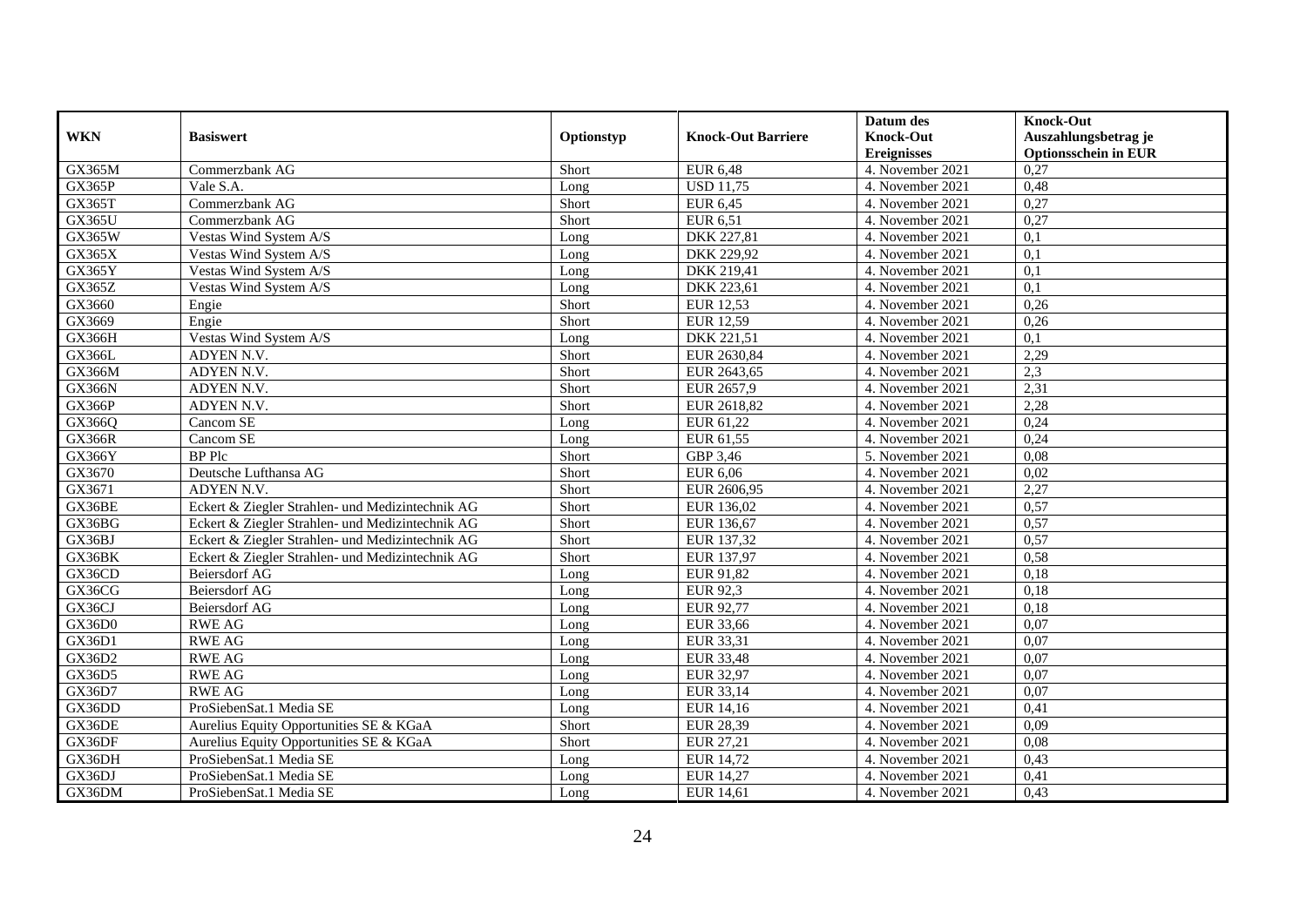| WKN | Basiswert | Optionstyp | Knock-Out Barriere | Datum des Knock-Out Ereignisses | Knock-Out Auszahlungsbetrag je Optionsschein in EUR |
|---|---|---|---|---|---|
| GX365M | Commerzbank AG | Short | EUR 6,48 | 4. November 2021 | 0,27 |
| GX365P | Vale S.A. | Long | USD 11,75 | 4. November 2021 | 0,48 |
| GX365T | Commerzbank AG | Short | EUR 6,45 | 4. November 2021 | 0,27 |
| GX365U | Commerzbank AG | Short | EUR 6,51 | 4. November 2021 | 0,27 |
| GX365W | Vestas Wind System A/S | Long | DKK 227,81 | 4. November 2021 | 0,1 |
| GX365X | Vestas Wind System A/S | Long | DKK 229,92 | 4. November 2021 | 0,1 |
| GX365Y | Vestas Wind System A/S | Long | DKK 219,41 | 4. November 2021 | 0,1 |
| GX365Z | Vestas Wind System A/S | Long | DKK 223,61 | 4. November 2021 | 0,1 |
| GX3660 | Engie | Short | EUR 12,53 | 4. November 2021 | 0,26 |
| GX3669 | Engie | Short | EUR 12,59 | 4. November 2021 | 0,26 |
| GX366H | Vestas Wind System A/S | Long | DKK 221,51 | 4. November 2021 | 0,1 |
| GX366L | ADYEN N.V. | Short | EUR 2630,84 | 4. November 2021 | 2,29 |
| GX366M | ADYEN N.V. | Short | EUR 2643,65 | 4. November 2021 | 2,3 |
| GX366N | ADYEN N.V. | Short | EUR 2657,9 | 4. November 2021 | 2,31 |
| GX366P | ADYEN N.V. | Short | EUR 2618,82 | 4. November 2021 | 2,28 |
| GX366Q | Cancom SE | Long | EUR 61,22 | 4. November 2021 | 0,24 |
| GX366R | Cancom SE | Long | EUR 61,55 | 4. November 2021 | 0,24 |
| GX366Y | BP Plc | Short | GBP 3,46 | 5. November 2021 | 0,08 |
| GX3670 | Deutsche Lufthansa AG | Short | EUR 6,06 | 4. November 2021 | 0,02 |
| GX3671 | ADYEN N.V. | Short | EUR 2606,95 | 4. November 2021 | 2,27 |
| GX36BE | Eckert & Ziegler Strahlen- und Medizintechnik AG | Short | EUR 136,02 | 4. November 2021 | 0,57 |
| GX36BG | Eckert & Ziegler Strahlen- und Medizintechnik AG | Short | EUR 136,67 | 4. November 2021 | 0,57 |
| GX36BJ | Eckert & Ziegler Strahlen- und Medizintechnik AG | Short | EUR 137,32 | 4. November 2021 | 0,57 |
| GX36BK | Eckert & Ziegler Strahlen- und Medizintechnik AG | Short | EUR 137,97 | 4. November 2021 | 0,58 |
| GX36CD | Beiersdorf AG | Long | EUR 91,82 | 4. November 2021 | 0,18 |
| GX36CG | Beiersdorf AG | Long | EUR 92,3 | 4. November 2021 | 0,18 |
| GX36CJ | Beiersdorf AG | Long | EUR 92,77 | 4. November 2021 | 0,18 |
| GX36D0 | RWE AG | Long | EUR 33,66 | 4. November 2021 | 0,07 |
| GX36D1 | RWE AG | Long | EUR 33,31 | 4. November 2021 | 0,07 |
| GX36D2 | RWE AG | Long | EUR 33,48 | 4. November 2021 | 0,07 |
| GX36D5 | RWE AG | Long | EUR 32,97 | 4. November 2021 | 0,07 |
| GX36D7 | RWE AG | Long | EUR 33,14 | 4. November 2021 | 0,07 |
| GX36DD | ProSiebenSat.1 Media SE | Long | EUR 14,16 | 4. November 2021 | 0,41 |
| GX36DE | Aurelius Equity Opportunities SE & KGaA | Short | EUR 28,39 | 4. November 2021 | 0,09 |
| GX36DF | Aurelius Equity Opportunities SE & KGaA | Short | EUR 27,21 | 4. November 2021 | 0,08 |
| GX36DH | ProSiebenSat.1 Media SE | Long | EUR 14,72 | 4. November 2021 | 0,43 |
| GX36DJ | ProSiebenSat.1 Media SE | Long | EUR 14,27 | 4. November 2021 | 0,41 |
| GX36DM | ProSiebenSat.1 Media SE | Long | EUR 14,61 | 4. November 2021 | 0,43 |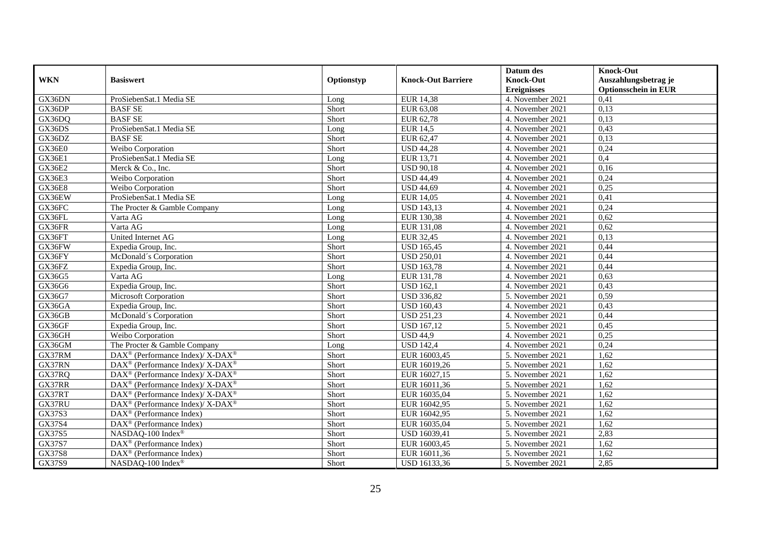| WKN | Basiswert | Optionstyp | Knock-Out Barriere | Datum des Knock-Out Ereignisses | Knock-Out Auszahlungsbetrag je Optionsschein in EUR |
|---|---|---|---|---|---|
| GX36DN | ProSiebenSat.1 Media SE | Long | EUR 14,38 | 4. November 2021 | 0,41 |
| GX36DP | BASF SE | Short | EUR 63,08 | 4. November 2021 | 0,13 |
| GX36DQ | BASF SE | Short | EUR 62,78 | 4. November 2021 | 0,13 |
| GX36DS | ProSiebenSat.1 Media SE | Long | EUR 14,5 | 4. November 2021 | 0,43 |
| GX36DZ | BASF SE | Short | EUR 62,47 | 4. November 2021 | 0,13 |
| GX36E0 | Weibo Corporation | Short | USD 44,28 | 4. November 2021 | 0,24 |
| GX36E1 | ProSiebenSat.1 Media SE | Long | EUR 13,71 | 4. November 2021 | 0,4 |
| GX36E2 | Merck & Co., Inc. | Short | USD 90,18 | 4. November 2021 | 0,16 |
| GX36E3 | Weibo Corporation | Short | USD 44,49 | 4. November 2021 | 0,24 |
| GX36E8 | Weibo Corporation | Short | USD 44,69 | 4. November 2021 | 0,25 |
| GX36EW | ProSiebenSat.1 Media SE | Long | EUR 14,05 | 4. November 2021 | 0,41 |
| GX36FC | The Procter & Gamble Company | Long | USD 143,13 | 4. November 2021 | 0,24 |
| GX36FL | Varta AG | Long | EUR 130,38 | 4. November 2021 | 0,62 |
| GX36FR | Varta AG | Long | EUR 131,08 | 4. November 2021 | 0,62 |
| GX36FT | United Internet AG | Long | EUR 32,45 | 4. November 2021 | 0,13 |
| GX36FW | Expedia Group, Inc. | Short | USD 165,45 | 4. November 2021 | 0,44 |
| GX36FY | McDonald´s Corporation | Short | USD 250,01 | 4. November 2021 | 0,44 |
| GX36FZ | Expedia Group, Inc. | Short | USD 163,78 | 4. November 2021 | 0,44 |
| GX36G5 | Varta AG | Long | EUR 131,78 | 4. November 2021 | 0,63 |
| GX36G6 | Expedia Group, Inc. | Short | USD 162,1 | 4. November 2021 | 0,43 |
| GX36G7 | Microsoft Corporation | Short | USD 336,82 | 5. November 2021 | 0,59 |
| GX36GA | Expedia Group, Inc. | Short | USD 160,43 | 4. November 2021 | 0,43 |
| GX36GB | McDonald´s Corporation | Short | USD 251,23 | 4. November 2021 | 0,44 |
| GX36GF | Expedia Group, Inc. | Short | USD 167,12 | 5. November 2021 | 0,45 |
| GX36GH | Weibo Corporation | Short | USD 44,9 | 4. November 2021 | 0,25 |
| GX36GM | The Procter & Gamble Company | Long | USD 142,4 | 4. November 2021 | 0,24 |
| GX37RM | DAX® (Performance Index)/ X-DAX® | Short | EUR 16003,45 | 5. November 2021 | 1,62 |
| GX37RN | DAX® (Performance Index)/ X-DAX® | Short | EUR 16019,26 | 5. November 2021 | 1,62 |
| GX37RQ | DAX® (Performance Index)/ X-DAX® | Short | EUR 16027,15 | 5. November 2021 | 1,62 |
| GX37RR | DAX® (Performance Index)/ X-DAX® | Short | EUR 16011,36 | 5. November 2021 | 1,62 |
| GX37RT | DAX® (Performance Index)/ X-DAX® | Short | EUR 16035,04 | 5. November 2021 | 1,62 |
| GX37RU | DAX® (Performance Index)/ X-DAX® | Short | EUR 16042,95 | 5. November 2021 | 1,62 |
| GX37S3 | DAX® (Performance Index) | Short | EUR 16042,95 | 5. November 2021 | 1,62 |
| GX37S4 | DAX® (Performance Index) | Short | EUR 16035,04 | 5. November 2021 | 1,62 |
| GX37S5 | NASDAQ-100 Index® | Short | USD 16039,41 | 5. November 2021 | 2,83 |
| GX37S7 | DAX® (Performance Index) | Short | EUR 16003,45 | 5. November 2021 | 1,62 |
| GX37S8 | DAX® (Performance Index) | Short | EUR 16011,36 | 5. November 2021 | 1,62 |
| GX37S9 | NASDAQ-100 Index® | Short | USD 16133,36 | 5. November 2021 | 2,85 |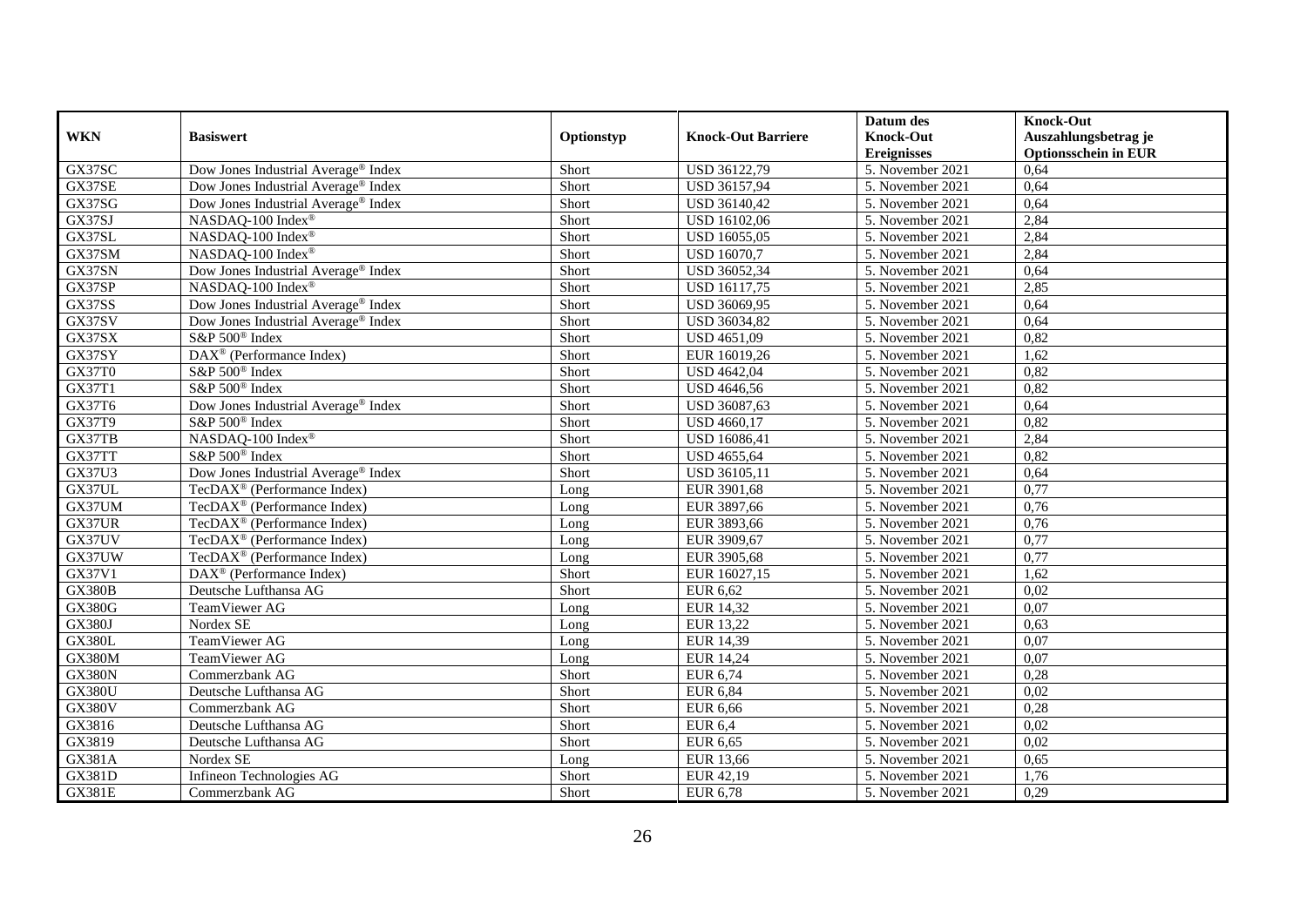| WKN | Basiswert | Optionstyp | Knock-Out Barriere | Datum des Knock-Out Ereignisses | Knock-Out Auszahlungsbetrag je Optionsschein in EUR |
|---|---|---|---|---|---|
| GX37SC | Dow Jones Industrial Average® Index | Short | USD 36122,79 | 5. November 2021 | 0,64 |
| GX37SE | Dow Jones Industrial Average® Index | Short | USD 36157,94 | 5. November 2021 | 0,64 |
| GX37SG | Dow Jones Industrial Average® Index | Short | USD 36140,42 | 5. November 2021 | 0,64 |
| GX37SJ | NASDAQ-100 Index® | Short | USD 16102,06 | 5. November 2021 | 2,84 |
| GX37SL | NASDAQ-100 Index® | Short | USD 16055,05 | 5. November 2021 | 2,84 |
| GX37SM | NASDAQ-100 Index® | Short | USD 16070,7 | 5. November 2021 | 2,84 |
| GX37SN | Dow Jones Industrial Average® Index | Short | USD 36052,34 | 5. November 2021 | 0,64 |
| GX37SP | NASDAQ-100 Index® | Short | USD 16117,75 | 5. November 2021 | 2,85 |
| GX37SS | Dow Jones Industrial Average® Index | Short | USD 36069,95 | 5. November 2021 | 0,64 |
| GX37SV | Dow Jones Industrial Average® Index | Short | USD 36034,82 | 5. November 2021 | 0,64 |
| GX37SX | S&P 500® Index | Short | USD 4651,09 | 5. November 2021 | 0,82 |
| GX37SY | DAX® (Performance Index) | Short | EUR 16019,26 | 5. November 2021 | 1,62 |
| GX37T0 | S&P 500® Index | Short | USD 4642,04 | 5. November 2021 | 0,82 |
| GX37T1 | S&P 500® Index | Short | USD 4646,56 | 5. November 2021 | 0,82 |
| GX37T6 | Dow Jones Industrial Average® Index | Short | USD 36087,63 | 5. November 2021 | 0,64 |
| GX37T9 | S&P 500® Index | Short | USD 4660,17 | 5. November 2021 | 0,82 |
| GX37TB | NASDAQ-100 Index® | Short | USD 16086,41 | 5. November 2021 | 2,84 |
| GX37TT | S&P 500® Index | Short | USD 4655,64 | 5. November 2021 | 0,82 |
| GX37U3 | Dow Jones Industrial Average® Index | Short | USD 36105,11 | 5. November 2021 | 0,64 |
| GX37UL | TecDAX® (Performance Index) | Long | EUR 3901,68 | 5. November 2021 | 0,77 |
| GX37UM | TecDAX® (Performance Index) | Long | EUR 3897,66 | 5. November 2021 | 0,76 |
| GX37UR | TecDAX® (Performance Index) | Long | EUR 3893,66 | 5. November 2021 | 0,76 |
| GX37UV | TecDAX® (Performance Index) | Long | EUR 3909,67 | 5. November 2021 | 0,77 |
| GX37UW | TecDAX® (Performance Index) | Long | EUR 3905,68 | 5. November 2021 | 0,77 |
| GX37V1 | DAX® (Performance Index) | Short | EUR 16027,15 | 5. November 2021 | 1,62 |
| GX380B | Deutsche Lufthansa AG | Short | EUR 6,62 | 5. November 2021 | 0,02 |
| GX380G | TeamViewer AG | Long | EUR 14,32 | 5. November 2021 | 0,07 |
| GX380J | Nordex SE | Long | EUR 13,22 | 5. November 2021 | 0,63 |
| GX380L | TeamViewer AG | Long | EUR 14,39 | 5. November 2021 | 0,07 |
| GX380M | TeamViewer AG | Long | EUR 14,24 | 5. November 2021 | 0,07 |
| GX380N | Commerzbank AG | Short | EUR 6,74 | 5. November 2021 | 0,28 |
| GX380U | Deutsche Lufthansa AG | Short | EUR 6,84 | 5. November 2021 | 0,02 |
| GX380V | Commerzbank AG | Short | EUR 6,66 | 5. November 2021 | 0,28 |
| GX3816 | Deutsche Lufthansa AG | Short | EUR 6,4 | 5. November 2021 | 0,02 |
| GX3819 | Deutsche Lufthansa AG | Short | EUR 6,65 | 5. November 2021 | 0,02 |
| GX381A | Nordex SE | Long | EUR 13,66 | 5. November 2021 | 0,65 |
| GX381D | Infineon Technologies AG | Short | EUR 42,19 | 5. November 2021 | 1,76 |
| GX381E | Commerzbank AG | Short | EUR 6,78 | 5. November 2021 | 0,29 |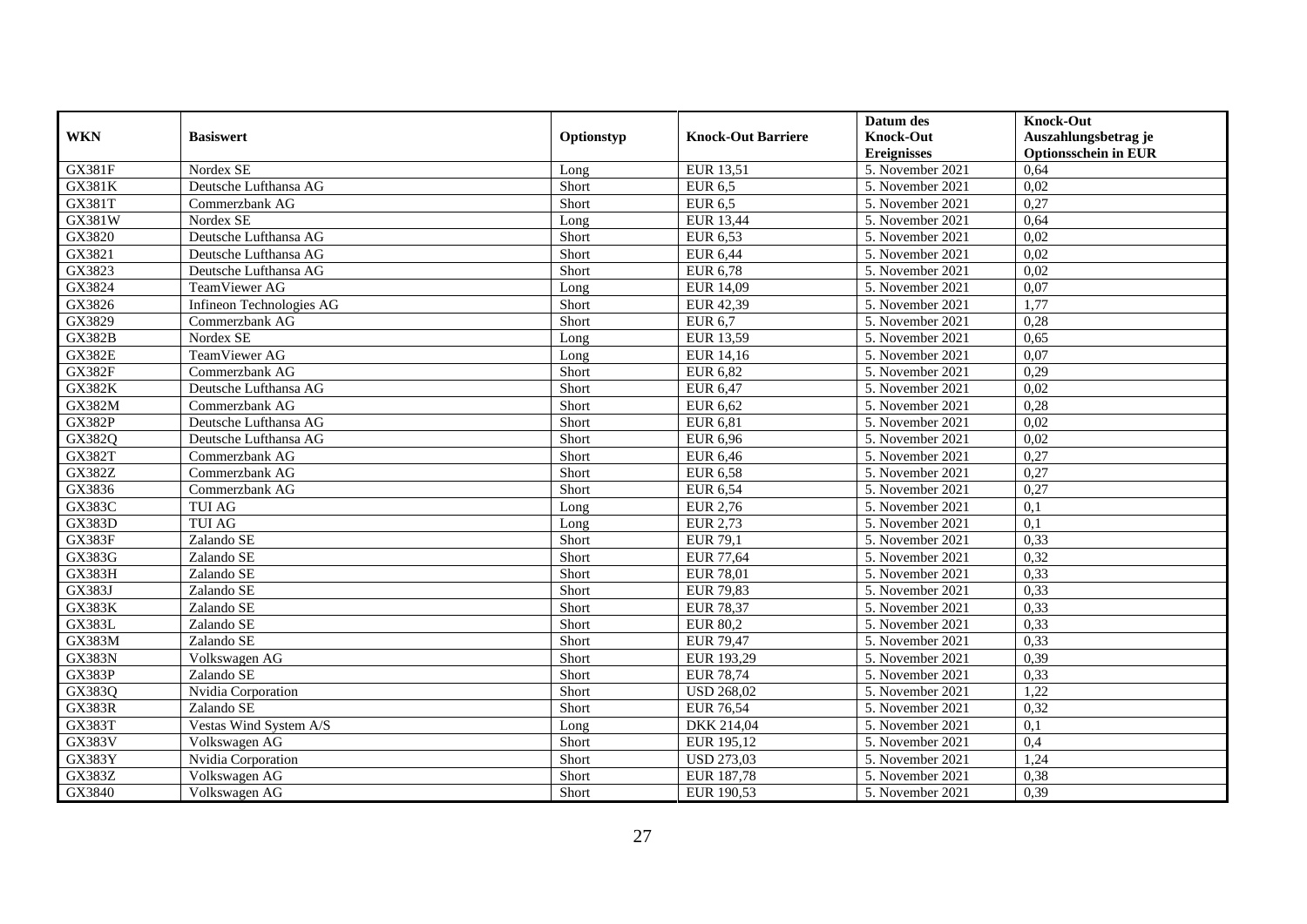| WKN | Basiswert | Optionstyp | Knock-Out Barriere | Datum des Knock-Out Ereignisses | Knock-Out Auszahlungsbetrag je Optionsschein in EUR |
|---|---|---|---|---|---|
| GX381F | Nordex SE | Long | EUR 13,51 | 5. November 2021 | 0,64 |
| GX381K | Deutsche Lufthansa AG | Short | EUR 6,5 | 5. November 2021 | 0,02 |
| GX381T | Commerzbank AG | Short | EUR 6,5 | 5. November 2021 | 0,27 |
| GX381W | Nordex SE | Long | EUR 13,44 | 5. November 2021 | 0,64 |
| GX3820 | Deutsche Lufthansa AG | Short | EUR 6,53 | 5. November 2021 | 0,02 |
| GX3821 | Deutsche Lufthansa AG | Short | EUR 6,44 | 5. November 2021 | 0,02 |
| GX3823 | Deutsche Lufthansa AG | Short | EUR 6,78 | 5. November 2021 | 0,02 |
| GX3824 | TeamViewer AG | Long | EUR 14,09 | 5. November 2021 | 0,07 |
| GX3826 | Infineon Technologies AG | Short | EUR 42,39 | 5. November 2021 | 1,77 |
| GX3829 | Commerzbank AG | Short | EUR 6,7 | 5. November 2021 | 0,28 |
| GX382B | Nordex SE | Long | EUR 13,59 | 5. November 2021 | 0,65 |
| GX382E | TeamViewer AG | Long | EUR 14,16 | 5. November 2021 | 0,07 |
| GX382F | Commerzbank AG | Short | EUR 6,82 | 5. November 2021 | 0,29 |
| GX382K | Deutsche Lufthansa AG | Short | EUR 6,47 | 5. November 2021 | 0,02 |
| GX382M | Commerzbank AG | Short | EUR 6,62 | 5. November 2021 | 0,28 |
| GX382P | Deutsche Lufthansa AG | Short | EUR 6,81 | 5. November 2021 | 0,02 |
| GX382Q | Deutsche Lufthansa AG | Short | EUR 6,96 | 5. November 2021 | 0,02 |
| GX382T | Commerzbank AG | Short | EUR 6,46 | 5. November 2021 | 0,27 |
| GX382Z | Commerzbank AG | Short | EUR 6,58 | 5. November 2021 | 0,27 |
| GX3836 | Commerzbank AG | Short | EUR 6,54 | 5. November 2021 | 0,27 |
| GX383C | TUI AG | Long | EUR 2,76 | 5. November 2021 | 0,1 |
| GX383D | TUI AG | Long | EUR 2,73 | 5. November 2021 | 0,1 |
| GX383F | Zalando SE | Short | EUR 79,1 | 5. November 2021 | 0,33 |
| GX383G | Zalando SE | Short | EUR 77,64 | 5. November 2021 | 0,32 |
| GX383H | Zalando SE | Short | EUR 78,01 | 5. November 2021 | 0,33 |
| GX383J | Zalando SE | Short | EUR 79,83 | 5. November 2021 | 0,33 |
| GX383K | Zalando SE | Short | EUR 78,37 | 5. November 2021 | 0,33 |
| GX383L | Zalando SE | Short | EUR 80,2 | 5. November 2021 | 0,33 |
| GX383M | Zalando SE | Short | EUR 79,47 | 5. November 2021 | 0,33 |
| GX383N | Volkswagen AG | Short | EUR 193,29 | 5. November 2021 | 0,39 |
| GX383P | Zalando SE | Short | EUR 78,74 | 5. November 2021 | 0,33 |
| GX383Q | Nvidia Corporation | Short | USD 268,02 | 5. November 2021 | 1,22 |
| GX383R | Zalando SE | Short | EUR 76,54 | 5. November 2021 | 0,32 |
| GX383T | Vestas Wind System A/S | Long | DKK 214,04 | 5. November 2021 | 0,1 |
| GX383V | Volkswagen AG | Short | EUR 195,12 | 5. November 2021 | 0,4 |
| GX383Y | Nvidia Corporation | Short | USD 273,03 | 5. November 2021 | 1,24 |
| GX383Z | Volkswagen AG | Short | EUR 187,78 | 5. November 2021 | 0,38 |
| GX3840 | Volkswagen AG | Short | EUR 190,53 | 5. November 2021 | 0,39 |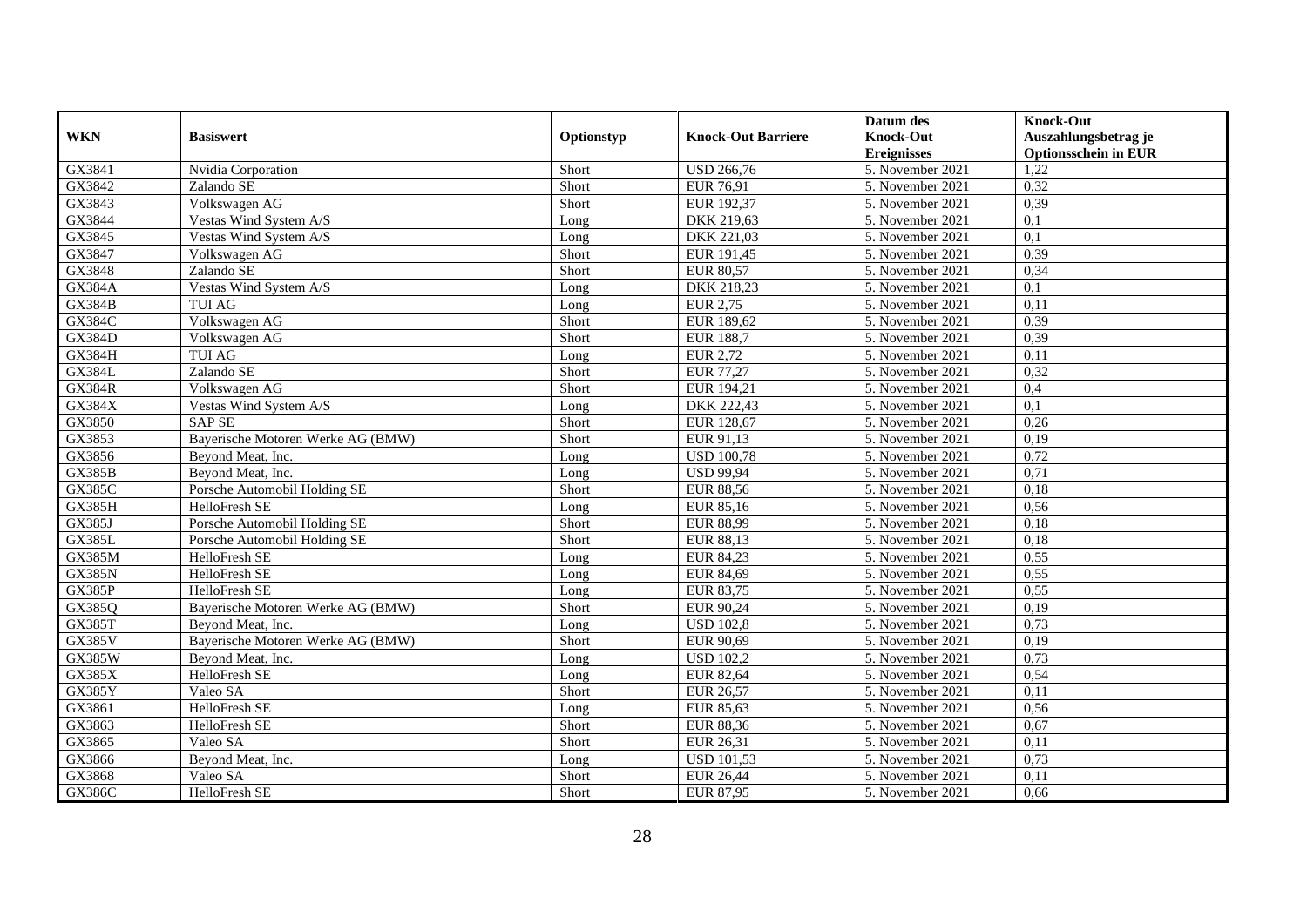| WKN | Basiswert | Optionstyp | Knock-Out Barriere | Datum des Knock-Out Ereignisses | Knock-Out Auszahlungsbetrag je Optionsschein in EUR |
| --- | --- | --- | --- | --- | --- |
| GX3841 | Nvidia Corporation | Short | USD 266,76 | 5. November 2021 | 1,22 |
| GX3842 | Zalando SE | Short | EUR 76,91 | 5. November 2021 | 0,32 |
| GX3843 | Volkswagen AG | Short | EUR 192,37 | 5. November 2021 | 0,39 |
| GX3844 | Vestas Wind System A/S | Long | DKK 219,63 | 5. November 2021 | 0,1 |
| GX3845 | Vestas Wind System A/S | Long | DKK 221,03 | 5. November 2021 | 0,1 |
| GX3847 | Volkswagen AG | Short | EUR 191,45 | 5. November 2021 | 0,39 |
| GX3848 | Zalando SE | Short | EUR 80,57 | 5. November 2021 | 0,34 |
| GX384A | Vestas Wind System A/S | Long | DKK 218,23 | 5. November 2021 | 0,1 |
| GX384B | TUI AG | Long | EUR 2,75 | 5. November 2021 | 0,11 |
| GX384C | Volkswagen AG | Short | EUR 189,62 | 5. November 2021 | 0,39 |
| GX384D | Volkswagen AG | Short | EUR 188,7 | 5. November 2021 | 0,39 |
| GX384H | TUI AG | Long | EUR 2,72 | 5. November 2021 | 0,11 |
| GX384L | Zalando SE | Short | EUR 77,27 | 5. November 2021 | 0,32 |
| GX384R | Volkswagen AG | Short | EUR 194,21 | 5. November 2021 | 0,4 |
| GX384X | Vestas Wind System A/S | Long | DKK 222,43 | 5. November 2021 | 0,1 |
| GX3850 | SAP SE | Short | EUR 128,67 | 5. November 2021 | 0,26 |
| GX3853 | Bayerische Motoren Werke AG (BMW) | Short | EUR 91,13 | 5. November 2021 | 0,19 |
| GX3856 | Beyond Meat, Inc. | Long | USD 100,78 | 5. November 2021 | 0,72 |
| GX385B | Beyond Meat, Inc. | Long | USD 99,94 | 5. November 2021 | 0,71 |
| GX385C | Porsche Automobil Holding SE | Short | EUR 88,56 | 5. November 2021 | 0,18 |
| GX385H | HelloFresh SE | Long | EUR 85,16 | 5. November 2021 | 0,56 |
| GX385J | Porsche Automobil Holding SE | Short | EUR 88,99 | 5. November 2021 | 0,18 |
| GX385L | Porsche Automobil Holding SE | Short | EUR 88,13 | 5. November 2021 | 0,18 |
| GX385M | HelloFresh SE | Long | EUR 84,23 | 5. November 2021 | 0,55 |
| GX385N | HelloFresh SE | Long | EUR 84,69 | 5. November 2021 | 0,55 |
| GX385P | HelloFresh SE | Long | EUR 83,75 | 5. November 2021 | 0,55 |
| GX385Q | Bayerische Motoren Werke AG (BMW) | Short | EUR 90,24 | 5. November 2021 | 0,19 |
| GX385T | Beyond Meat, Inc. | Long | USD 102,8 | 5. November 2021 | 0,73 |
| GX385V | Bayerische Motoren Werke AG (BMW) | Short | EUR 90,69 | 5. November 2021 | 0,19 |
| GX385W | Beyond Meat, Inc. | Long | USD 102,2 | 5. November 2021 | 0,73 |
| GX385X | HelloFresh SE | Long | EUR 82,64 | 5. November 2021 | 0,54 |
| GX385Y | Valeo SA | Short | EUR 26,57 | 5. November 2021 | 0,11 |
| GX3861 | HelloFresh SE | Long | EUR 85,63 | 5. November 2021 | 0,56 |
| GX3863 | HelloFresh SE | Short | EUR 88,36 | 5. November 2021 | 0,67 |
| GX3865 | Valeo SA | Short | EUR 26,31 | 5. November 2021 | 0,11 |
| GX3866 | Beyond Meat, Inc. | Long | USD 101,53 | 5. November 2021 | 0,73 |
| GX3868 | Valeo SA | Short | EUR 26,44 | 5. November 2021 | 0,11 |
| GX386C | HelloFresh SE | Short | EUR 87,95 | 5. November 2021 | 0,66 |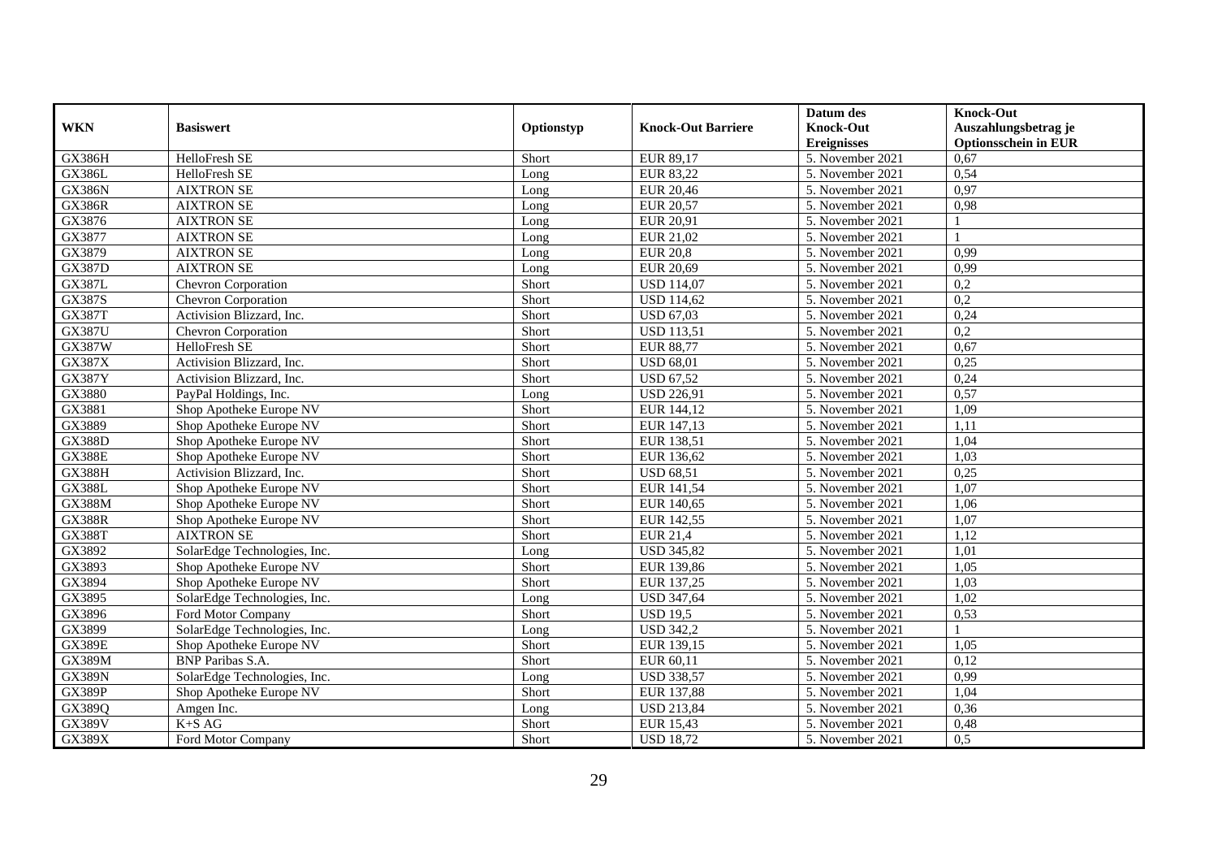| WKN | Basiswert | Optionstyp | Knock-Out Barriere | Datum des Knock-Out Ereignisses | Knock-Out Auszahlungsbetrag je Optionsschein in EUR |
|---|---|---|---|---|---|
| GX386H | HelloFresh SE | Short | EUR 89,17 | 5. November 2021 | 0,67 |
| GX386L | HelloFresh SE | Long | EUR 83,22 | 5. November 2021 | 0,54 |
| GX386N | AIXTRON SE | Long | EUR 20,46 | 5. November 2021 | 0,97 |
| GX386R | AIXTRON SE | Long | EUR 20,57 | 5. November 2021 | 0,98 |
| GX3876 | AIXTRON SE | Long | EUR 20,91 | 5. November 2021 | 1 |
| GX3877 | AIXTRON SE | Long | EUR 21,02 | 5. November 2021 | 1 |
| GX3879 | AIXTRON SE | Long | EUR 20,8 | 5. November 2021 | 0,99 |
| GX387D | AIXTRON SE | Long | EUR 20,69 | 5. November 2021 | 0,99 |
| GX387L | Chevron Corporation | Short | USD 114,07 | 5. November 2021 | 0,2 |
| GX387S | Chevron Corporation | Short | USD 114,62 | 5. November 2021 | 0,2 |
| GX387T | Activision Blizzard, Inc. | Short | USD 67,03 | 5. November 2021 | 0,24 |
| GX387U | Chevron Corporation | Short | USD 113,51 | 5. November 2021 | 0,2 |
| GX387W | HelloFresh SE | Short | EUR 88,77 | 5. November 2021 | 0,67 |
| GX387X | Activision Blizzard, Inc. | Short | USD 68,01 | 5. November 2021 | 0,25 |
| GX387Y | Activision Blizzard, Inc. | Short | USD 67,52 | 5. November 2021 | 0,24 |
| GX3880 | PayPal Holdings, Inc. | Long | USD 226,91 | 5. November 2021 | 0,57 |
| GX3881 | Shop Apotheke Europe NV | Short | EUR 144,12 | 5. November 2021 | 1,09 |
| GX3889 | Shop Apotheke Europe NV | Short | EUR 147,13 | 5. November 2021 | 1,11 |
| GX388D | Shop Apotheke Europe NV | Short | EUR 138,51 | 5. November 2021 | 1,04 |
| GX388E | Shop Apotheke Europe NV | Short | EUR 136,62 | 5. November 2021 | 1,03 |
| GX388H | Activision Blizzard, Inc. | Short | USD 68,51 | 5. November 2021 | 0,25 |
| GX388L | Shop Apotheke Europe NV | Short | EUR 141,54 | 5. November 2021 | 1,07 |
| GX388M | Shop Apotheke Europe NV | Short | EUR 140,65 | 5. November 2021 | 1,06 |
| GX388R | Shop Apotheke Europe NV | Short | EUR 142,55 | 5. November 2021 | 1,07 |
| GX388T | AIXTRON SE | Short | EUR 21,4 | 5. November 2021 | 1,12 |
| GX3892 | SolarEdge Technologies, Inc. | Long | USD 345,82 | 5. November 2021 | 1,01 |
| GX3893 | Shop Apotheke Europe NV | Short | EUR 139,86 | 5. November 2021 | 1,05 |
| GX3894 | Shop Apotheke Europe NV | Short | EUR 137,25 | 5. November 2021 | 1,03 |
| GX3895 | SolarEdge Technologies, Inc. | Long | USD 347,64 | 5. November 2021 | 1,02 |
| GX3896 | Ford Motor Company | Short | USD 19,5 | 5. November 2021 | 0,53 |
| GX3899 | SolarEdge Technologies, Inc. | Long | USD 342,2 | 5. November 2021 | 1 |
| GX389E | Shop Apotheke Europe NV | Short | EUR 139,15 | 5. November 2021 | 1,05 |
| GX389M | BNP Paribas S.A. | Short | EUR 60,11 | 5. November 2021 | 0,12 |
| GX389N | SolarEdge Technologies, Inc. | Long | USD 338,57 | 5. November 2021 | 0,99 |
| GX389P | Shop Apotheke Europe NV | Short | EUR 137,88 | 5. November 2021 | 1,04 |
| GX389Q | Amgen Inc. | Long | USD 213,84 | 5. November 2021 | 0,36 |
| GX389V | K+S AG | Short | EUR 15,43 | 5. November 2021 | 0,48 |
| GX389X | Ford Motor Company | Short | USD 18,72 | 5. November 2021 | 0,5 |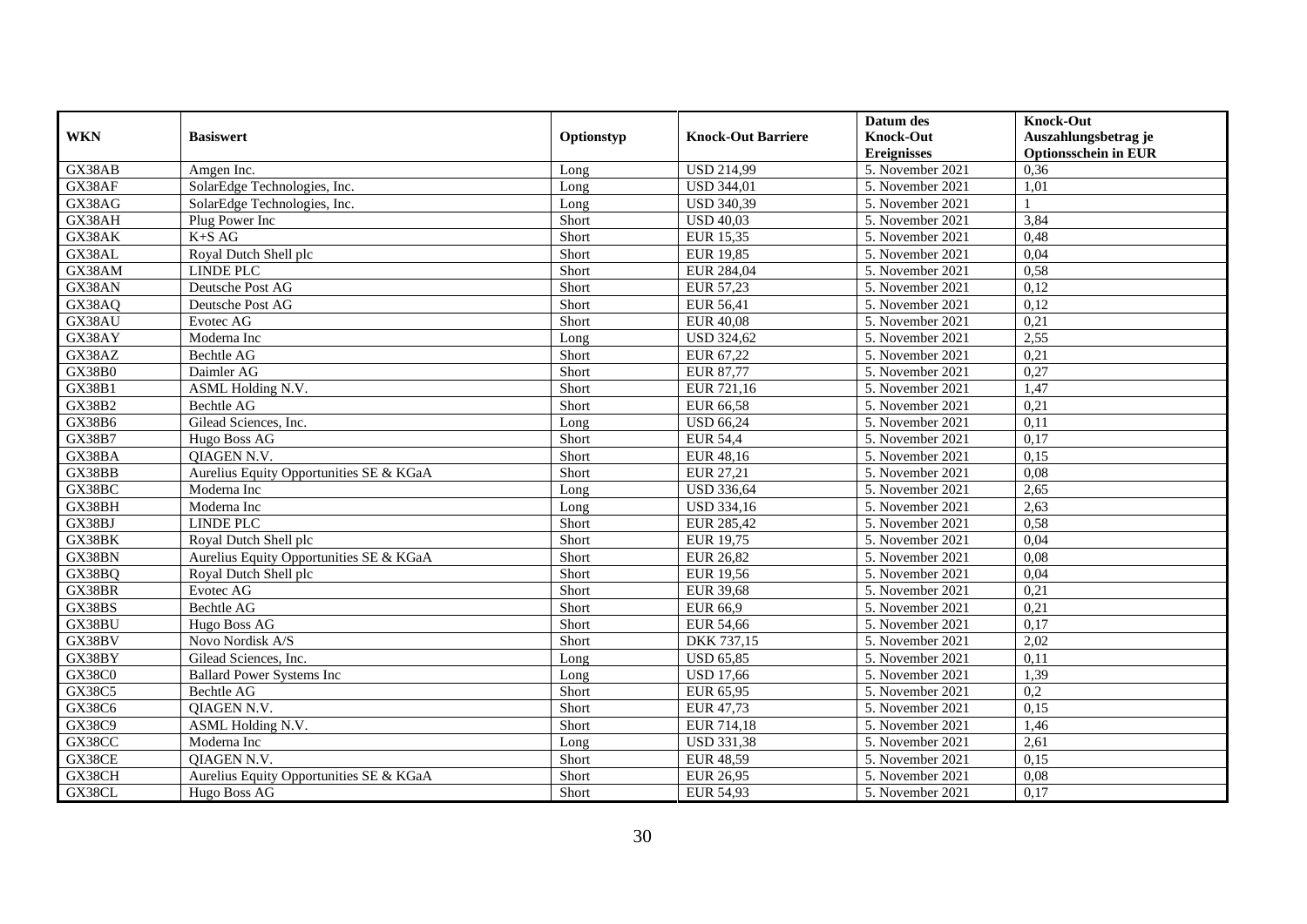| WKN | Basiswert | Optionstyp | Knock-Out Barriere | Datum des Knock-Out Ereignisses | Knock-Out Auszahlungsbetrag je Optionsschein in EUR |
|---|---|---|---|---|---|
| GX38AB | Amgen Inc. | Long | USD 214,99 | 5. November 2021 | 0,36 |
| GX38AF | SolarEdge Technologies, Inc. | Long | USD 344,01 | 5. November 2021 | 1,01 |
| GX38AG | SolarEdge Technologies, Inc. | Long | USD 340,39 | 5. November 2021 | 1 |
| GX38AH | Plug Power Inc | Short | USD 40,03 | 5. November 2021 | 3,84 |
| GX38AK | K+S AG | Short | EUR 15,35 | 5. November 2021 | 0,48 |
| GX38AL | Royal Dutch Shell plc | Short | EUR 19,85 | 5. November 2021 | 0,04 |
| GX38AM | LINDE PLC | Short | EUR 284,04 | 5. November 2021 | 0,58 |
| GX38AN | Deutsche Post AG | Short | EUR 57,23 | 5. November 2021 | 0,12 |
| GX38AQ | Deutsche Post AG | Short | EUR 56,41 | 5. November 2021 | 0,12 |
| GX38AU | Evotec AG | Short | EUR 40,08 | 5. November 2021 | 0,21 |
| GX38AY | Moderna Inc | Long | USD 324,62 | 5. November 2021 | 2,55 |
| GX38AZ | Bechtle AG | Short | EUR 67,22 | 5. November 2021 | 0,21 |
| GX38B0 | Daimler AG | Short | EUR 87,77 | 5. November 2021 | 0,27 |
| GX38B1 | ASML Holding N.V. | Short | EUR 721,16 | 5. November 2021 | 1,47 |
| GX38B2 | Bechtle AG | Short | EUR 66,58 | 5. November 2021 | 0,21 |
| GX38B6 | Gilead Sciences, Inc. | Long | USD 66,24 | 5. November 2021 | 0,11 |
| GX38B7 | Hugo Boss AG | Short | EUR 54,4 | 5. November 2021 | 0,17 |
| GX38BA | QIAGEN N.V. | Short | EUR 48,16 | 5. November 2021 | 0,15 |
| GX38BB | Aurelius Equity Opportunities SE & KGaA | Short | EUR 27,21 | 5. November 2021 | 0,08 |
| GX38BC | Moderna Inc | Long | USD 336,64 | 5. November 2021 | 2,65 |
| GX38BH | Moderna Inc | Long | USD 334,16 | 5. November 2021 | 2,63 |
| GX38BJ | LINDE PLC | Short | EUR 285,42 | 5. November 2021 | 0,58 |
| GX38BK | Royal Dutch Shell plc | Short | EUR 19,75 | 5. November 2021 | 0,04 |
| GX38BN | Aurelius Equity Opportunities SE & KGaA | Short | EUR 26,82 | 5. November 2021 | 0,08 |
| GX38BQ | Royal Dutch Shell plc | Short | EUR 19,56 | 5. November 2021 | 0,04 |
| GX38BR | Evotec AG | Short | EUR 39,68 | 5. November 2021 | 0,21 |
| GX38BS | Bechtle AG | Short | EUR 66,9 | 5. November 2021 | 0,21 |
| GX38BU | Hugo Boss AG | Short | EUR 54,66 | 5. November 2021 | 0,17 |
| GX38BV | Novo Nordisk A/S | Short | DKK 737,15 | 5. November 2021 | 2,02 |
| GX38BY | Gilead Sciences, Inc. | Long | USD 65,85 | 5. November 2021 | 0,11 |
| GX38C0 | Ballard Power Systems Inc | Long | USD 17,66 | 5. November 2021 | 1,39 |
| GX38C5 | Bechtle AG | Short | EUR 65,95 | 5. November 2021 | 0,2 |
| GX38C6 | QIAGEN N.V. | Short | EUR 47,73 | 5. November 2021 | 0,15 |
| GX38C9 | ASML Holding N.V. | Short | EUR 714,18 | 5. November 2021 | 1,46 |
| GX38CC | Moderna Inc | Long | USD 331,38 | 5. November 2021 | 2,61 |
| GX38CE | QIAGEN N.V. | Short | EUR 48,59 | 5. November 2021 | 0,15 |
| GX38CH | Aurelius Equity Opportunities SE & KGaA | Short | EUR 26,95 | 5. November 2021 | 0,08 |
| GX38CL | Hugo Boss AG | Short | EUR 54,93 | 5. November 2021 | 0,17 |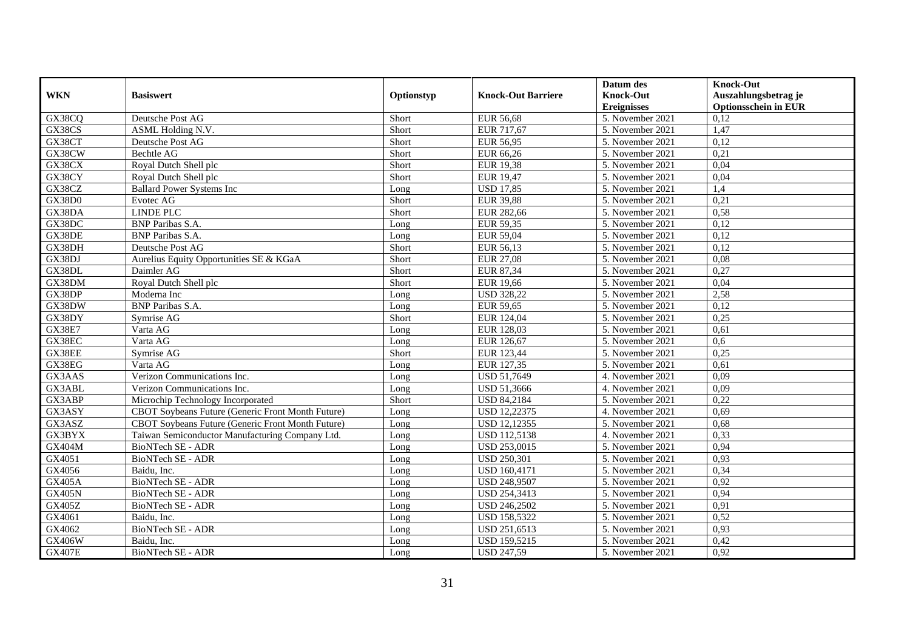| WKN | Basiswert | Optionstyp | Knock-Out Barriere | Datum des Knock-Out Ereignisses | Knock-Out Auszahlungsbetrag je Optionsschein in EUR |
|---|---|---|---|---|---|
| GX38CQ | Deutsche Post AG | Short | EUR 56,68 | 5. November 2021 | 0,12 |
| GX38CS | ASML Holding N.V. | Short | EUR 717,67 | 5. November 2021 | 1,47 |
| GX38CT | Deutsche Post AG | Short | EUR 56,95 | 5. November 2021 | 0,12 |
| GX38CW | Bechtle AG | Short | EUR 66,26 | 5. November 2021 | 0,21 |
| GX38CX | Royal Dutch Shell plc | Short | EUR 19,38 | 5. November 2021 | 0,04 |
| GX38CY | Royal Dutch Shell plc | Short | EUR 19,47 | 5. November 2021 | 0,04 |
| GX38CZ | Ballard Power Systems Inc | Long | USD 17,85 | 5. November 2021 | 1,4 |
| GX38D0 | Evotec AG | Short | EUR 39,88 | 5. November 2021 | 0,21 |
| GX38DA | LINDE PLC | Short | EUR 282,66 | 5. November 2021 | 0,58 |
| GX38DC | BNP Paribas S.A. | Long | EUR 59,35 | 5. November 2021 | 0,12 |
| GX38DE | BNP Paribas S.A. | Long | EUR 59,04 | 5. November 2021 | 0,12 |
| GX38DH | Deutsche Post AG | Short | EUR 56,13 | 5. November 2021 | 0,12 |
| GX38DJ | Aurelius Equity Opportunities SE & KGaA | Short | EUR 27,08 | 5. November 2021 | 0,08 |
| GX38DL | Daimler AG | Short | EUR 87,34 | 5. November 2021 | 0,27 |
| GX38DM | Royal Dutch Shell plc | Short | EUR 19,66 | 5. November 2021 | 0,04 |
| GX38DP | Moderna Inc | Long | USD 328,22 | 5. November 2021 | 2,58 |
| GX38DW | BNP Paribas S.A. | Long | EUR 59,65 | 5. November 2021 | 0,12 |
| GX38DY | Symrise AG | Short | EUR 124,04 | 5. November 2021 | 0,25 |
| GX38E7 | Varta AG | Long | EUR 128,03 | 5. November 2021 | 0,61 |
| GX38EC | Varta AG | Long | EUR 126,67 | 5. November 2021 | 0,6 |
| GX38EE | Symrise AG | Short | EUR 123,44 | 5. November 2021 | 0,25 |
| GX38EG | Varta AG | Long | EUR 127,35 | 5. November 2021 | 0,61 |
| GX3AAS | Verizon Communications Inc. | Long | USD 51,7649 | 4. November 2021 | 0,09 |
| GX3ABL | Verizon Communications Inc. | Long | USD 51,3666 | 4. November 2021 | 0,09 |
| GX3ABP | Microchip Technology Incorporated | Short | USD 84,2184 | 5. November 2021 | 0,22 |
| GX3ASY | CBOT Soybeans Future (Generic Front Month Future) | Long | USD 12,22375 | 4. November 2021 | 0,69 |
| GX3ASZ | CBOT Soybeans Future (Generic Front Month Future) | Long | USD 12,12355 | 5. November 2021 | 0,68 |
| GX3BYX | Taiwan Semiconductor Manufacturing Company Ltd. | Long | USD 112,5138 | 4. November 2021 | 0,33 |
| GX404M | BioNTech SE - ADR | Long | USD 253,0015 | 5. November 2021 | 0,94 |
| GX4051 | BioNTech SE - ADR | Long | USD 250,301 | 5. November 2021 | 0,93 |
| GX4056 | Baidu, Inc. | Long | USD 160,4171 | 5. November 2021 | 0,34 |
| GX405A | BioNTech SE - ADR | Long | USD 248,9507 | 5. November 2021 | 0,92 |
| GX405N | BioNTech SE - ADR | Long | USD 254,3413 | 5. November 2021 | 0,94 |
| GX405Z | BioNTech SE - ADR | Long | USD 246,2502 | 5. November 2021 | 0,91 |
| GX4061 | Baidu, Inc. | Long | USD 158,5322 | 5. November 2021 | 0,52 |
| GX4062 | BioNTech SE - ADR | Long | USD 251,6513 | 5. November 2021 | 0,93 |
| GX406W | Baidu, Inc. | Long | USD 159,5215 | 5. November 2021 | 0,42 |
| GX407E | BioNTech SE - ADR | Long | USD 247,59 | 5. November 2021 | 0,92 |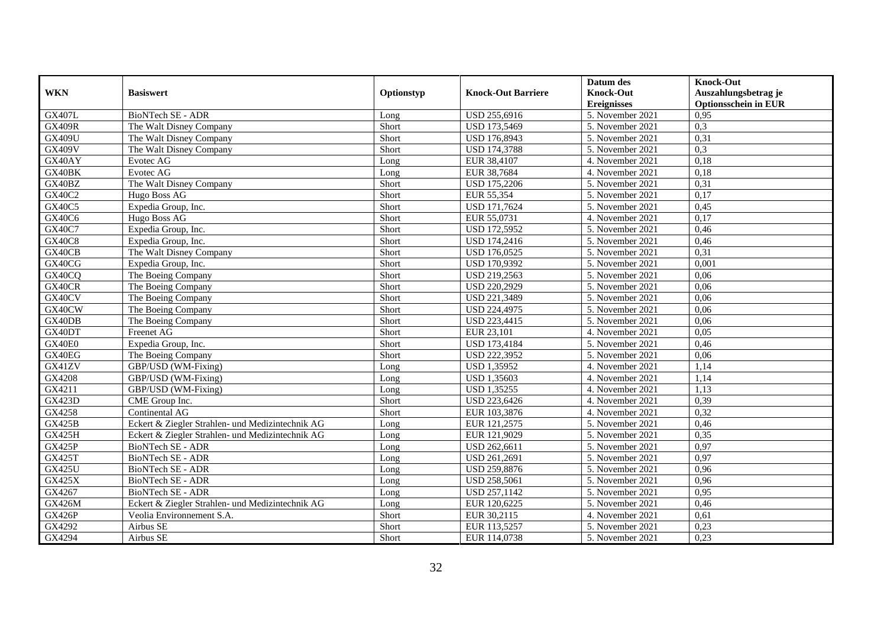| WKN | Basiswert | Optionstyp | Knock-Out Barriere | Datum des Knock-Out Ereignisses | Knock-Out Auszahlungsbetrag je Optionsschein in EUR |
|---|---|---|---|---|---|
| GX407L | BioNTech SE - ADR | Long | USD 255,6916 | 5. November 2021 | 0,95 |
| GX409R | The Walt Disney Company | Short | USD 173,5469 | 5. November 2021 | 0,3 |
| GX409U | The Walt Disney Company | Short | USD 176,8943 | 5. November 2021 | 0,31 |
| GX409V | The Walt Disney Company | Short | USD 174,3788 | 5. November 2021 | 0,3 |
| GX40AY | Evotec AG | Long | EUR 38,4107 | 4. November 2021 | 0,18 |
| GX40BK | Evotec AG | Long | EUR 38,7684 | 4. November 2021 | 0,18 |
| GX40BZ | The Walt Disney Company | Short | USD 175,2206 | 5. November 2021 | 0,31 |
| GX40C2 | Hugo Boss AG | Short | EUR 55,354 | 5. November 2021 | 0,17 |
| GX40C5 | Expedia Group, Inc. | Short | USD 171,7624 | 5. November 2021 | 0,45 |
| GX40C6 | Hugo Boss AG | Short | EUR 55,0731 | 4. November 2021 | 0,17 |
| GX40C7 | Expedia Group, Inc. | Short | USD 172,5952 | 5. November 2021 | 0,46 |
| GX40C8 | Expedia Group, Inc. | Short | USD 174,2416 | 5. November 2021 | 0,46 |
| GX40CB | The Walt Disney Company | Short | USD 176,0525 | 5. November 2021 | 0,31 |
| GX40CG | Expedia Group, Inc. | Short | USD 170,9392 | 5. November 2021 | 0,001 |
| GX40CQ | The Boeing Company | Short | USD 219,2563 | 5. November 2021 | 0,06 |
| GX40CR | The Boeing Company | Short | USD 220,2929 | 5. November 2021 | 0,06 |
| GX40CV | The Boeing Company | Short | USD 221,3489 | 5. November 2021 | 0,06 |
| GX40CW | The Boeing Company | Short | USD 224,4975 | 5. November 2021 | 0,06 |
| GX40DB | The Boeing Company | Short | USD 223,4415 | 5. November 2021 | 0,06 |
| GX40DT | Freenet AG | Short | EUR 23,101 | 4. November 2021 | 0,05 |
| GX40E0 | Expedia Group, Inc. | Short | USD 173,4184 | 5. November 2021 | 0,46 |
| GX40EG | The Boeing Company | Short | USD 222,3952 | 5. November 2021 | 0,06 |
| GX41ZV | GBP/USD (WM-Fixing) | Long | USD 1,35952 | 4. November 2021 | 1,14 |
| GX4208 | GBP/USD (WM-Fixing) | Long | USD 1,35603 | 4. November 2021 | 1,14 |
| GX4211 | GBP/USD (WM-Fixing) | Long | USD 1,35255 | 4. November 2021 | 1,13 |
| GX423D | CME Group Inc. | Short | USD 223,6426 | 4. November 2021 | 0,39 |
| GX4258 | Continental AG | Short | EUR 103,3876 | 4. November 2021 | 0,32 |
| GX425B | Eckert & Ziegler Strahlen- und Medizintechnik AG | Long | EUR 121,2575 | 5. November 2021 | 0,46 |
| GX425H | Eckert & Ziegler Strahlen- und Medizintechnik AG | Long | EUR 121,9029 | 5. November 2021 | 0,35 |
| GX425P | BioNTech SE - ADR | Long | USD 262,6611 | 5. November 2021 | 0,97 |
| GX425T | BioNTech SE - ADR | Long | USD 261,2691 | 5. November 2021 | 0,97 |
| GX425U | BioNTech SE - ADR | Long | USD 259,8876 | 5. November 2021 | 0,96 |
| GX425X | BioNTech SE - ADR | Long | USD 258,5061 | 5. November 2021 | 0,96 |
| GX4267 | BioNTech SE - ADR | Long | USD 257,1142 | 5. November 2021 | 0,95 |
| GX426M | Eckert & Ziegler Strahlen- und Medizintechnik AG | Long | EUR 120,6225 | 5. November 2021 | 0,46 |
| GX426P | Veolia Environnement S.A. | Short | EUR 30,2115 | 4. November 2021 | 0,61 |
| GX4292 | Airbus SE | Short | EUR 113,5257 | 5. November 2021 | 0,23 |
| GX4294 | Airbus SE | Short | EUR 114,0738 | 5. November 2021 | 0,23 |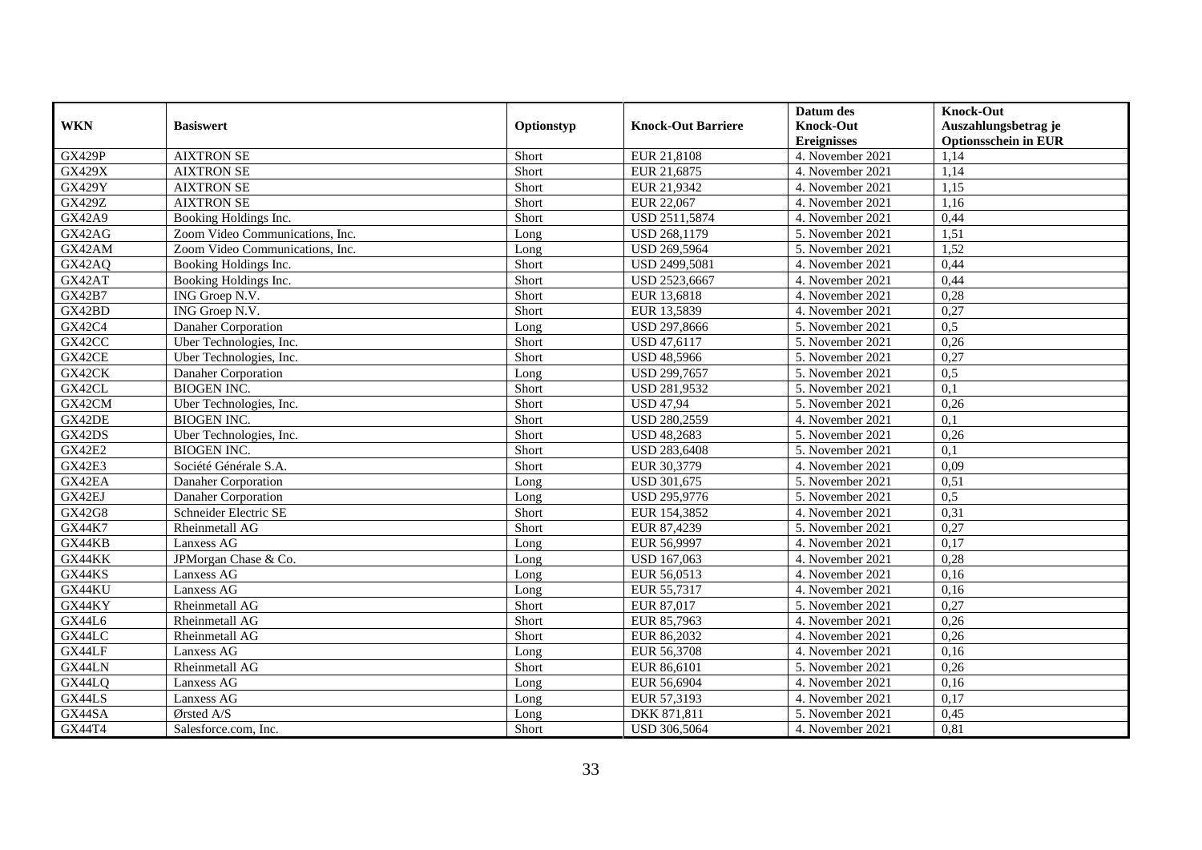| WKN | Basiswert | Optionstyp | Knock-Out Barriere | Datum des Knock-Out Ereignisses | Knock-Out Auszahlungsbetrag je Optionsschein in EUR |
|---|---|---|---|---|---|
| GX429P | AIXTRON SE | Short | EUR 21,8108 | 4. November 2021 | 1,14 |
| GX429X | AIXTRON SE | Short | EUR 21,6875 | 4. November 2021 | 1,14 |
| GX429Y | AIXTRON SE | Short | EUR 21,9342 | 4. November 2021 | 1,15 |
| GX429Z | AIXTRON SE | Short | EUR 22,067 | 4. November 2021 | 1,16 |
| GX42A9 | Booking Holdings Inc. | Short | USD 2511,5874 | 4. November 2021 | 0,44 |
| GX42AG | Zoom Video Communications, Inc. | Long | USD 268,1179 | 5. November 2021 | 1,51 |
| GX42AM | Zoom Video Communications, Inc. | Long | USD 269,5964 | 5. November 2021 | 1,52 |
| GX42AQ | Booking Holdings Inc. | Short | USD 2499,5081 | 4. November 2021 | 0,44 |
| GX42AT | Booking Holdings Inc. | Short | USD 2523,6667 | 4. November 2021 | 0,44 |
| GX42B7 | ING Groep N.V. | Short | EUR 13,6818 | 4. November 2021 | 0,28 |
| GX42BD | ING Groep N.V. | Short | EUR 13,5839 | 4. November 2021 | 0,27 |
| GX42C4 | Danaher Corporation | Long | USD 297,8666 | 5. November 2021 | 0,5 |
| GX42CC | Uber Technologies, Inc. | Short | USD 47,6117 | 5. November 2021 | 0,26 |
| GX42CE | Uber Technologies, Inc. | Short | USD 48,5966 | 5. November 2021 | 0,27 |
| GX42CK | Danaher Corporation | Long | USD 299,7657 | 5. November 2021 | 0,5 |
| GX42CL | BIOGEN INC. | Short | USD 281,9532 | 5. November 2021 | 0,1 |
| GX42CM | Uber Technologies, Inc. | Short | USD 47,94 | 5. November 2021 | 0,26 |
| GX42DE | BIOGEN INC. | Short | USD 280,2559 | 4. November 2021 | 0,1 |
| GX42DS | Uber Technologies, Inc. | Short | USD 48,2683 | 5. November 2021 | 0,26 |
| GX42E2 | BIOGEN INC. | Short | USD 283,6408 | 5. November 2021 | 0,1 |
| GX42E3 | Société Générale S.A. | Short | EUR 30,3779 | 4. November 2021 | 0,09 |
| GX42EA | Danaher Corporation | Long | USD 301,675 | 5. November 2021 | 0,51 |
| GX42EJ | Danaher Corporation | Long | USD 295,9776 | 5. November 2021 | 0,5 |
| GX42G8 | Schneider Electric SE | Short | EUR 154,3852 | 4. November 2021 | 0,31 |
| GX44K7 | Rheinmetall AG | Short | EUR 87,4239 | 5. November 2021 | 0,27 |
| GX44KB | Lanxess AG | Long | EUR 56,9997 | 4. November 2021 | 0,17 |
| GX44KK | JPMorgan Chase & Co. | Long | USD 167,063 | 4. November 2021 | 0,28 |
| GX44KS | Lanxess AG | Long | EUR 56,0513 | 4. November 2021 | 0,16 |
| GX44KU | Lanxess AG | Long | EUR 55,7317 | 4. November 2021 | 0,16 |
| GX44KY | Rheinmetall AG | Short | EUR 87,017 | 5. November 2021 | 0,27 |
| GX44L6 | Rheinmetall AG | Short | EUR 85,7963 | 4. November 2021 | 0,26 |
| GX44LC | Rheinmetall AG | Short | EUR 86,2032 | 4. November 2021 | 0,26 |
| GX44LF | Lanxess AG | Long | EUR 56,3708 | 4. November 2021 | 0,16 |
| GX44LN | Rheinmetall AG | Short | EUR 86,6101 | 5. November 2021 | 0,26 |
| GX44LQ | Lanxess AG | Long | EUR 56,6904 | 4. November 2021 | 0,16 |
| GX44LS | Lanxess AG | Long | EUR 57,3193 | 4. November 2021 | 0,17 |
| GX44SA | Ørsted A/S | Long | DKK 871,811 | 5. November 2021 | 0,45 |
| GX44T4 | Salesforce.com, Inc. | Short | USD 306,5064 | 4. November 2021 | 0,81 |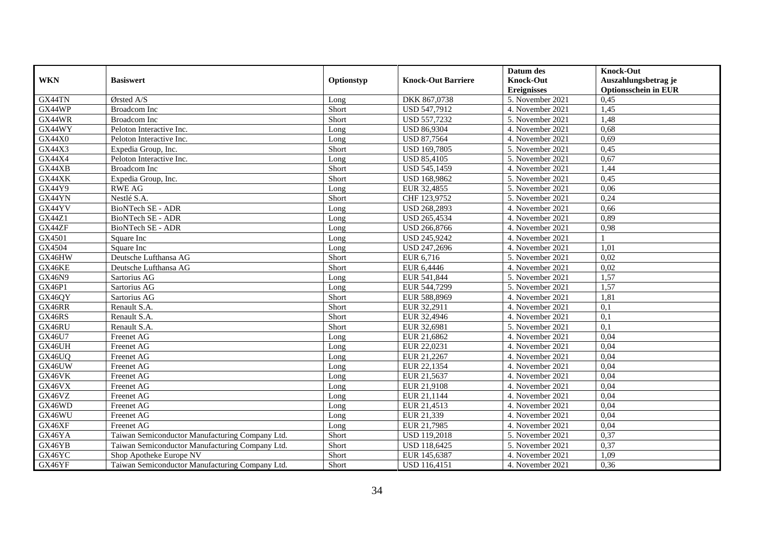| WKN | Basiswert | Optionstyp | Knock-Out Barriere | Datum des Knock-Out Ereignisses | Knock-Out Auszahlungsbetrag je Optionsschein in EUR |
|---|---|---|---|---|---|
| GX44TN | Ørsted A/S | Long | DKK 867,0738 | 5. November 2021 | 0,45 |
| GX44WP | Broadcom Inc | Short | USD 547,7912 | 4. November 2021 | 1,45 |
| GX44WR | Broadcom Inc | Short | USD 557,7232 | 5. November 2021 | 1,48 |
| GX44WY | Peloton Interactive Inc. | Long | USD 86,9304 | 4. November 2021 | 0,68 |
| GX44X0 | Peloton Interactive Inc. | Long | USD 87,7564 | 4. November 2021 | 0,69 |
| GX44X3 | Expedia Group, Inc. | Short | USD 169,7805 | 5. November 2021 | 0,45 |
| GX44X4 | Peloton Interactive Inc. | Long | USD 85,4105 | 5. November 2021 | 0,67 |
| GX44XB | Broadcom Inc | Short | USD 545,1459 | 4. November 2021 | 1,44 |
| GX44XK | Expedia Group, Inc. | Short | USD 168,9862 | 5. November 2021 | 0,45 |
| GX44Y9 | RWE AG | Long | EUR 32,4855 | 5. November 2021 | 0,06 |
| GX44YN | Nestlé S.A. | Short | CHF 123,9752 | 5. November 2021 | 0,24 |
| GX44YV | BioNTech SE - ADR | Long | USD 268,2893 | 4. November 2021 | 0,66 |
| GX44Z1 | BioNTech SE - ADR | Long | USD 265,4534 | 4. November 2021 | 0,89 |
| GX44ZF | BioNTech SE - ADR | Long | USD 266,8766 | 4. November 2021 | 0,98 |
| GX4501 | Square Inc | Long | USD 245,9242 | 4. November 2021 | 1 |
| GX4504 | Square Inc | Long | USD 247,2696 | 4. November 2021 | 1,01 |
| GX46HW | Deutsche Lufthansa AG | Short | EUR 6,716 | 5. November 2021 | 0,02 |
| GX46KE | Deutsche Lufthansa AG | Short | EUR 6,4446 | 4. November 2021 | 0,02 |
| GX46N9 | Sartorius AG | Long | EUR 541,844 | 5. November 2021 | 1,57 |
| GX46P1 | Sartorius AG | Long | EUR 544,7299 | 5. November 2021 | 1,57 |
| GX46QY | Sartorius AG | Short | EUR 588,8969 | 4. November 2021 | 1,81 |
| GX46RR | Renault S.A. | Short | EUR 32,2911 | 4. November 2021 | 0,1 |
| GX46RS | Renault S.A. | Short | EUR 32,4946 | 4. November 2021 | 0,1 |
| GX46RU | Renault S.A. | Short | EUR 32,6981 | 5. November 2021 | 0,1 |
| GX46U7 | Freenet AG | Long | EUR 21,6862 | 4. November 2021 | 0,04 |
| GX46UH | Freenet AG | Long | EUR 22,0231 | 4. November 2021 | 0,04 |
| GX46UQ | Freenet AG | Long | EUR 21,2267 | 4. November 2021 | 0,04 |
| GX46UW | Freenet AG | Long | EUR 22,1354 | 4. November 2021 | 0,04 |
| GX46VK | Freenet AG | Long | EUR 21,5637 | 4. November 2021 | 0,04 |
| GX46VX | Freenet AG | Long | EUR 21,9108 | 4. November 2021 | 0,04 |
| GX46VZ | Freenet AG | Long | EUR 21,1144 | 4. November 2021 | 0,04 |
| GX46WD | Freenet AG | Long | EUR 21,4513 | 4. November 2021 | 0,04 |
| GX46WU | Freenet AG | Long | EUR 21,339 | 4. November 2021 | 0,04 |
| GX46XF | Freenet AG | Long | EUR 21,7985 | 4. November 2021 | 0,04 |
| GX46YA | Taiwan Semiconductor Manufacturing Company Ltd. | Short | USD 119,2018 | 5. November 2021 | 0,37 |
| GX46YB | Taiwan Semiconductor Manufacturing Company Ltd. | Short | USD 118,6425 | 5. November 2021 | 0,37 |
| GX46YC | Shop Apotheke Europe NV | Short | EUR 145,6387 | 4. November 2021 | 1,09 |
| GX46YF | Taiwan Semiconductor Manufacturing Company Ltd. | Short | USD 116,4151 | 4. November 2021 | 0,36 |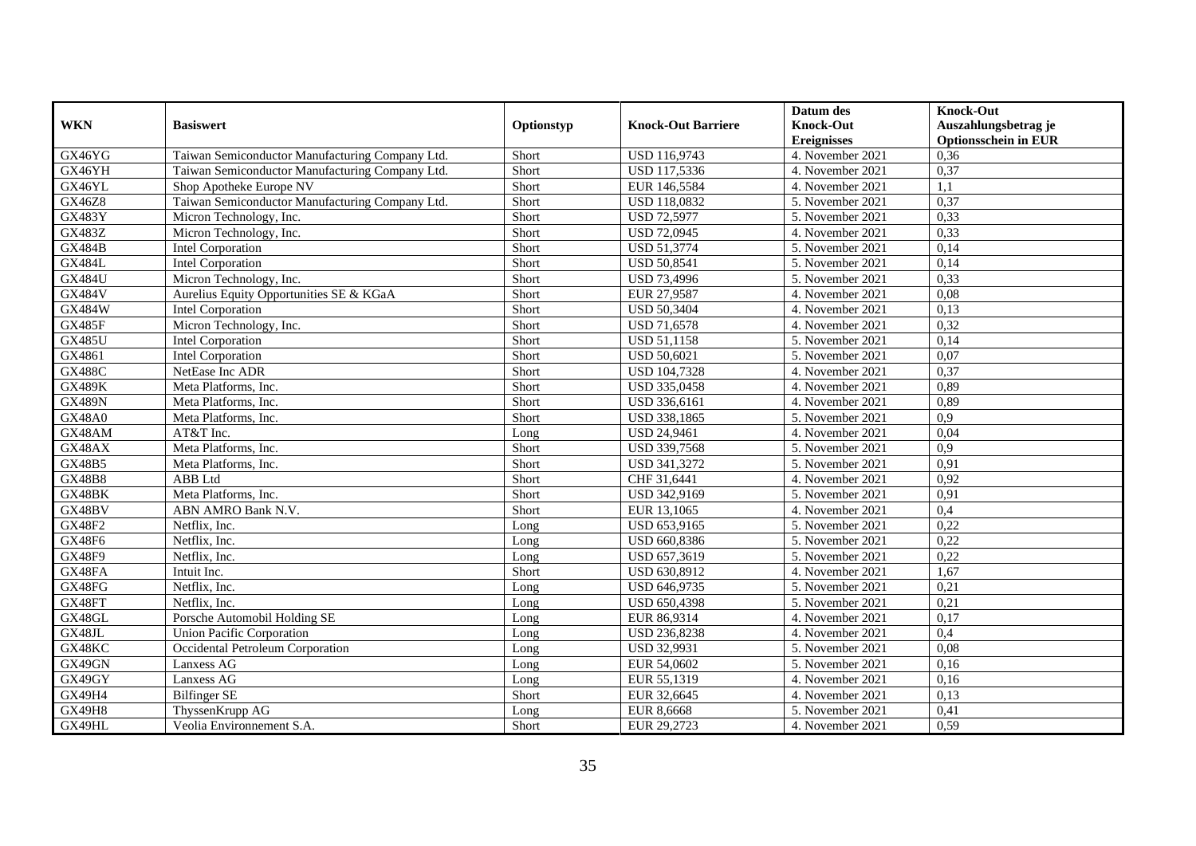| WKN | Basiswert | Optionstyp | Knock-Out Barriere | Datum des Knock-Out Ereignisses | Knock-Out Auszahlungsbetrag je Optionsschein in EUR |
|---|---|---|---|---|---|
| GX46YG | Taiwan Semiconductor Manufacturing Company Ltd. | Short | USD 116,9743 | 4. November 2021 | 0,36 |
| GX46YH | Taiwan Semiconductor Manufacturing Company Ltd. | Short | USD 117,5336 | 4. November 2021 | 0,37 |
| GX46YL | Shop Apotheke Europe NV | Short | EUR 146,5584 | 4. November 2021 | 1,1 |
| GX46Z8 | Taiwan Semiconductor Manufacturing Company Ltd. | Short | USD 118,0832 | 5. November 2021 | 0,37 |
| GX483Y | Micron Technology, Inc. | Short | USD 72,5977 | 5. November 2021 | 0,33 |
| GX483Z | Micron Technology, Inc. | Short | USD 72,0945 | 4. November 2021 | 0,33 |
| GX484B | Intel Corporation | Short | USD 51,3774 | 5. November 2021 | 0,14 |
| GX484L | Intel Corporation | Short | USD 50,8541 | 5. November 2021 | 0,14 |
| GX484U | Micron Technology, Inc. | Short | USD 73,4996 | 5. November 2021 | 0,33 |
| GX484V | Aurelius Equity Opportunities SE & KGaA | Short | EUR 27,9587 | 4. November 2021 | 0,08 |
| GX484W | Intel Corporation | Short | USD 50,3404 | 4. November 2021 | 0,13 |
| GX485F | Micron Technology, Inc. | Short | USD 71,6578 | 4. November 2021 | 0,32 |
| GX485U | Intel Corporation | Short | USD 51,1158 | 5. November 2021 | 0,14 |
| GX4861 | Intel Corporation | Short | USD 50,6021 | 5. November 2021 | 0,07 |
| GX488C | NetEase Inc ADR | Short | USD 104,7328 | 4. November 2021 | 0,37 |
| GX489K | Meta Platforms, Inc. | Short | USD 335,0458 | 4. November 2021 | 0,89 |
| GX489N | Meta Platforms, Inc. | Short | USD 336,6161 | 4. November 2021 | 0,89 |
| GX48A0 | Meta Platforms, Inc. | Short | USD 338,1865 | 5. November 2021 | 0,9 |
| GX48AM | AT&T Inc. | Long | USD 24,9461 | 4. November 2021 | 0,04 |
| GX48AX | Meta Platforms, Inc. | Short | USD 339,7568 | 5. November 2021 | 0,9 |
| GX48B5 | Meta Platforms, Inc. | Short | USD 341,3272 | 5. November 2021 | 0,91 |
| GX48B8 | ABB Ltd | Short | CHF 31,6441 | 4. November 2021 | 0,92 |
| GX48BK | Meta Platforms, Inc. | Short | USD 342,9169 | 5. November 2021 | 0,91 |
| GX48BV | ABN AMRO Bank N.V. | Short | EUR 13,1065 | 4. November 2021 | 0,4 |
| GX48F2 | Netflix, Inc. | Long | USD 653,9165 | 5. November 2021 | 0,22 |
| GX48F6 | Netflix, Inc. | Long | USD 660,8386 | 5. November 2021 | 0,22 |
| GX48F9 | Netflix, Inc. | Long | USD 657,3619 | 5. November 2021 | 0,22 |
| GX48FA | Intuit Inc. | Short | USD 630,8912 | 4. November 2021 | 1,67 |
| GX48FG | Netflix, Inc. | Long | USD 646,9735 | 5. November 2021 | 0,21 |
| GX48FT | Netflix, Inc. | Long | USD 650,4398 | 5. November 2021 | 0,21 |
| GX48GL | Porsche Automobil Holding SE | Long | EUR 86,9314 | 4. November 2021 | 0,17 |
| GX48JL | Union Pacific Corporation | Long | USD 236,8238 | 4. November 2021 | 0,4 |
| GX48KC | Occidental Petroleum Corporation | Long | USD 32,9931 | 5. November 2021 | 0,08 |
| GX49GN | Lanxess AG | Long | EUR 54,0602 | 5. November 2021 | 0,16 |
| GX49GY | Lanxess AG | Long | EUR 55,1319 | 4. November 2021 | 0,16 |
| GX49H4 | Bilfinger SE | Short | EUR 32,6645 | 4. November 2021 | 0,13 |
| GX49H8 | ThyssenKrupp AG | Long | EUR 8,6668 | 5. November 2021 | 0,41 |
| GX49HL | Veolia Environnement S.A. | Short | EUR 29,2723 | 4. November 2021 | 0,59 |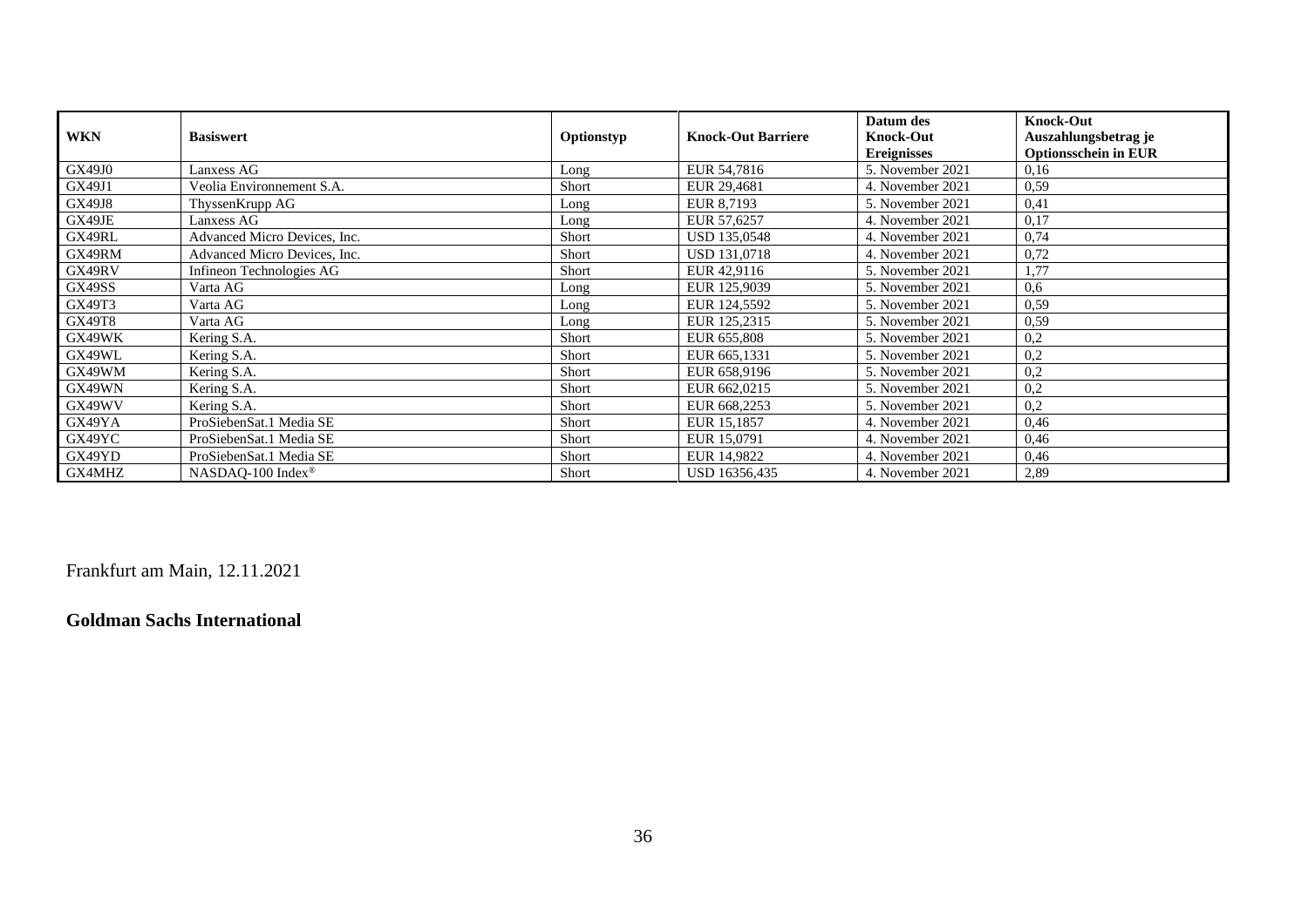| WKN | Basiswert | Optionstyp | Knock-Out Barriere | Datum des Knock-Out Ereignisses | Knock-Out Auszahlungsbetrag je Optionsschein in EUR |
|---|---|---|---|---|---|
| GX49J0 | Lanxess AG | Long | EUR 54,7816 | 5. November 2021 | 0,16 |
| GX49J1 | Veolia Environnement S.A. | Short | EUR 29,4681 | 4. November 2021 | 0,59 |
| GX49J8 | ThyssenKrupp AG | Long | EUR 8,7193 | 5. November 2021 | 0,41 |
| GX49JE | Lanxess AG | Long | EUR 57,6257 | 4. November 2021 | 0,17 |
| GX49RL | Advanced Micro Devices, Inc. | Short | USD 135,0548 | 4. November 2021 | 0,74 |
| GX49RM | Advanced Micro Devices, Inc. | Short | USD 131,0718 | 4. November 2021 | 0,72 |
| GX49RV | Infineon Technologies AG | Short | EUR 42,9116 | 5. November 2021 | 1,77 |
| GX49SS | Varta AG | Long | EUR 125,9039 | 5. November 2021 | 0,6 |
| GX49T3 | Varta AG | Long | EUR 124,5592 | 5. November 2021 | 0,59 |
| GX49T8 | Varta AG | Long | EUR 125,2315 | 5. November 2021 | 0,59 |
| GX49WK | Kering S.A. | Short | EUR 655,808 | 5. November 2021 | 0,2 |
| GX49WL | Kering S.A. | Short | EUR 665,1331 | 5. November 2021 | 0,2 |
| GX49WM | Kering S.A. | Short | EUR 658,9196 | 5. November 2021 | 0,2 |
| GX49WN | Kering S.A. | Short | EUR 662,0215 | 5. November 2021 | 0,2 |
| GX49WV | Kering S.A. | Short | EUR 668,2253 | 5. November 2021 | 0,2 |
| GX49YA | ProSiebenSat.1 Media SE | Short | EUR 15,1857 | 4. November 2021 | 0,46 |
| GX49YC | ProSiebenSat.1 Media SE | Short | EUR 15,0791 | 4. November 2021 | 0,46 |
| GX49YD | ProSiebenSat.1 Media SE | Short | EUR 14,9822 | 4. November 2021 | 0,46 |
| GX4MHZ | NASDAQ-100 Index® | Short | USD 16356,435 | 4. November 2021 | 2,89 |

Frankfurt am Main, 12.11.2021

**Goldman Sachs International**